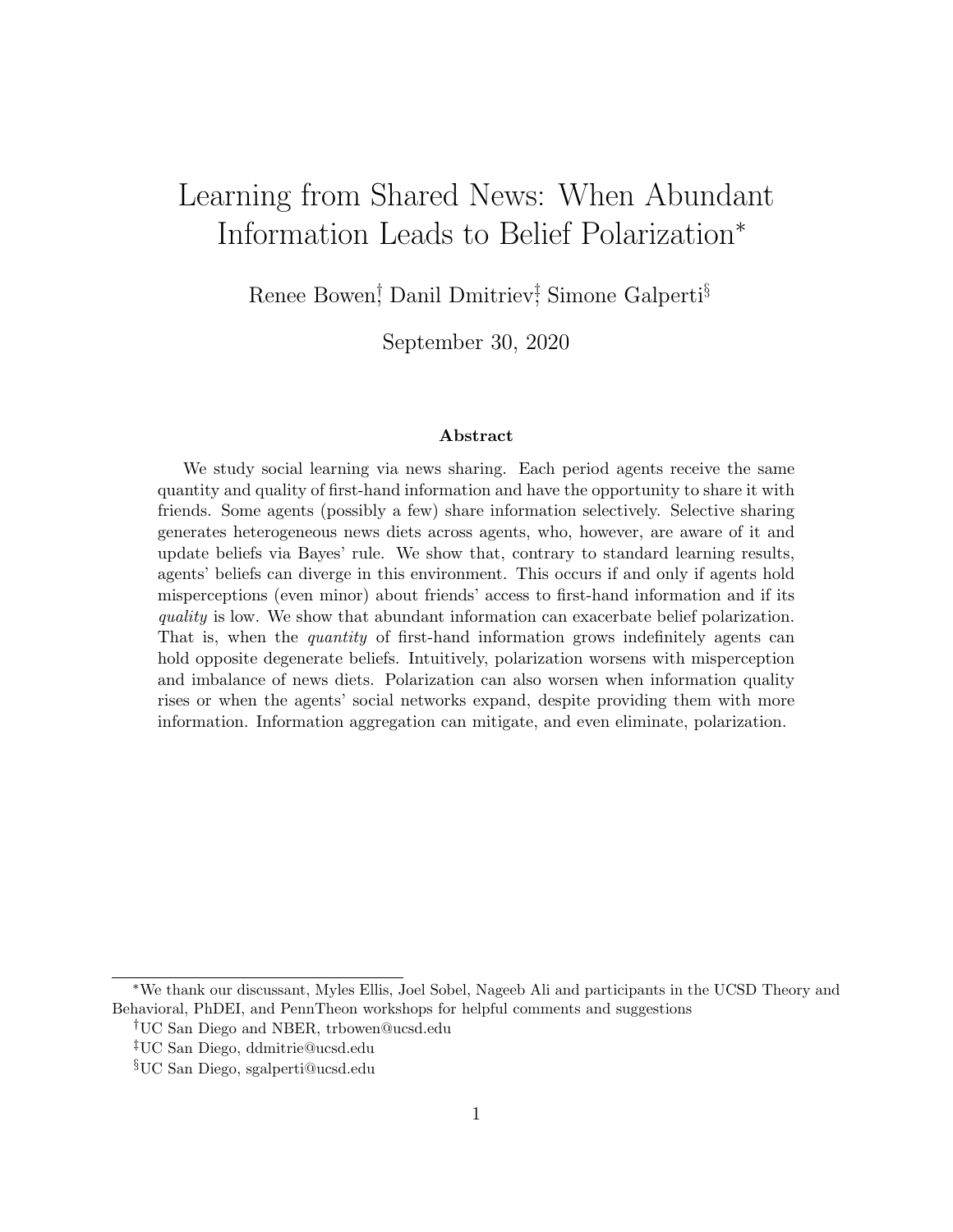# Learning from Shared News: When Abundant Information Leads to Belief Polarization[*]

Renee Bowen[†], Danil Dmitriev[‡], Simone Galperti[§]

September 30, 2020

### Abstract

We study social learning via news sharing. Each period agents receive the same quantity and quality of first-hand information and have the opportunity to share it with friends. Some agents (possibly a few) share information selectively. Selective sharing generates heterogeneous news diets across agents, who, however, are aware of it and update beliefs via Bayes' rule. We show that, contrary to standard learning results, agents' beliefs can diverge in this environment. This occurs if and only if agents hold misperceptions (even minor) about friends' access to first-hand information and if its *quality* is low. We show that abundant information can exacerbate belief polarization. That is, when the *quantity* of first-hand information grows indefinitely agents can hold opposite degenerate beliefs. Intuitively, polarization worsens with misperception and imbalance of news diets. Polarization can also worsen when information quality rises or when the agents' social networks expand, despite providing them with more information. Information aggregation can mitigate, and even eliminate, polarization.

---

[*] We thank our discussant, Myles Ellis, Joel Sobel, Nageeb Ali and participants in the UCSD Theory and Behavioral, PhDEI, and PennTheon workshops for helpful comments and suggestions

[†] UC San Diego and NBER, trbowen@ucsd.edu

[‡] UC San Diego, ddmitrie@ucsd.edu

[§] UC San Diego, sgalperti@ucsd.edu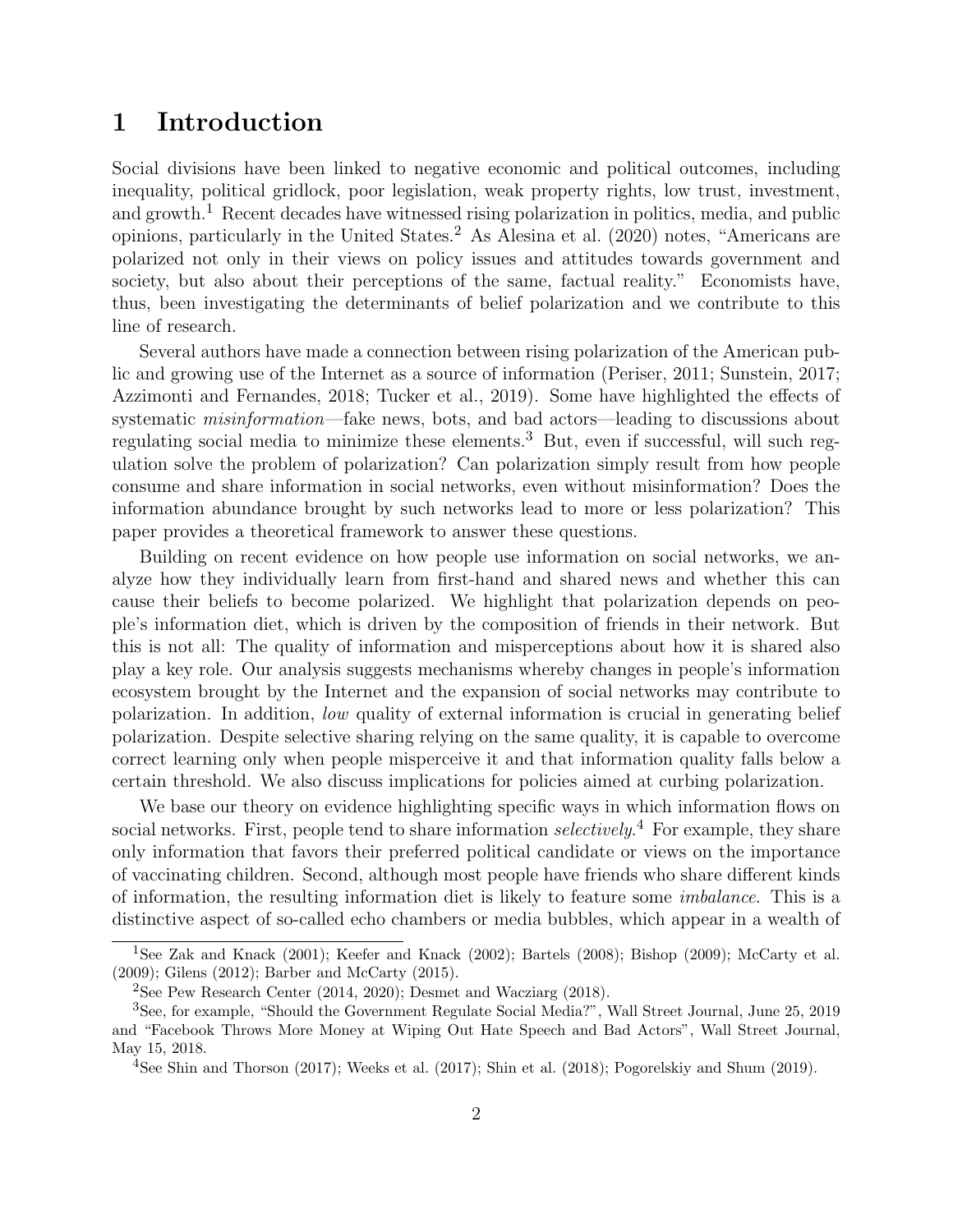# 1 Introduction

Social divisions have been linked to negative economic and political outcomes, including inequality, political gridlock, poor legislation, weak property rights, low trust, investment, and growth.[1] Recent decades have witnessed rising polarization in politics, media, and public opinions, particularly in the United States.[2] As Alesina et al. (2020) notes, "Americans are polarized not only in their views on policy issues and attitudes towards government and society, but also about their perceptions of the same, factual reality." Economists have, thus, been investigating the determinants of belief polarization and we contribute to this line of research.

Several authors have made a connection between rising polarization of the American public and growing use of the Internet as a source of information (Periser, 2011; Sunstein, 2017; Azzimonti and Fernandes, 2018; Tucker et al., 2019). Some have highlighted the effects of systematic *misinformation*—fake news, bots, and bad actors—leading to discussions about regulating social media to minimize these elements.[3] But, even if successful, will such regulation solve the problem of polarization? Can polarization simply result from how people consume and share information in social networks, even without misinformation? Does the information abundance brought by such networks lead to more or less polarization? This paper provides a theoretical framework to answer these questions.

Building on recent evidence on how people use information on social networks, we analyze how they individually learn from first-hand and shared news and whether this can cause their beliefs to become polarized. We highlight that polarization depends on people's information diet, which is driven by the composition of friends in their network. But this is not all: The quality of information and misperceptions about how it is shared also play a key role. Our analysis suggests mechanisms whereby changes in people's information ecosystem brought by the Internet and the expansion of social networks may contribute to polarization. In addition, *low* quality of external information is crucial in generating belief polarization. Despite selective sharing relying on the same quality, it is capable to overcome correct learning only when people misperceive it and that information quality falls below a certain threshold. We also discuss implications for policies aimed at curbing polarization.

We base our theory on evidence highlighting specific ways in which information flows on social networks. First, people tend to share information *selectively*.[4] For example, they share only information that favors their preferred political candidate or views on the importance of vaccinating children. Second, although most people have friends who share different kinds of information, the resulting information diet is likely to feature some *imbalance*. This is a distinctive aspect of so-called echo chambers or media bubbles, which appear in a wealth of

---

[1] See Zak and Knack (2001); Keefer and Knack (2002); Bartels (2008); Bishop (2009); McCarty et al. (2009); Gilens (2012); Barber and McCarty (2015).

[2] See Pew Research Center (2014, 2020); Desmet and Wacziarg (2018).

[3] See, for example, "Should the Government Regulate Social Media?", Wall Street Journal, June 25, 2019 and "Facebook Throws More Money at Wiping Out Hate Speech and Bad Actors", Wall Street Journal, May 15, 2018.

[4] See Shin and Thorson (2017); Weeks et al. (2017); Shin et al. (2018); Pogorelskiy and Shum (2019).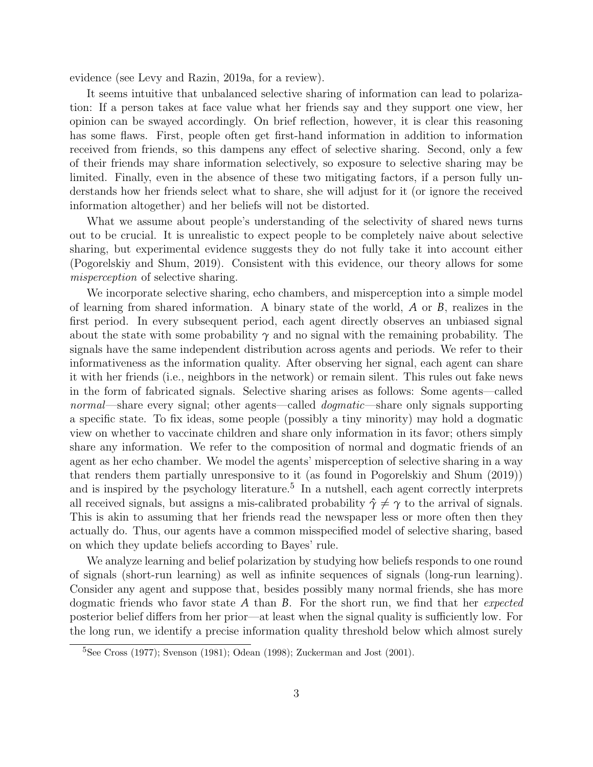evidence (see Levy and Razin, 2019a, for a review).

It seems intuitive that unbalanced selective sharing of information can lead to polarization: If a person takes at face value what her friends say and they support one view, her opinion can be swayed accordingly. On brief reflection, however, it is clear this reasoning has some flaws. First, people often get first-hand information in addition to information received from friends, so this dampens any effect of selective sharing. Second, only a few of their friends may share information selectively, so exposure to selective sharing may be limited. Finally, even in the absence of these two mitigating factors, if a person fully understands how her friends select what to share, she will adjust for it (or ignore the received information altogether) and her beliefs will not be distorted.

What we assume about people's understanding of the selectivity of shared news turns out to be crucial. It is unrealistic to expect people to be completely naive about selective sharing, but experimental evidence suggests they do not fully take it into account either (Pogorelskiy and Shum, 2019). Consistent with this evidence, our theory allows for some *misperception* of selective sharing.

We incorporate selective sharing, echo chambers, and misperception into a simple model of learning from shared information. A binary state of the world, $A$ or $B$, realizes in the first period. In every subsequent period, each agent directly observes an unbiased signal about the state with some probability $\gamma$ and no signal with the remaining probability. The signals have the same independent distribution across agents and periods. We refer to their informativeness as the information quality. After observing her signal, each agent can share it with her friends (i.e., neighbors in the network) or remain silent. This rules out fake news in the form of fabricated signals. Selective sharing arises as follows: Some agents—called *normal*—share every signal; other agents—called *dogmatic*—share only signals supporting a specific state. To fix ideas, some people (possibly a tiny minority) may hold a dogmatic view on whether to vaccinate children and share only information in its favor; others simply share any information. We refer to the composition of normal and dogmatic friends of an agent as her echo chamber. We model the agents' misperception of selective sharing in a way that renders them partially unresponsive to it (as found in Pogorelskiy and Shum (2019)) and is inspired by the psychology literature.[5] In a nutshell, each agent correctly interprets all received signals, but assigns a mis-calibrated probability $\hat{\gamma} \neq \gamma$ to the arrival of signals. This is akin to assuming that her friends read the newspaper less or more often then they actually do. Thus, our agents have a common misspecified model of selective sharing, based on which they update beliefs according to Bayes' rule.

We analyze learning and belief polarization by studying how beliefs responds to one round of signals (short-run learning) as well as infinite sequences of signals (long-run learning). Consider any agent and suppose that, besides possibly many normal friends, she has more dogmatic friends who favor state $A$ than $B$. For the short run, we find that her *expected* posterior belief differs from her prior—at least when the signal quality is sufficiently low. For the long run, we identify a precise information quality threshold below which almost surely

[5] See Cross (1977); Svenson (1981); Odean (1998); Zuckerman and Jost (2001).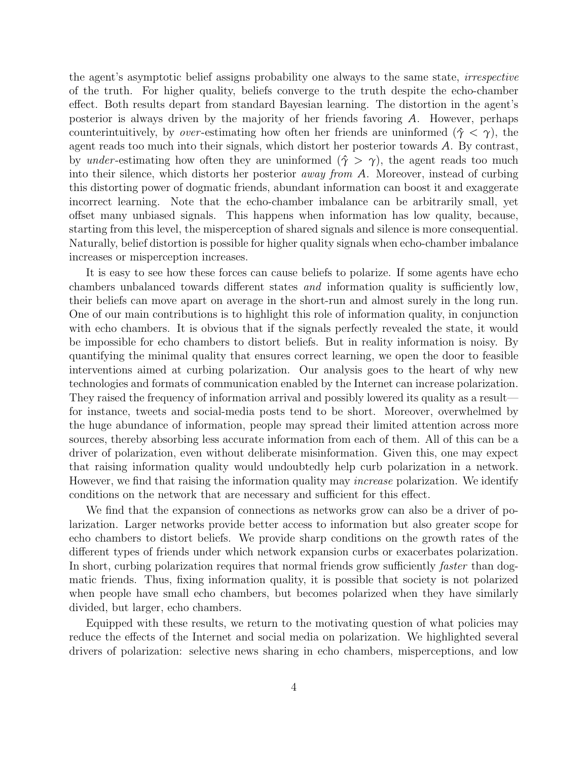the agent's asymptotic belief assigns probability one always to the same state, *irrespective* of the truth. For higher quality, beliefs converge to the truth despite the echo-chamber effect. Both results depart from standard Bayesian learning. The distortion in the agent's posterior is always driven by the majority of her friends favoring $A$. However, perhaps counterintuitively, by *over*-estimating how often her friends are uninformed ($\hat{\gamma} < \gamma$), the agent reads too much into their signals, which distort her posterior towards $A$. By contrast, by *under*-estimating how often they are uninformed ($\hat{\gamma} > \gamma$), the agent reads too much into their silence, which distorts her posterior *away from* $A$. Moreover, instead of curbing this distorting power of dogmatic friends, abundant information can boost it and exaggerate incorrect learning. Note that the echo-chamber imbalance can be arbitrarily small, yet offset many unbiased signals. This happens when information has low quality, because, starting from this level, the misperception of shared signals and silence is more consequential. Naturally, belief distortion is possible for higher quality signals when echo-chamber imbalance increases or misperception increases.

It is easy to see how these forces can cause beliefs to polarize. If some agents have echo chambers unbalanced towards different states *and* information quality is sufficiently low, their beliefs can move apart on average in the short-run and almost surely in the long run. One of our main contributions is to highlight this role of information quality, in conjunction with echo chambers. It is obvious that if the signals perfectly revealed the state, it would be impossible for echo chambers to distort beliefs. But in reality information is noisy. By quantifying the minimal quality that ensures correct learning, we open the door to feasible interventions aimed at curbing polarization. Our analysis goes to the heart of why new technologies and formats of communication enabled by the Internet can increase polarization. They raised the frequency of information arrival and possibly lowered its quality as a result—for instance, tweets and social-media posts tend to be short. Moreover, overwhelmed by the huge abundance of information, people may spread their limited attention across more sources, thereby absorbing less accurate information from each of them. All of this can be a driver of polarization, even without deliberate misinformation. Given this, one may expect that raising information quality would undoubtedly help curb polarization in a network. However, we find that raising the information quality may *increase* polarization. We identify conditions on the network that are necessary and sufficient for this effect.

We find that the expansion of connections as networks grow can also be a driver of polarization. Larger networks provide better access to information but also greater scope for echo chambers to distort beliefs. We provide sharp conditions on the growth rates of the different types of friends under which network expansion curbs or exacerbates polarization. In short, curbing polarization requires that normal friends grow sufficiently *faster* than dogmatic friends. Thus, fixing information quality, it is possible that society is not polarized when people have small echo chambers, but becomes polarized when they have similarly divided, but larger, echo chambers.

Equipped with these results, we return to the motivating question of what policies may reduce the effects of the Internet and social media on polarization. We highlighted several drivers of polarization: selective news sharing in echo chambers, misperceptions, and low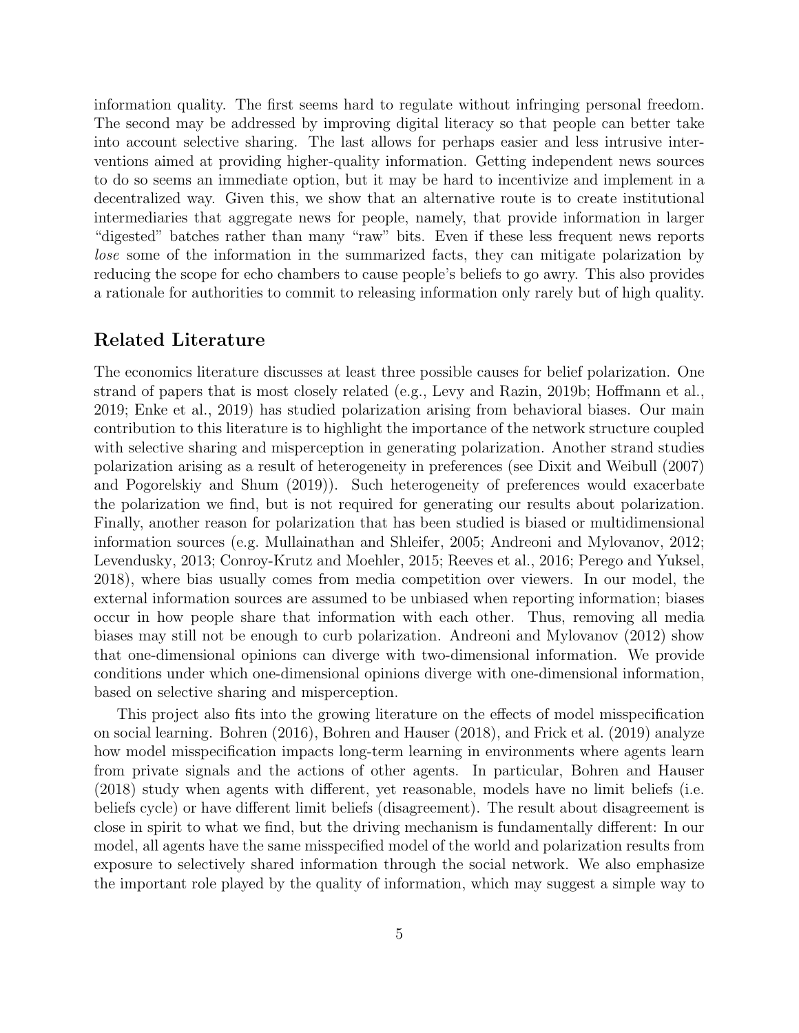information quality. The first seems hard to regulate without infringing personal freedom. The second may be addressed by improving digital literacy so that people can better take into account selective sharing. The last allows for perhaps easier and less intrusive interventions aimed at providing higher-quality information. Getting independent news sources to do so seems an immediate option, but it may be hard to incentivize and implement in a decentralized way. Given this, we show that an alternative route is to create institutional intermediaries that aggregate news for people, namely, that provide information in larger "digested" batches rather than many "raw" bits. Even if these less frequent news reports *lose* some of the information in the summarized facts, they can mitigate polarization by reducing the scope for echo chambers to cause people's beliefs to go awry. This also provides a rationale for authorities to commit to releasing information only rarely but of high quality.

## Related Literature

The economics literature discusses at least three possible causes for belief polarization. One strand of papers that is most closely related (e.g., Levy and Razin, 2019b; Hoffmann et al., 2019; Enke et al., 2019) has studied polarization arising from behavioral biases. Our main contribution to this literature is to highlight the importance of the network structure coupled with selective sharing and misperception in generating polarization. Another strand studies polarization arising as a result of heterogeneity in preferences (see Dixit and Weibull (2007) and Pogorelskiy and Shum (2019)). Such heterogeneity of preferences would exacerbate the polarization we find, but is not required for generating our results about polarization. Finally, another reason for polarization that has been studied is biased or multidimensional information sources (e.g. Mullainathan and Shleifer, 2005; Andreoni and Mylovanov, 2012; Levendusky, 2013; Conroy-Krutz and Moehler, 2015; Reeves et al., 2016; Perego and Yuksel, 2018), where bias usually comes from media competition over viewers. In our model, the external information sources are assumed to be unbiased when reporting information; biases occur in how people share that information with each other. Thus, removing all media biases may still not be enough to curb polarization. Andreoni and Mylovanov (2012) show that one-dimensional opinions can diverge with two-dimensional information. We provide conditions under which one-dimensional opinions diverge with one-dimensional information, based on selective sharing and misperception.

This project also fits into the growing literature on the effects of model misspecification on social learning. Bohren (2016), Bohren and Hauser (2018), and Frick et al. (2019) analyze how model misspecification impacts long-term learning in environments where agents learn from private signals and the actions of other agents. In particular, Bohren and Hauser (2018) study when agents with different, yet reasonable, models have no limit beliefs (i.e. beliefs cycle) or have different limit beliefs (disagreement). The result about disagreement is close in spirit to what we find, but the driving mechanism is fundamentally different: In our model, all agents have the same misspecified model of the world and polarization results from exposure to selectively shared information through the social network. We also emphasize the important role played by the quality of information, which may suggest a simple way to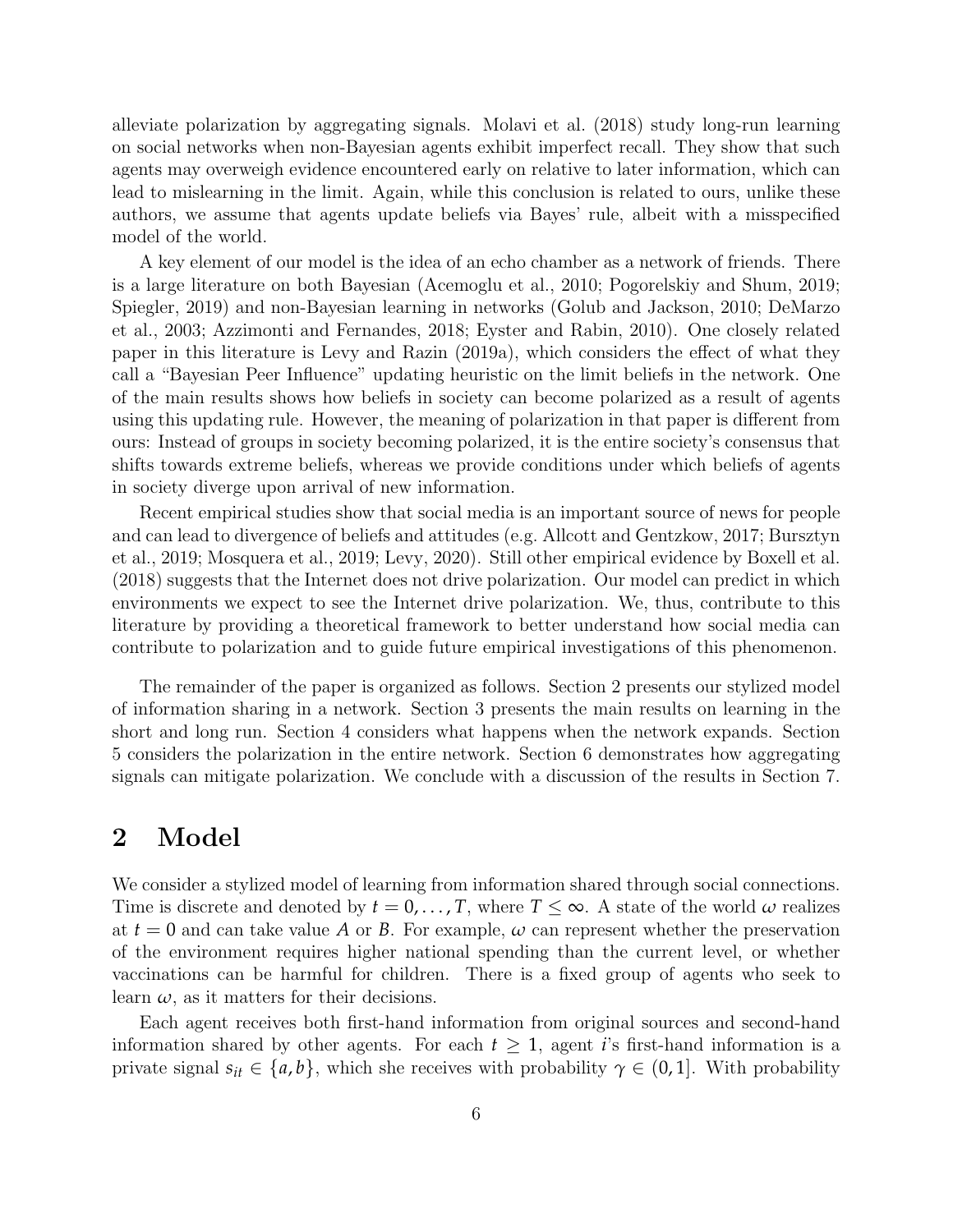alleviate polarization by aggregating signals. Molavi et al. (2018) study long-run learning on social networks when non-Bayesian agents exhibit imperfect recall. They show that such agents may overweigh evidence encountered early on relative to later information, which can lead to mislearning in the limit. Again, while this conclusion is related to ours, unlike these authors, we assume that agents update beliefs via Bayes' rule, albeit with a misspecified model of the world.

A key element of our model is the idea of an echo chamber as a network of friends. There is a large literature on both Bayesian (Acemoglu et al., 2010; Pogorelskiy and Shum, 2019; Spiegler, 2019) and non-Bayesian learning in networks (Golub and Jackson, 2010; DeMarzo et al., 2003; Azzimonti and Fernandes, 2018; Eyster and Rabin, 2010). One closely related paper in this literature is Levy and Razin (2019a), which considers the effect of what they call a "Bayesian Peer Influence" updating heuristic on the limit beliefs in the network. One of the main results shows how beliefs in society can become polarized as a result of agents using this updating rule. However, the meaning of polarization in that paper is different from ours: Instead of groups in society becoming polarized, it is the entire society's consensus that shifts towards extreme beliefs, whereas we provide conditions under which beliefs of agents in society diverge upon arrival of new information.

Recent empirical studies show that social media is an important source of news for people and can lead to divergence of beliefs and attitudes (e.g. Allcott and Gentzkow, 2017; Bursztyn et al., 2019; Mosquera et al., 2019; Levy, 2020). Still other empirical evidence by Boxell et al. (2018) suggests that the Internet does not drive polarization. Our model can predict in which environments we expect to see the Internet drive polarization. We, thus, contribute to this literature by providing a theoretical framework to better understand how social media can contribute to polarization and to guide future empirical investigations of this phenomenon.

The remainder of the paper is organized as follows. Section 2 presents our stylized model of information sharing in a network. Section 3 presents the main results on learning in the short and long run. Section 4 considers what happens when the network expands. Section 5 considers the polarization in the entire network. Section 6 demonstrates how aggregating signals can mitigate polarization. We conclude with a discussion of the results in Section 7.

## 2 Model

We consider a stylized model of learning from information shared through social connections. Time is discrete and denoted by $t = 0, \dots, T$, where $T \leq \infty$. A state of the world $\omega$ realizes at $t = 0$ and can take value $A$ or $B$. For example, $\omega$ can represent whether the preservation of the environment requires higher national spending than the current level, or whether vaccinations can be harmful for children. There is a fixed group of agents who seek to learn $\omega$, as it matters for their decisions.

Each agent receives both first-hand information from original sources and second-hand information shared by other agents. For each $t \geq 1$, agent $i$'s first-hand information is a private signal $s_{it} \in \{a, b\}$, which she receives with probability $\gamma \in (0, 1]$. With probability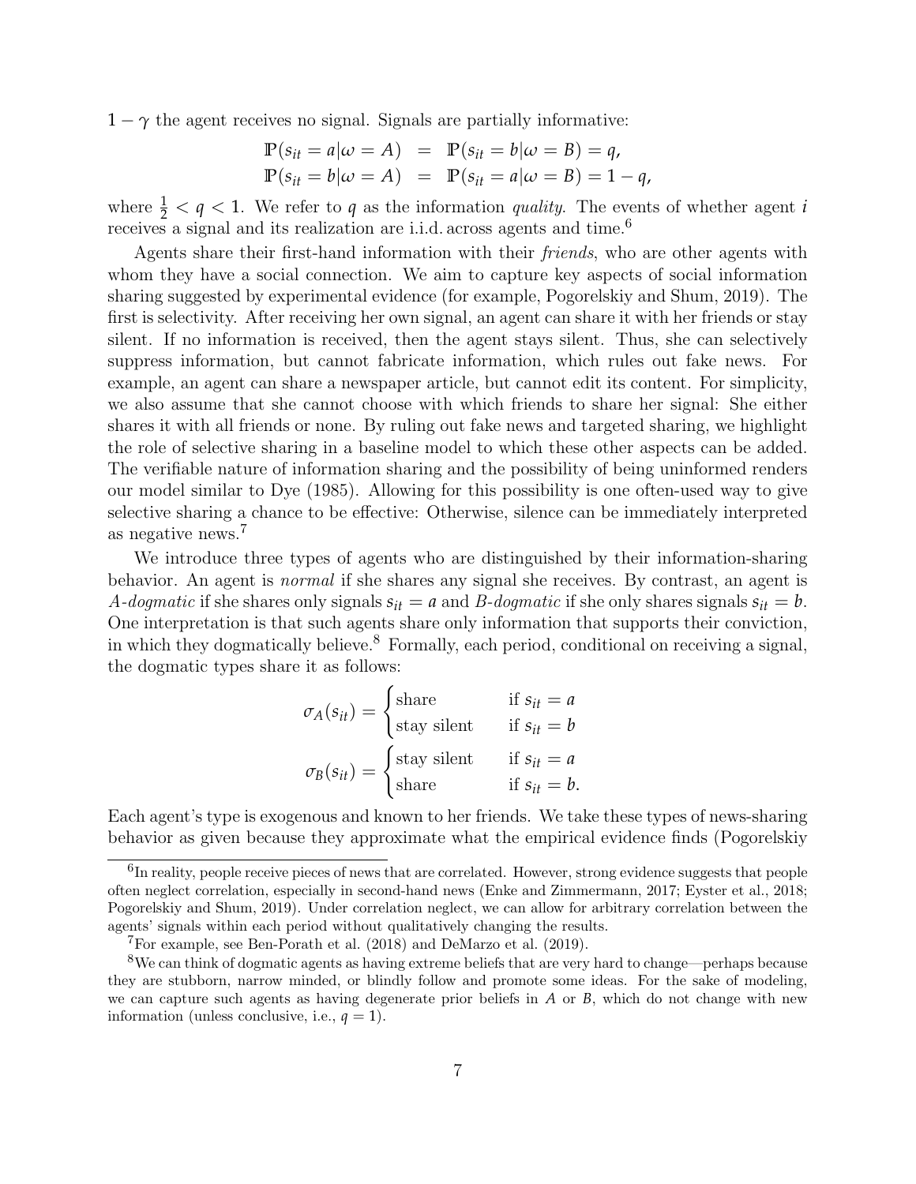$1 - \gamma$ the agent receives no signal. Signals are partially informative:

$$
\begin{aligned}
\mathbb{P}(s_{it} = a | \omega = A) &= \mathbb{P}(s_{it} = b | \omega = B) = q, \\
\mathbb{P}(s_{it} = b | \omega = A) &= \mathbb{P}(s_{it} = a | \omega = B) = 1 - q,
\end{aligned}
$$

where $\frac{1}{2} < q < 1$. We refer to $q$ as the information *quality*. The events of whether agent $i$ receives a signal and its realization are i.i.d. across agents and time.[6]

Agents share their first-hand information with their *friends*, who are other agents with whom they have a social connection. We aim to capture key aspects of social information sharing suggested by experimental evidence (for example, Pogorelskiy and Shum, 2019). The first is selectivity. After receiving her own signal, an agent can share it with her friends or stay silent. If no information is received, then the agent stays silent. Thus, she can selectively suppress information, but cannot fabricate information, which rules out fake news. For example, an agent can share a newspaper article, but cannot edit its content. For simplicity, we also assume that she cannot choose with which friends to share her signal: She either shares it with all friends or none. By ruling out fake news and targeted sharing, we highlight the role of selective sharing in a baseline model to which these other aspects can be added. The verifiable nature of information sharing and the possibility of being uninformed renders our model similar to Dye (1985). Allowing for this possibility is one often-used way to give selective sharing a chance to be effective: Otherwise, silence can be immediately interpreted as negative news.[7]

We introduce three types of agents who are distinguished by their information-sharing behavior. An agent is *normal* if she shares any signal she receives. By contrast, an agent is *A-dogmatic* if she shares only signals $s_{it} = a$ and *B-dogmatic* if she only shares signals $s_{it} = b$. One interpretation is that such agents share only information that supports their conviction, in which they dogmatically believe.[8] Formally, each period, conditional on receiving a signal, the dogmatic types share it as follows:

$$
\sigma_A(s_{it}) = \begin{cases} \text{share} & \text{if } s_{it} = a \\ \text{stay silent} & \text{if } s_{it} = b \end{cases}
$$

$$
\sigma_B(s_{it}) = \begin{cases} \text{stay silent} & \text{if } s_{it} = a \\ \text{share} & \text{if } s_{it} = b. \end{cases}
$$

Each agent's type is exogenous and known to her friends. We take these types of news-sharing behavior as given because they approximate what the empirical evidence finds (Pogorelskiy

---

[6] In reality, people receive pieces of news that are correlated. However, strong evidence suggests that people often neglect correlation, especially in second-hand news (Enke and Zimmermann, 2017; Eyster et al., 2018; Pogorelskiy and Shum, 2019). Under correlation neglect, we can allow for arbitrary correlation between the agents' signals within each period without qualitatively changing the results.

[7] For example, see Ben-Porath et al. (2018) and DeMarzo et al. (2019).

[8] We can think of dogmatic agents as having extreme beliefs that are very hard to change—perhaps because they are stubborn, narrow minded, or blindly follow and promote some ideas. For the sake of modeling, we can capture such agents as having degenerate prior beliefs in $A$ or $B$, which do not change with new information (unless conclusive, i.e., $q = 1$).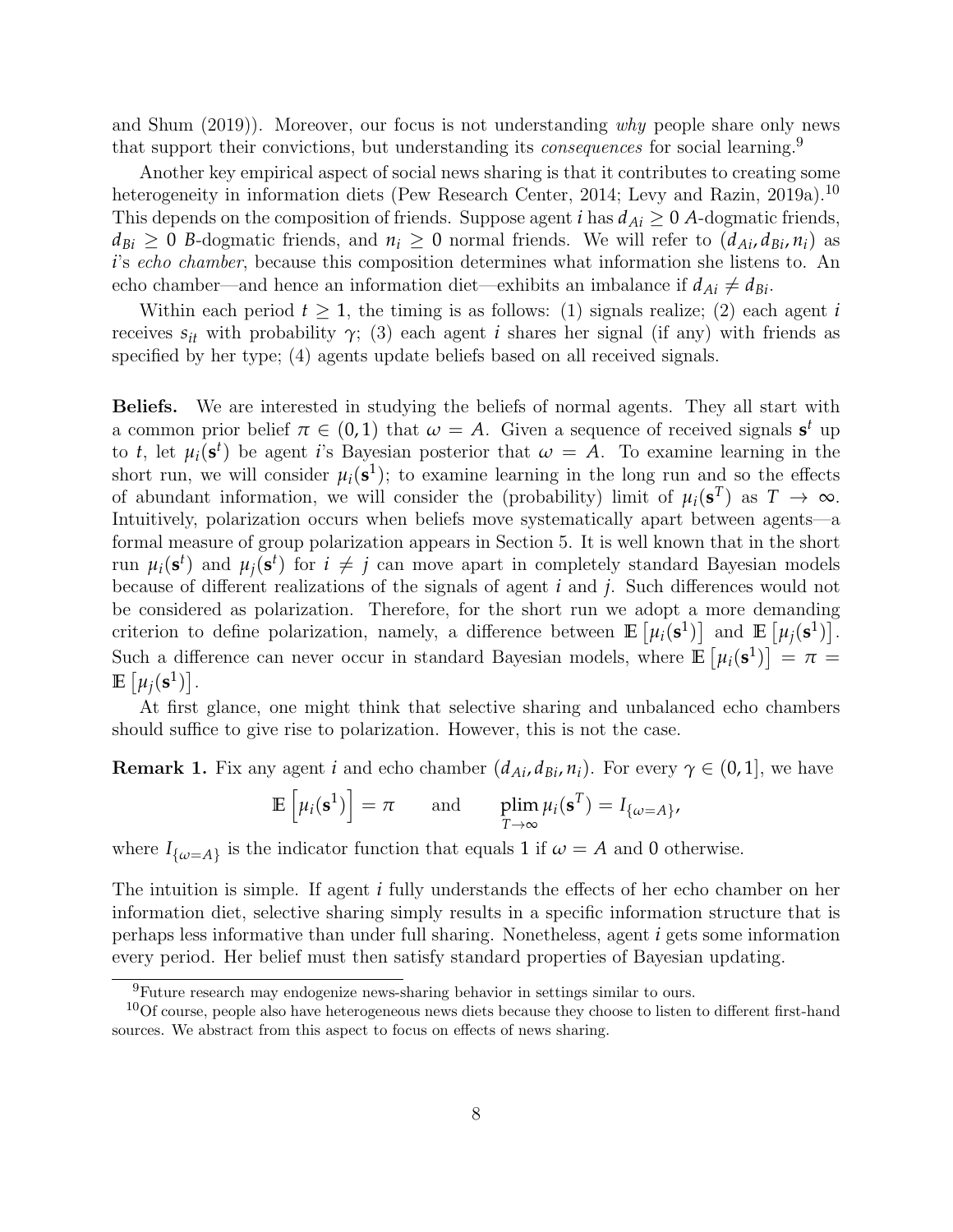and Shum (2019)). Moreover, our focus is not understanding *why* people share only news that support their convictions, but understanding its *consequences* for social learning.[9]

Another key empirical aspect of social news sharing is that it contributes to creating some heterogeneity in information diets (Pew Research Center, 2014; Levy and Razin, 2019a).[10] This depends on the composition of friends. Suppose agent $i$ has $d_{Ai} \geq 0$ $A$-dogmatic friends, $d_{Bi} \geq 0$ $B$-dogmatic friends, and $n_i \geq 0$ normal friends. We will refer to $(d_{Ai}, d_{Bi}, n_i)$ as $i$'s *echo chamber*, because this composition determines what information she listens to. An echo chamber—and hence an information diet—exhibits an imbalance if $d_{Ai} \neq d_{Bi}$.

Within each period $t \geq 1$, the timing is as follows: (1) signals realize; (2) each agent $i$ receives $s_{it}$ with probability $\gamma$; (3) each agent $i$ shares her signal (if any) with friends as specified by her type; (4) agents update beliefs based on all received signals.

**Beliefs.** We are interested in studying the beliefs of normal agents. They all start with a common prior belief $\pi \in (0, 1)$ that $\omega = A$. Given a sequence of received signals $\mathbf{s}^t$ up to $t$, let $\mu_i(\mathbf{s}^t)$ be agent $i$'s Bayesian posterior that $\omega = A$. To examine learning in the short run, we will consider $\mu_i(\mathbf{s}^1)$; to examine learning in the long run and so the effects of abundant information, we will consider the (probability) limit of $\mu_i(\mathbf{s}^T)$ as $T \to \infty$. Intuitively, polarization occurs when beliefs move systematically apart between agents—a formal measure of group polarization appears in Section 5. It is well known that in the short run $\mu_i(\mathbf{s}^t)$ and $\mu_j(\mathbf{s}^t)$ for $i \neq j$ can move apart in completely standard Bayesian models because of different realizations of the signals of agent $i$ and $j$. Such differences would not be considered as polarization. Therefore, for the short run we adopt a more demanding criterion to define polarization, namely, a difference between $\mathbb{E}\left[\mu_i(\mathbf{s}^1)\right]$ and $\mathbb{E}\left[\mu_j(\mathbf{s}^1)\right]$. Such a difference can never occur in standard Bayesian models, where $\mathbb{E}\left[\mu_i(\mathbf{s}^1)\right] = \pi = \mathbb{E}\left[\mu_j(\mathbf{s}^1)\right]$.

At first glance, one might think that selective sharing and unbalanced echo chambers should suffice to give rise to polarization. However, this is not the case.

**Remark 1.** Fix any agent $i$ and echo chamber $(d_{Ai}, d_{Bi}, n_i)$. For every $\gamma \in (0, 1]$, we have

$$\mathbb{E}\left[\mu_i(\mathbf{s}^1)\right] = \pi \qquad \text{and} \qquad \operatorname*{plim}_{T \to \infty} \mu_i(\mathbf{s}^T) = I_{\{\omega = A\}},$$

where $I_{\{\omega=A\}}$ is the indicator function that equals 1 if $\omega = A$ and 0 otherwise.

The intuition is simple. If agent $i$ fully understands the effects of her echo chamber on her information diet, selective sharing simply results in a specific information structure that is perhaps less informative than under full sharing. Nonetheless, agent $i$ gets some information every period. Her belief must then satisfy standard properties of Bayesian updating.

[9] Future research may endogenize news-sharing behavior in settings similar to ours.

[10] Of course, people also have heterogeneous news diets because they choose to listen to different first-hand sources. We abstract from this aspect to focus on effects of news sharing.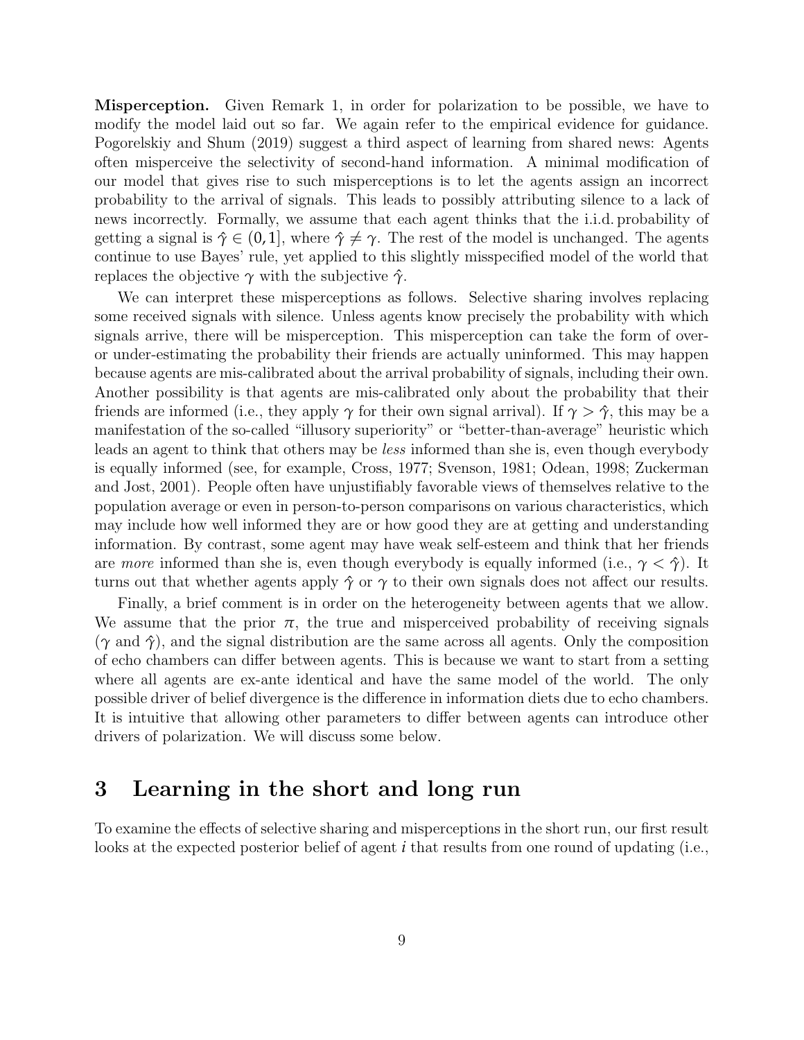**Misperception.** Given Remark 1, in order for polarization to be possible, we have to modify the model laid out so far. We again refer to the empirical evidence for guidance. Pogorelskiy and Shum (2019) suggest a third aspect of learning from shared news: Agents often misperceive the selectivity of second-hand information. A minimal modification of our model that gives rise to such misperceptions is to let the agents assign an incorrect probability to the arrival of signals. This leads to possibly attributing silence to a lack of news incorrectly. Formally, we assume that each agent thinks that the i.i.d. probability of getting a signal is $\hat{\gamma} \in (0, 1]$, where $\hat{\gamma} \neq \gamma$. The rest of the model is unchanged. The agents continue to use Bayes' rule, yet applied to this slightly misspecified model of the world that replaces the objective $\gamma$ with the subjective $\hat{\gamma}$.

We can interpret these misperceptions as follows. Selective sharing involves replacing some received signals with silence. Unless agents know precisely the probability with which signals arrive, there will be misperception. This misperception can take the form of over- or under-estimating the probability their friends are actually uninformed. This may happen because agents are mis-calibrated about the arrival probability of signals, including their own. Another possibility is that agents are mis-calibrated only about the probability that their friends are informed (i.e., they apply $\gamma$ for their own signal arrival). If $\gamma > \hat{\gamma}$, this may be a manifestation of the so-called "illusory superiority" or "better-than-average" heuristic which leads an agent to think that others may be *less* informed than she is, even though everybody is equally informed (see, for example, Cross, 1977; Svenson, 1981; Odean, 1998; Zuckerman and Jost, 2001). People often have unjustifiably favorable views of themselves relative to the population average or even in person-to-person comparisons on various characteristics, which may include how well informed they are or how good they are at getting and understanding information. By contrast, some agent may have weak self-esteem and think that her friends are *more* informed than she is, even though everybody is equally informed (i.e., $\gamma < \hat{\gamma}$). It turns out that whether agents apply $\hat{\gamma}$ or $\gamma$ to their own signals does not affect our results.

Finally, a brief comment is in order on the heterogeneity between agents that we allow. We assume that the prior $\pi$, the true and misperceived probability of receiving signals ($\gamma$ and $\hat{\gamma}$), and the signal distribution are the same across all agents. Only the composition of echo chambers can differ between agents. This is because we want to start from a setting where all agents are ex-ante identical and have the same model of the world. The only possible driver of belief divergence is the difference in information diets due to echo chambers. It is intuitive that allowing other parameters to differ between agents can introduce other drivers of polarization. We will discuss some below.

# 3 Learning in the short and long run

To examine the effects of selective sharing and misperceptions in the short run, our first result looks at the expected posterior belief of agent $i$ that results from one round of updating (i.e.,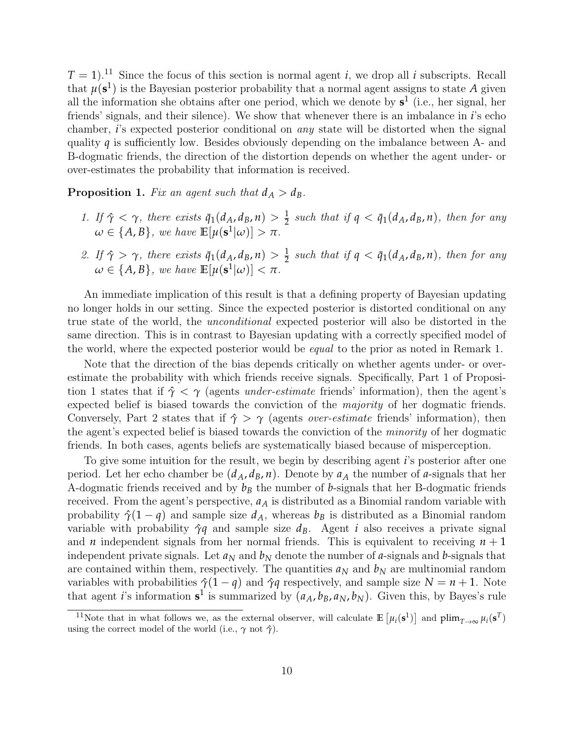$T = 1$).[11] Since the focus of this section is normal agent $i$, we drop all $i$ subscripts. Recall that $\mu(\mathbf{s}^1)$ is the Bayesian posterior probability that a normal agent assigns to state $A$ given all the information she obtains after one period, which we denote by $\mathbf{s}^1$ (i.e., her signal, her friends' signals, and their silence). We show that whenever there is an imbalance in $i$'s echo chamber, $i$'s expected posterior conditional on *any* state will be distorted when the signal quality $q$ is sufficiently low. Besides obviously depending on the imbalance between A- and B-dogmatic friends, the direction of the distortion depends on whether the agent under- or over-estimates the probability that information is received.

**Proposition 1.** *Fix an agent such that $d_A > d_B$.*

1. *If $\hat{\gamma} < \gamma$, there exists $\bar{q}_1(d_A, d_B, n) > \frac{1}{2}$ such that if $q < \bar{q}_1(d_A, d_B, n)$, then for any $\omega \in \{A, B\}$, we have $\mathbb{E}[\mu(\mathbf{s}^1|\omega)] > \pi$.*
2. *If $\hat{\gamma} > \gamma$, there exists $\bar{q}_1(d_A, d_B, n) > \frac{1}{2}$ such that if $q < \bar{q}_1(d_A, d_B, n)$, then for any $\omega \in \{A, B\}$, we have $\mathbb{E}[\mu(\mathbf{s}^1|\omega)] < \pi$.*

An immediate implication of this result is that a defining property of Bayesian updating no longer holds in our setting. Since the expected posterior is distorted conditional on any true state of the world, the *unconditional* expected posterior will also be distorted in the same direction. This is in contrast to Bayesian updating with a correctly specified model of the world, where the expected posterior would be *equal* to the prior as noted in Remark 1.

Note that the direction of the bias depends critically on whether agents under- or over-estimate the probability with which friends receive signals. Specifically, Part 1 of Proposition 1 states that if $\hat{\gamma} < \gamma$ (agents *under-estimate* friends' information), then the agent's expected belief is biased towards the conviction of the *majority* of her dogmatic friends. Conversely, Part 2 states that if $\hat{\gamma} > \gamma$ (agents *over-estimate* friends' information), then the agent's expected belief is biased towards the conviction of the *minority* of her dogmatic friends. In both cases, agents beliefs are systematically biased because of misperception.

To give some intuition for the result, we begin by describing agent $i$'s posterior after one period. Let her echo chamber be $(d_A, d_B, n)$. Denote by $a_A$ the number of $a$-signals that her A-dogmatic friends received and by $b_B$ the number of $b$-signals that her B-dogmatic friends received. From the agent's perspective, $a_A$ is distributed as a Binomial random variable with probability $\hat{\gamma}(1-q)$ and sample size $d_A$, whereas $b_B$ is distributed as a Binomial random variable with probability $\hat{\gamma}q$ and sample size $d_B$. Agent $i$ also receives a private signal and $n$ independent signals from her normal friends. This is equivalent to receiving $n+1$ independent private signals. Let $a_N$ and $b_N$ denote the number of $a$-signals and $b$-signals that are contained within them, respectively. The quantities $a_N$ and $b_N$ are multinomial random variables with probabilities $\hat{\gamma}(1-q)$ and $\hat{\gamma}q$ respectively, and sample size $N = n+1$. Note that agent $i$'s information $\mathbf{s}^1$ is summarized by $(a_A, b_B, a_N, b_N)$. Given this, by Bayes's rule

[11] Note that in what follows we, as the external observer, will calculate $\mathbb{E}\left[\mu_i(\mathbf{s}^1)\right]$ and $\text{plim}_{T\to\infty}\,\mu_i(\mathbf{s}^T)$ using the correct model of the world (i.e., $\gamma$ not $\hat{\gamma}$).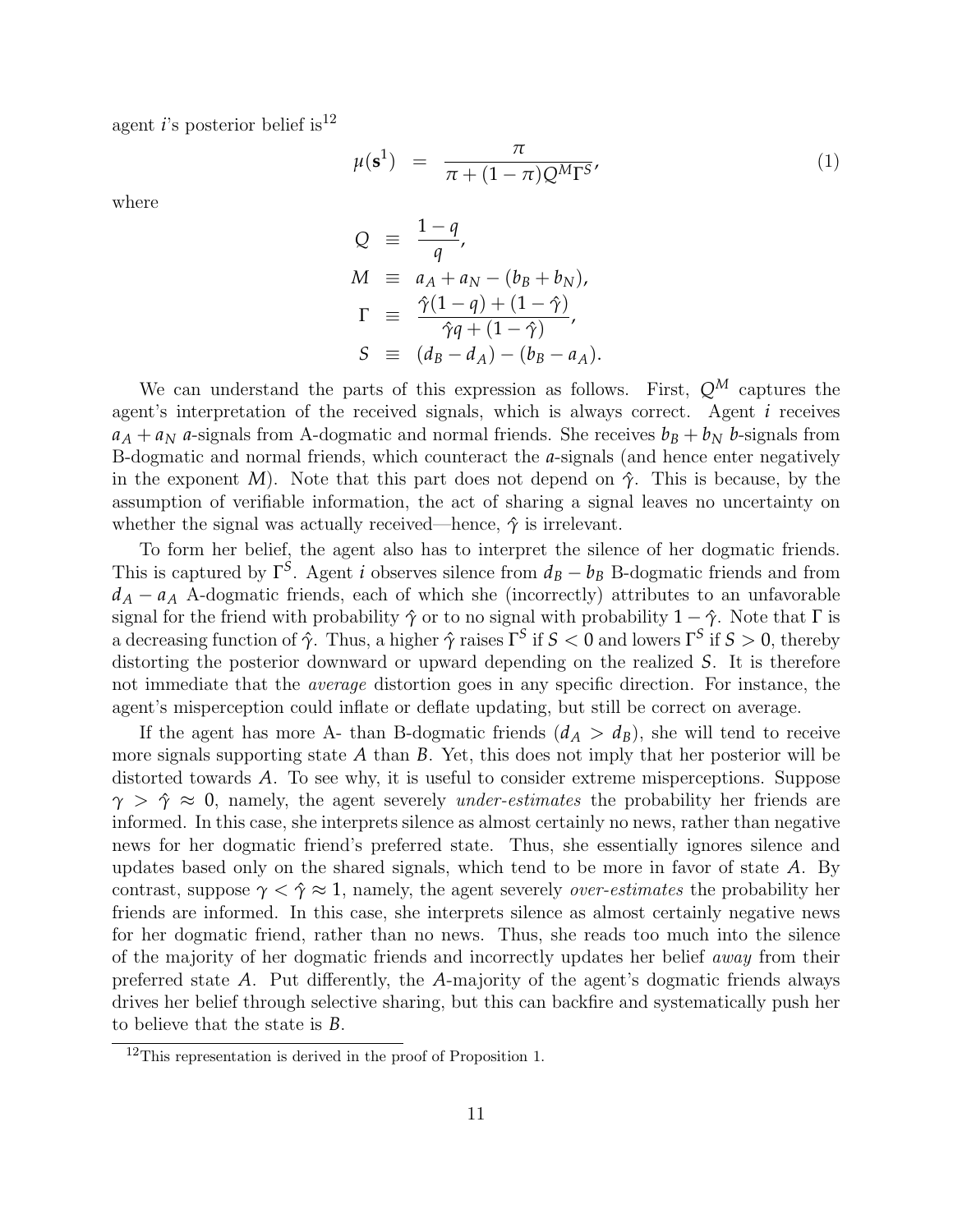agent $i$'s posterior belief is[12]

$$\mu(\mathbf{s}^1) = \frac{\pi}{\pi + (1-\pi)Q^M \Gamma^S}, \tag{1}$$

where

$$\begin{aligned}
Q &\equiv \frac{1-q}{q}, \\
M &\equiv a_A + a_N - (b_B + b_N), \\
\Gamma &\equiv \frac{\hat{\gamma}(1-q) + (1-\hat{\gamma})}{\hat{\gamma}q + (1-\hat{\gamma})}, \\
S &\equiv (d_B - d_A) - (b_B - a_A).
\end{aligned}$$

We can understand the parts of this expression as follows. First, $Q^M$ captures the agent's interpretation of the received signals, which is always correct. Agent $i$ receives $a_A + a_N$ $a$-signals from A-dogmatic and normal friends. She receives $b_B + b_N$ $b$-signals from B-dogmatic and normal friends, which counteract the $a$-signals (and hence enter negatively in the exponent $M$). Note that this part does not depend on $\hat{\gamma}$. This is because, by the assumption of verifiable information, the act of sharing a signal leaves no uncertainty on whether the signal was actually received—hence, $\hat{\gamma}$ is irrelevant.

To form her belief, the agent also has to interpret the silence of her dogmatic friends. This is captured by $\Gamma^S$. Agent $i$ observes silence from $d_B - b_B$ B-dogmatic friends and from $d_A - a_A$ A-dogmatic friends, each of which she (incorrectly) attributes to an unfavorable signal for the friend with probability $\hat{\gamma}$ or to no signal with probability $1 - \hat{\gamma}$. Note that $\Gamma$ is a decreasing function of $\hat{\gamma}$. Thus, a higher $\hat{\gamma}$ raises $\Gamma^S$ if $S < 0$ and lowers $\Gamma^S$ if $S > 0$, thereby distorting the posterior downward or upward depending on the realized $S$. It is therefore not immediate that the *average* distortion goes in any specific direction. For instance, the agent's misperception could inflate or deflate updating, but still be correct on average.

If the agent has more A- than B-dogmatic friends ($d_A > d_B$), she will tend to receive more signals supporting state $A$ than $B$. Yet, this does not imply that her posterior will be distorted towards $A$. To see why, it is useful to consider extreme misperceptions. Suppose $\gamma > \hat{\gamma} \approx 0$, namely, the agent severely *under-estimates* the probability her friends are informed. In this case, she interprets silence as almost certainly no news, rather than negative news for her dogmatic friend's preferred state. Thus, she essentially ignores silence and updates based only on the shared signals, which tend to be more in favor of state $A$. By contrast, suppose $\gamma < \hat{\gamma} \approx 1$, namely, the agent severely *over-estimates* the probability her friends are informed. In this case, she interprets silence as almost certainly negative news for her dogmatic friend, rather than no news. Thus, she reads too much into the silence of the majority of her dogmatic friends and incorrectly updates her belief *away* from their preferred state $A$. Put differently, the $A$-majority of the agent's dogmatic friends always drives her belief through selective sharing, but this can backfire and systematically push her to believe that the state is $B$.

[12]This representation is derived in the proof of Proposition 1.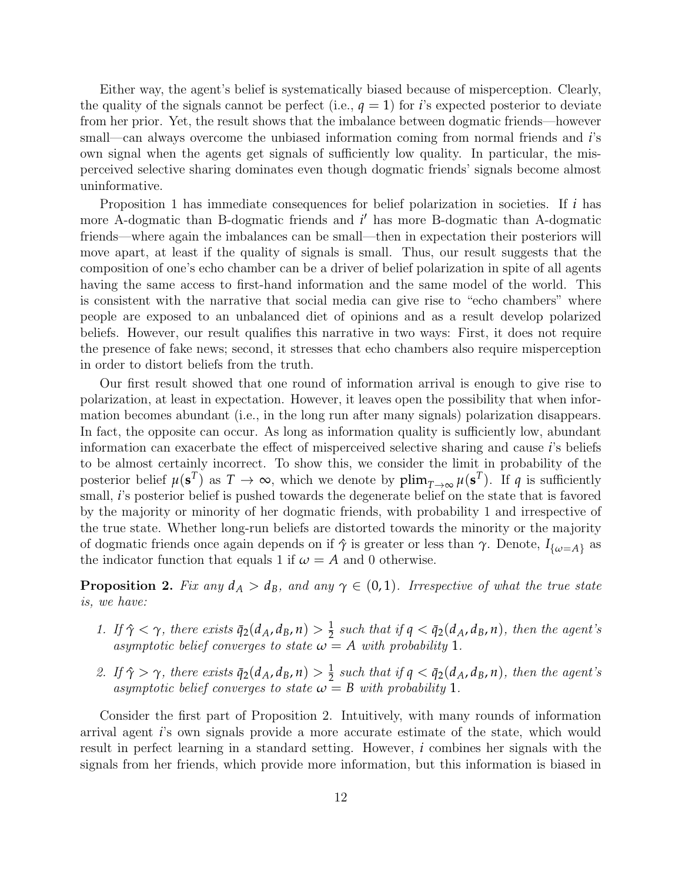Either way, the agent's belief is systematically biased because of misperception. Clearly, the quality of the signals cannot be perfect (i.e., $q = 1$) for $i$'s expected posterior to deviate from her prior. Yet, the result shows that the imbalance between dogmatic friends—however small—can always overcome the unbiased information coming from normal friends and $i$'s own signal when the agents get signals of sufficiently low quality. In particular, the misperceived selective sharing dominates even though dogmatic friends' signals become almost uninformative.

Proposition 1 has immediate consequences for belief polarization in societies. If $i$ has more A-dogmatic than B-dogmatic friends and $i'$ has more B-dogmatic than A-dogmatic friends—where again the imbalances can be small—then in expectation their posteriors will move apart, at least if the quality of signals is small. Thus, our result suggests that the composition of one's echo chamber can be a driver of belief polarization in spite of all agents having the same access to first-hand information and the same model of the world. This is consistent with the narrative that social media can give rise to "echo chambers" where people are exposed to an unbalanced diet of opinions and as a result develop polarized beliefs. However, our result qualifies this narrative in two ways: First, it does not require the presence of fake news; second, it stresses that echo chambers also require misperception in order to distort beliefs from the truth.

Our first result showed that one round of information arrival is enough to give rise to polarization, at least in expectation. However, it leaves open the possibility that when information becomes abundant (i.e., in the long run after many signals) polarization disappears. In fact, the opposite can occur. As long as information quality is sufficiently low, abundant information can exacerbate the effect of misperceived selective sharing and cause $i$'s beliefs to be almost certainly incorrect. To show this, we consider the limit in probability of the posterior belief $\mu(\mathbf{s}^T)$ as $T \to \infty$, which we denote by $\mathbf{plim}_{T\to\infty}\, \mu(\mathbf{s}^T)$. If $q$ is sufficiently small, $i$'s posterior belief is pushed towards the degenerate belief on the state that is favored by the majority or minority of her dogmatic friends, with probability 1 and irrespective of the true state. Whether long-run beliefs are distorted towards the minority or the majority of dogmatic friends once again depends on if $\hat{\gamma}$ is greater or less than $\gamma$. Denote, $I_{\{\omega=A\}}$ as the indicator function that equals 1 if $\omega = A$ and 0 otherwise.

**Proposition 2.** *Fix any $d_A > d_B$, and any $\gamma \in (0, 1)$. Irrespective of what the true state is, we have:*

1. *If $\hat{\gamma} < \gamma$, there exists $\bar{q}_2(d_A, d_B, n) > \frac{1}{2}$ such that if $q < \bar{q}_2(d_A, d_B, n)$, then the agent's asymptotic belief converges to state $\omega = A$ with probability 1.*
2. *If $\hat{\gamma} > \gamma$, there exists $\bar{q}_2(d_A, d_B, n) > \frac{1}{2}$ such that if $q < \bar{q}_2(d_A, d_B, n)$, then the agent's asymptotic belief converges to state $\omega = B$ with probability 1.*

Consider the first part of Proposition 2. Intuitively, with many rounds of information arrival agent $i$'s own signals provide a more accurate estimate of the state, which would result in perfect learning in a standard setting. However, $i$ combines her signals with the signals from her friends, which provide more information, but this information is biased in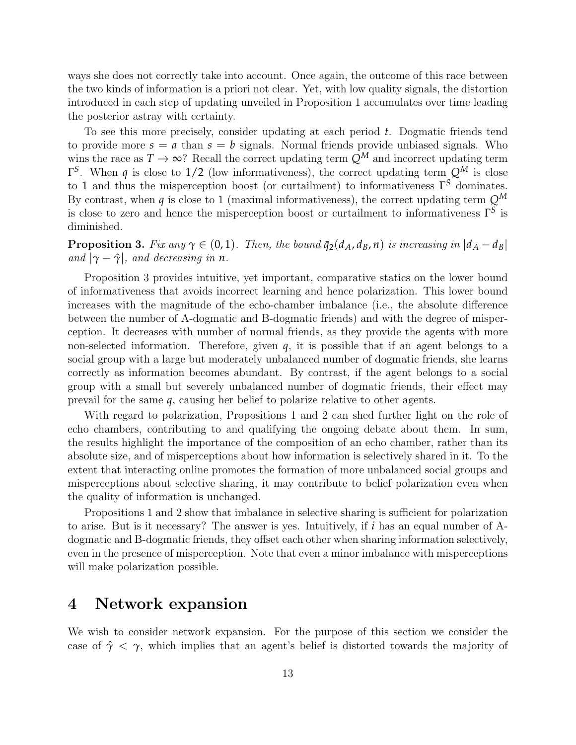ways she does not correctly take into account. Once again, the outcome of this race between the two kinds of information is a priori not clear. Yet, with low quality signals, the distortion introduced in each step of updating unveiled in Proposition 1 accumulates over time leading the posterior astray with certainty.

To see this more precisely, consider updating at each period $t$. Dogmatic friends tend to provide more $s = a$ than $s = b$ signals. Normal friends provide unbiased signals. Who wins the race as $T \to \infty$? Recall the correct updating term $Q^M$ and incorrect updating term $\Gamma^S$. When $q$ is close to $1/2$ (low informativeness), the correct updating term $Q^M$ is close to $1$ and thus the misperception boost (or curtailment) to informativeness $\Gamma^S$ dominates. By contrast, when $q$ is close to 1 (maximal informativeness), the correct updating term $Q^M$ is close to zero and hence the misperception boost or curtailment to informativeness $\Gamma^S$ is diminished.

**Proposition 3.** *Fix any $\gamma \in (0, 1)$. Then, the bound $\bar{q}_2(d_A, d_B, n)$ is increasing in $|d_A - d_B|$ and $|\gamma - \hat{\gamma}|$, and decreasing in $n$.*

Proposition 3 provides intuitive, yet important, comparative statics on the lower bound of informativeness that avoids incorrect learning and hence polarization. This lower bound increases with the magnitude of the echo-chamber imbalance (i.e., the absolute difference between the number of A-dogmatic and B-dogmatic friends) and with the degree of misperception. It decreases with number of normal friends, as they provide the agents with more non-selected information. Therefore, given $q$, it is possible that if an agent belongs to a social group with a large but moderately unbalanced number of dogmatic friends, she learns correctly as information becomes abundant. By contrast, if the agent belongs to a social group with a small but severely unbalanced number of dogmatic friends, their effect may prevail for the same $q$, causing her belief to polarize relative to other agents.

With regard to polarization, Propositions 1 and 2 can shed further light on the role of echo chambers, contributing to and qualifying the ongoing debate about them. In sum, the results highlight the importance of the composition of an echo chamber, rather than its absolute size, and of misperceptions about how information is selectively shared in it. To the extent that interacting online promotes the formation of more unbalanced social groups and misperceptions about selective sharing, it may contribute to belief polarization even when the quality of information is unchanged.

Propositions 1 and 2 show that imbalance in selective sharing is sufficient for polarization to arise. But is it necessary? The answer is yes. Intuitively, if $i$ has an equal number of A-dogmatic and B-dogmatic friends, they offset each other when sharing information selectively, even in the presence of misperception. Note that even a minor imbalance with misperceptions will make polarization possible.

# 4 Network expansion

We wish to consider network expansion. For the purpose of this section we consider the case of $\hat{\gamma} < \gamma$, which implies that an agent's belief is distorted towards the majority of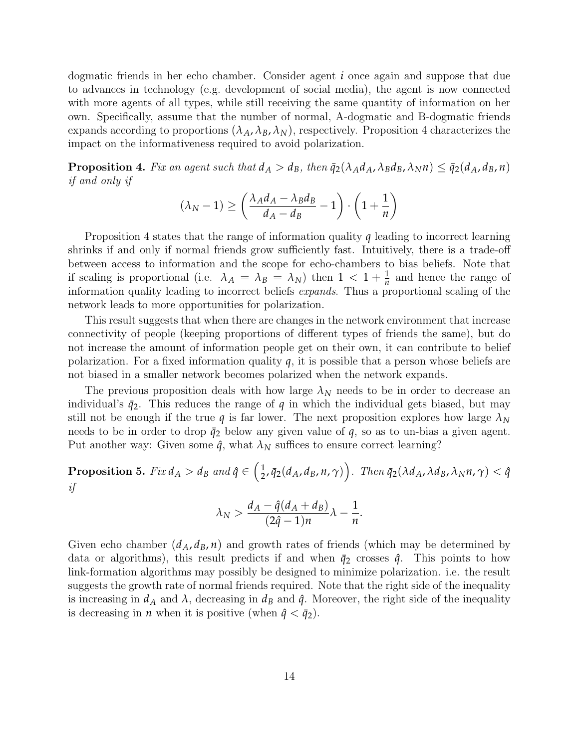dogmatic friends in her echo chamber. Consider agent $i$ once again and suppose that due to advances in technology (e.g. development of social media), the agent is now connected with more agents of all types, while still receiving the same quantity of information on her own. Specifically, assume that the number of normal, A-dogmatic and B-dogmatic friends expands according to proportions $(\lambda_A, \lambda_B, \lambda_N)$, respectively. Proposition 4 characterizes the impact on the informativeness required to avoid polarization.

**Proposition 4.** *Fix an agent such that* $d_A > d_B$*, then* $\bar{q}_2(\lambda_A d_A, \lambda_B d_B, \lambda_N n) \leq \bar{q}_2(d_A, d_B, n)$ *if and only if*

$$(\lambda_N - 1) \geq \left( \frac{\lambda_A d_A - \lambda_B d_B}{d_A - d_B} - 1 \right) \cdot \left( 1 + \frac{1}{n} \right)$$

Proposition 4 states that the range of information quality $q$ leading to incorrect learning shrinks if and only if normal friends grow sufficiently fast. Intuitively, there is a trade-off between access to information and the scope for echo-chambers to bias beliefs. Note that if scaling is proportional (i.e. $\lambda_A = \lambda_B = \lambda_N$) then $1 < 1 + \frac{1}{n}$ and hence the range of information quality leading to incorrect beliefs *expands*. Thus a proportional scaling of the network leads to more opportunities for polarization.

This result suggests that when there are changes in the network environment that increase connectivity of people (keeping proportions of different types of friends the same), but do not increase the amount of information people get on their own, it can contribute to belief polarization. For a fixed information quality $q$, it is possible that a person whose beliefs are not biased in a smaller network becomes polarized when the network expands.

The previous proposition deals with how large $\lambda_N$ needs to be in order to decrease an individual's $\bar{q}_2$. This reduces the range of $q$ in which the individual gets biased, but may still not be enough if the true $q$ is far lower. The next proposition explores how large $\lambda_N$ needs to be in order to drop $\bar{q}_2$ below any given value of $q$, so as to un-bias a given agent. Put another way: Given some $\hat{q}$, what $\lambda_N$ suffices to ensure correct learning?

**Proposition 5.** *Fix* $d_A > d_B$ *and* $\hat{q} \in \left( \frac{1}{2}, \bar{q}_2(d_A, d_B, n, \gamma) \right)$*. Then* $\bar{q}_2(\lambda d_A, \lambda d_B, \lambda_N n, \gamma) < \hat{q}$ *if*

$$\lambda_N > \frac{d_A - \hat{q}(d_A + d_B)}{(2\hat{q} - 1)n} \lambda - \frac{1}{n}.$$

Given echo chamber $(d_A, d_B, n)$ and growth rates of friends (which may be determined by data or algorithms), this result predicts if and when $\bar{q}_2$ crosses $\hat{q}$. This points to how link-formation algorithms may possibly be designed to minimize polarization. i.e. the result suggests the growth rate of normal friends required. Note that the right side of the inequality is increasing in $d_A$ and $\lambda$, decreasing in $d_B$ and $\hat{q}$. Moreover, the right side of the inequality is decreasing in $n$ when it is positive (when $\hat{q} < \bar{q}_2$).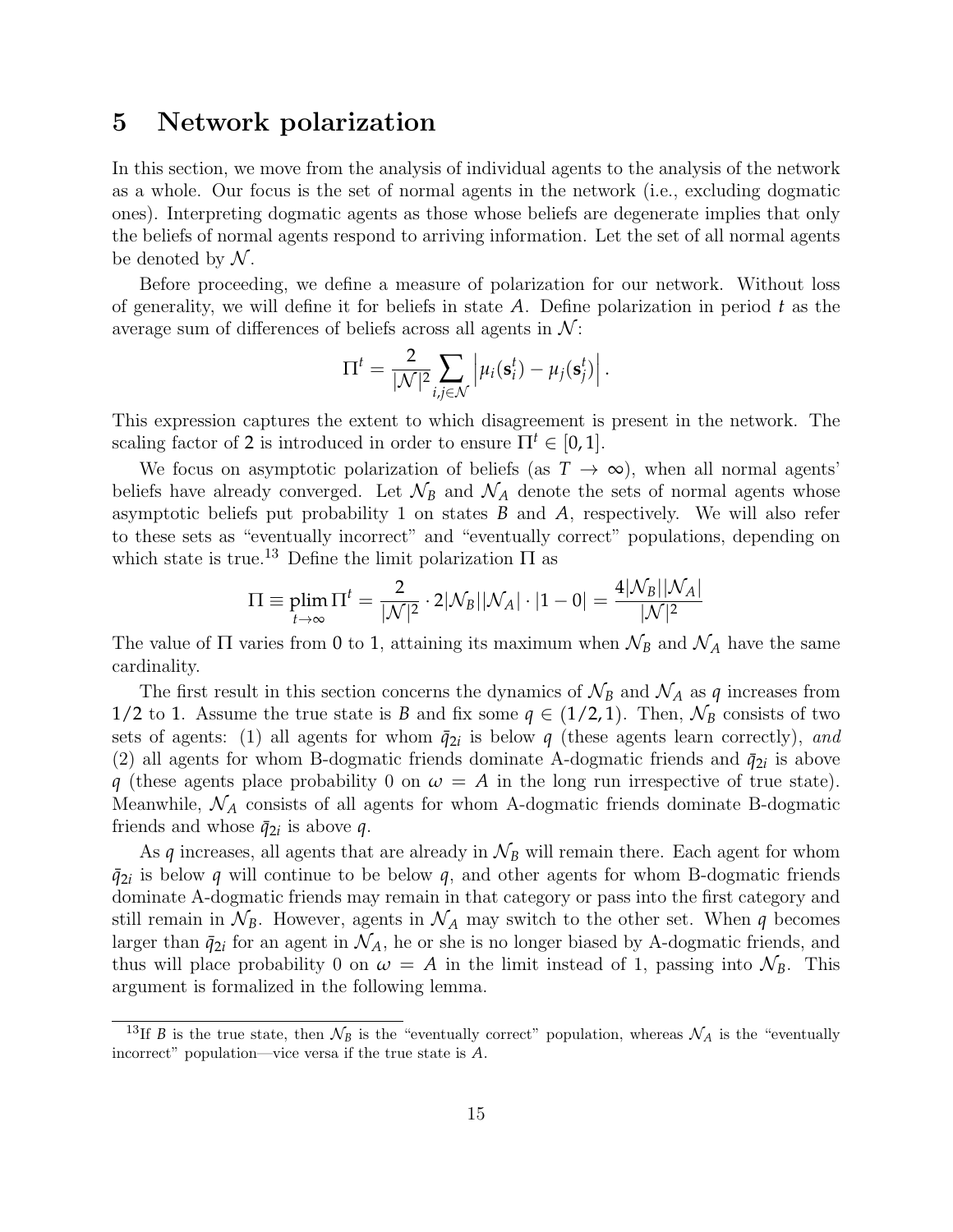# 5 Network polarization

In this section, we move from the analysis of individual agents to the analysis of the network as a whole. Our focus is the set of normal agents in the network (i.e., excluding dogmatic ones). Interpreting dogmatic agents as those whose beliefs are degenerate implies that only the beliefs of normal agents respond to arriving information. Let the set of all normal agents be denoted by $\mathcal{N}$.

Before proceeding, we define a measure of polarization for our network. Without loss of generality, we will define it for beliefs in state $A$. Define polarization in period $t$ as the average sum of differences of beliefs across all agents in $\mathcal{N}$:

$$\Pi^t = \frac{2}{|\mathcal{N}|^2} \sum_{i,j \in \mathcal{N}} \left| \mu_i(\mathbf{s}_i^t) - \mu_j(\mathbf{s}_j^t) \right|.$$

This expression captures the extent to which disagreement is present in the network. The scaling factor of 2 is introduced in order to ensure $\Pi^t \in [0, 1]$.

We focus on asymptotic polarization of beliefs (as $T \to \infty$), when all normal agents' beliefs have already converged. Let $\mathcal{N}_B$ and $\mathcal{N}_A$ denote the sets of normal agents whose asymptotic beliefs put probability 1 on states $B$ and $A$, respectively. We will also refer to these sets as "eventually incorrect" and "eventually correct" populations, depending on which state is true.[13] Define the limit polarization $\Pi$ as

$$\Pi \equiv \operatorname*{plim}_{t \to \infty} \Pi^t = \frac{2}{|\mathcal{N}|^2} \cdot 2|\mathcal{N}_B||\mathcal{N}_A| \cdot |1 - 0| = \frac{4|\mathcal{N}_B||\mathcal{N}_A|}{|\mathcal{N}|^2}$$

The value of $\Pi$ varies from 0 to 1, attaining its maximum when $\mathcal{N}_B$ and $\mathcal{N}_A$ have the same cardinality.

The first result in this section concerns the dynamics of $\mathcal{N}_B$ and $\mathcal{N}_A$ as $q$ increases from $1/2$ to 1. Assume the true state is $B$ and fix some $q \in (1/2, 1)$. Then, $\mathcal{N}_B$ consists of two sets of agents: (1) all agents for whom $\bar{q}_{2i}$ is below $q$ (these agents learn correctly), *and* (2) all agents for whom B-dogmatic friends dominate A-dogmatic friends and $\bar{q}_{2i}$ is above $q$ (these agents place probability 0 on $\omega = A$ in the long run irrespective of true state). Meanwhile, $\mathcal{N}_A$ consists of all agents for whom A-dogmatic friends dominate B-dogmatic friends and whose $\bar{q}_{2i}$ is above $q$.

As $q$ increases, all agents that are already in $\mathcal{N}_B$ will remain there. Each agent for whom $\bar{q}_{2i}$ is below $q$ will continue to be below $q$, and other agents for whom B-dogmatic friends dominate A-dogmatic friends may remain in that category or pass into the first category and still remain in $\mathcal{N}_B$. However, agents in $\mathcal{N}_A$ may switch to the other set. When $q$ becomes larger than $\bar{q}_{2i}$ for an agent in $\mathcal{N}_A$, he or she is no longer biased by A-dogmatic friends, and thus will place probability 0 on $\omega = A$ in the limit instead of 1, passing into $\mathcal{N}_B$. This argument is formalized in the following lemma.

[13] If $B$ is the true state, then $\mathcal{N}_B$ is the "eventually correct" population, whereas $\mathcal{N}_A$ is the "eventually incorrect" population—vice versa if the true state is $A$.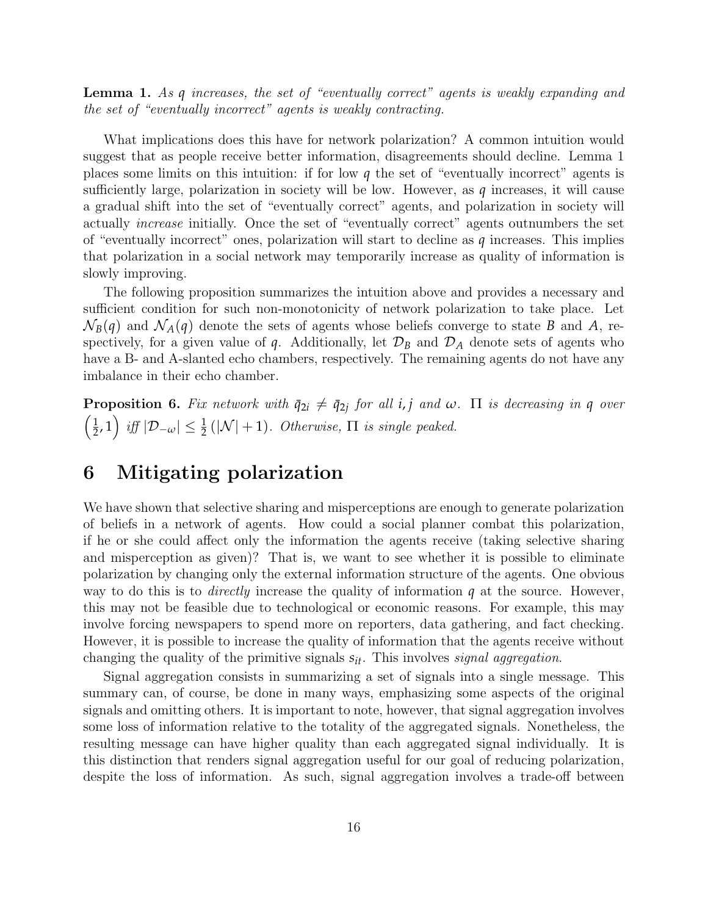**Lemma 1.** *As $q$ increases, the set of "eventually correct" agents is weakly expanding and the set of "eventually incorrect" agents is weakly contracting.*

What implications does this have for network polarization? A common intuition would suggest that as people receive better information, disagreements should decline. Lemma 1 places some limits on this intuition: if for low $q$ the set of "eventually incorrect" agents is sufficiently large, polarization in society will be low. However, as $q$ increases, it will cause a gradual shift into the set of "eventually correct" agents, and polarization in society will actually *increase* initially. Once the set of "eventually correct" agents outnumbers the set of "eventually incorrect" ones, polarization will start to decline as $q$ increases. This implies that polarization in a social network may temporarily increase as quality of information is slowly improving.

The following proposition summarizes the intuition above and provides a necessary and sufficient condition for such non-monotonicity of network polarization to take place. Let $\mathcal{N}_B(q)$ and $\mathcal{N}_A(q)$ denote the sets of agents whose beliefs converge to state $B$ and $A$, respectively, for a given value of $q$. Additionally, let $\mathcal{D}_B$ and $\mathcal{D}_A$ denote sets of agents who have a B- and A-slanted echo chambers, respectively. The remaining agents do not have any imbalance in their echo chamber.

**Proposition 6.** *Fix network with $\bar{q}_{2i} \neq \bar{q}_{2j}$ for all $i, j$ and $\omega$. $\Pi$ is decreasing in $q$ over $\left(\frac{1}{2}, 1\right)$ iff $|\mathcal{D}_{-\omega}| \leq \frac{1}{2}\left(|\mathcal{N}| + 1\right)$. Otherwise, $\Pi$ is single peaked.*

# 6 Mitigating polarization

We have shown that selective sharing and misperceptions are enough to generate polarization of beliefs in a network of agents. How could a social planner combat this polarization, if he or she could affect only the information the agents receive (taking selective sharing and misperception as given)? That is, we want to see whether it is possible to eliminate polarization by changing only the external information structure of the agents. One obvious way to do this is to *directly* increase the quality of information $q$ at the source. However, this may not be feasible due to technological or economic reasons. For example, this may involve forcing newspapers to spend more on reporters, data gathering, and fact checking. However, it is possible to increase the quality of information that the agents receive without changing the quality of the primitive signals $s_{it}$. This involves *signal aggregation*.

Signal aggregation consists in summarizing a set of signals into a single message. This summary can, of course, be done in many ways, emphasizing some aspects of the original signals and omitting others. It is important to note, however, that signal aggregation involves some loss of information relative to the totality of the aggregated signals. Nonetheless, the resulting message can have higher quality than each aggregated signal individually. It is this distinction that renders signal aggregation useful for our goal of reducing polarization, despite the loss of information. As such, signal aggregation involves a trade-off between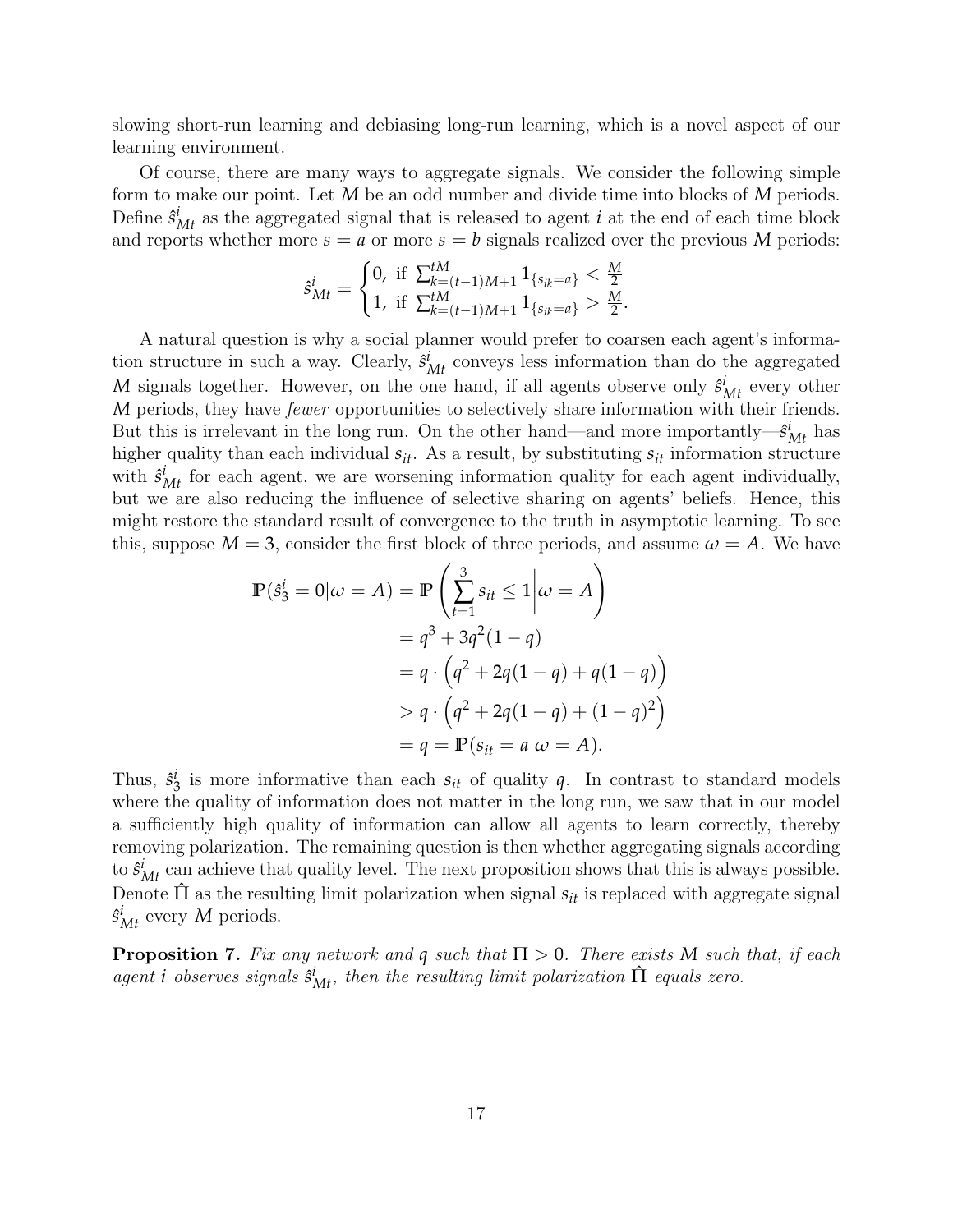slowing short-run learning and debiasing long-run learning, which is a novel aspect of our learning environment.

Of course, there are many ways to aggregate signals. We consider the following simple form to make our point. Let $M$ be an odd number and divide time into blocks of $M$ periods. Define $\hat{s}^i_{Mt}$ as the aggregated signal that is released to agent $i$ at the end of each time block and reports whether more $s = a$ or more $s = b$ signals realized over the previous $M$ periods:

$$\hat{s}^i_{Mt} = \begin{cases} 0, \text{ if } \sum_{k=(t-1)M+1}^{tM} 1_{\{s_{ik}=a\}} < \frac{M}{2} \\ 1, \text{ if } \sum_{k=(t-1)M+1}^{tM} 1_{\{s_{ik}=a\}} > \frac{M}{2}. \end{cases}$$

A natural question is why a social planner would prefer to coarsen each agent's information structure in such a way. Clearly, $\hat{s}^i_{Mt}$ conveys less information than do the aggregated $M$ signals together. However, on the one hand, if all agents observe only $\hat{s}^i_{Mt}$ every other $M$ periods, they have *fewer* opportunities to selectively share information with their friends. But this is irrelevant in the long run. On the other hand—and more importantly—$\hat{s}^i_{Mt}$ has higher quality than each individual $s_{it}$. As a result, by substituting $s_{it}$ information structure with $\hat{s}^i_{Mt}$ for each agent, we are worsening information quality for each agent individually, but we are also reducing the influence of selective sharing on agents' beliefs. Hence, this might restore the standard result of convergence to the truth in asymptotic learning. To see this, suppose $M = 3$, consider the first block of three periods, and assume $\omega = A$. We have

$$\begin{aligned}
\mathbb{P}(\hat{s}^i_3 = 0 | \omega = A) &= \mathbb{P}\left( \sum_{t=1}^{3} s_{it} \leq 1 \middle| \omega = A \right) \\
&= q^3 + 3q^2(1-q) \\
&= q \cdot \left( q^2 + 2q(1-q) + q(1-q) \right) \\
&> q \cdot \left( q^2 + 2q(1-q) + (1-q)^2 \right) \\
&= q = \mathbb{P}(s_{it} = a | \omega = A).
\end{aligned}$$

Thus, $\hat{s}^i_3$ is more informative than each $s_{it}$ of quality $q$. In contrast to standard models where the quality of information does not matter in the long run, we saw that in our model a sufficiently high quality of information can allow all agents to learn correctly, thereby removing polarization. The remaining question is then whether aggregating signals according to $\hat{s}^i_{Mt}$ can achieve that quality level. The next proposition shows that this is always possible. Denote $\hat{\Pi}$ as the resulting limit polarization when signal $s_{it}$ is replaced with aggregate signal $\hat{s}^i_{Mt}$ every $M$ periods.

**Proposition 7.** *Fix any network and $q$ such that $\Pi > 0$. There exists $M$ such that, if each agent $i$ observes signals $\hat{s}^i_{Mt}$, then the resulting limit polarization $\hat{\Pi}$ equals zero.*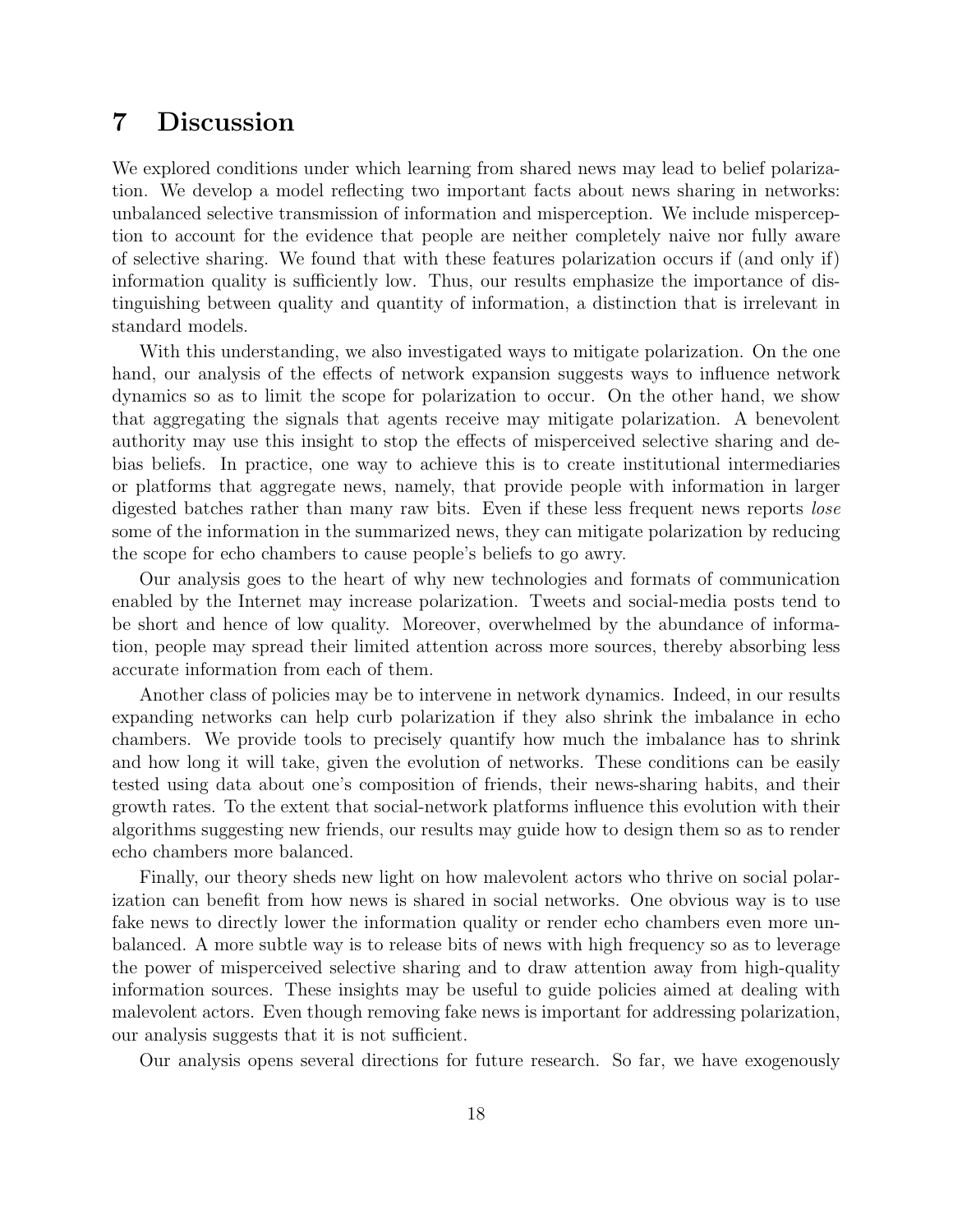# 7 Discussion

We explored conditions under which learning from shared news may lead to belief polarization. We develop a model reflecting two important facts about news sharing in networks: unbalanced selective transmission of information and misperception. We include misperception to account for the evidence that people are neither completely naive nor fully aware of selective sharing. We found that with these features polarization occurs if (and only if) information quality is sufficiently low. Thus, our results emphasize the importance of distinguishing between quality and quantity of information, a distinction that is irrelevant in standard models.

With this understanding, we also investigated ways to mitigate polarization. On the one hand, our analysis of the effects of network expansion suggests ways to influence network dynamics so as to limit the scope for polarization to occur. On the other hand, we show that aggregating the signals that agents receive may mitigate polarization. A benevolent authority may use this insight to stop the effects of misperceived selective sharing and debias beliefs. In practice, one way to achieve this is to create institutional intermediaries or platforms that aggregate news, namely, that provide people with information in larger digested batches rather than many raw bits. Even if these less frequent news reports *lose* some of the information in the summarized news, they can mitigate polarization by reducing the scope for echo chambers to cause people's beliefs to go awry.

Our analysis goes to the heart of why new technologies and formats of communication enabled by the Internet may increase polarization. Tweets and social-media posts tend to be short and hence of low quality. Moreover, overwhelmed by the abundance of information, people may spread their limited attention across more sources, thereby absorbing less accurate information from each of them.

Another class of policies may be to intervene in network dynamics. Indeed, in our results expanding networks can help curb polarization if they also shrink the imbalance in echo chambers. We provide tools to precisely quantify how much the imbalance has to shrink and how long it will take, given the evolution of networks. These conditions can be easily tested using data about one's composition of friends, their news-sharing habits, and their growth rates. To the extent that social-network platforms influence this evolution with their algorithms suggesting new friends, our results may guide how to design them so as to render echo chambers more balanced.

Finally, our theory sheds new light on how malevolent actors who thrive on social polarization can benefit from how news is shared in social networks. One obvious way is to use fake news to directly lower the information quality or render echo chambers even more unbalanced. A more subtle way is to release bits of news with high frequency so as to leverage the power of misperceived selective sharing and to draw attention away from high-quality information sources. These insights may be useful to guide policies aimed at dealing with malevolent actors. Even though removing fake news is important for addressing polarization, our analysis suggests that it is not sufficient.

Our analysis opens several directions for future research. So far, we have exogenously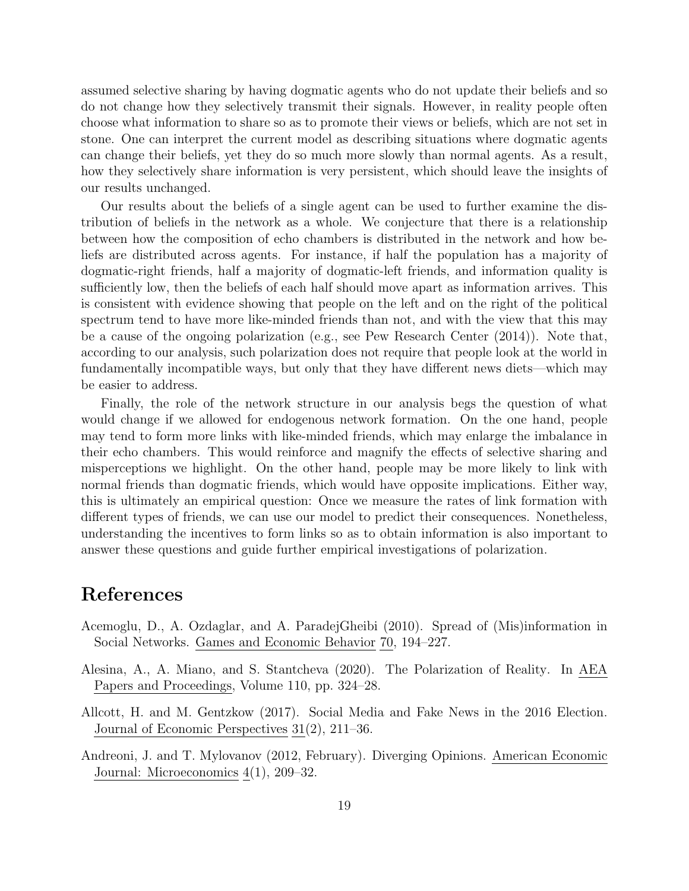assumed selective sharing by having dogmatic agents who do not update their beliefs and so do not change how they selectively transmit their signals. However, in reality people often choose what information to share so as to promote their views or beliefs, which are not set in stone. One can interpret the current model as describing situations where dogmatic agents can change their beliefs, yet they do so much more slowly than normal agents. As a result, how they selectively share information is very persistent, which should leave the insights of our results unchanged.

Our results about the beliefs of a single agent can be used to further examine the distribution of beliefs in the network as a whole. We conjecture that there is a relationship between how the composition of echo chambers is distributed in the network and how beliefs are distributed across agents. For instance, if half the population has a majority of dogmatic-right friends, half a majority of dogmatic-left friends, and information quality is sufficiently low, then the beliefs of each half should move apart as information arrives. This is consistent with evidence showing that people on the left and on the right of the political spectrum tend to have more like-minded friends than not, and with the view that this may be a cause of the ongoing polarization (e.g., see Pew Research Center (2014)). Note that, according to our analysis, such polarization does not require that people look at the world in fundamentally incompatible ways, but only that they have different news diets—which may be easier to address.

Finally, the role of the network structure in our analysis begs the question of what would change if we allowed for endogenous network formation. On the one hand, people may tend to form more links with like-minded friends, which may enlarge the imbalance in their echo chambers. This would reinforce and magnify the effects of selective sharing and misperceptions we highlight. On the other hand, people may be more likely to link with normal friends than dogmatic friends, which would have opposite implications. Either way, this is ultimately an empirical question: Once we measure the rates of link formation with different types of friends, we can use our model to predict their consequences. Nonetheless, understanding the incentives to form links so as to obtain information is also important to answer these questions and guide further empirical investigations of polarization.

# References

Acemoglu, D., A. Ozdaglar, and A. ParadejGheibi (2010). Spread of (Mis)information in Social Networks. Games and Economic Behavior 70, 194–227.

Alesina, A., A. Miano, and S. Stantcheva (2020). The Polarization of Reality. In AEA Papers and Proceedings, Volume 110, pp. 324–28.

Allcott, H. and M. Gentzkow (2017). Social Media and Fake News in the 2016 Election. Journal of Economic Perspectives 31(2), 211–36.

Andreoni, J. and T. Mylovanov (2012, February). Diverging Opinions. American Economic Journal: Microeconomics 4(1), 209–32.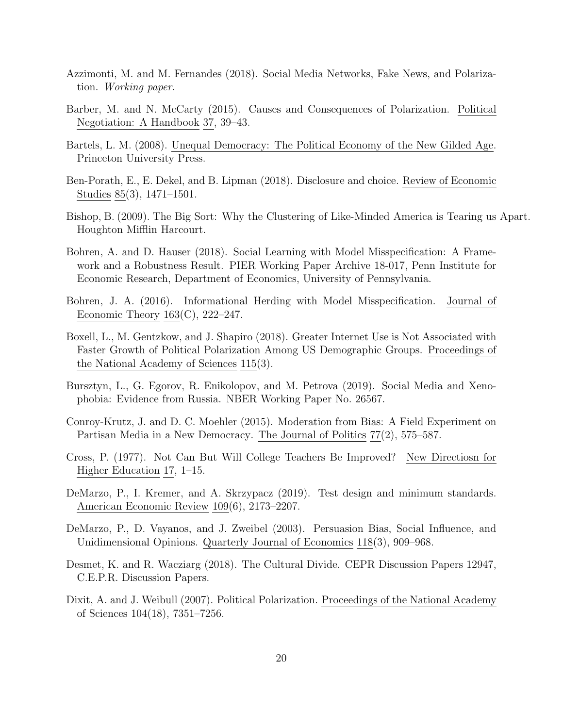Azzimonti, M. and M. Fernandes (2018). Social Media Networks, Fake News, and Polarization. *Working paper*.

Barber, M. and N. McCarty (2015). Causes and Consequences of Polarization. Political Negotiation: A Handbook 37, 39–43.

Bartels, L. M. (2008). Unequal Democracy: The Political Economy of the New Gilded Age. Princeton University Press.

Ben-Porath, E., E. Dekel, and B. Lipman (2018). Disclosure and choice. Review of Economic Studies 85(3), 1471–1501.

Bishop, B. (2009). The Big Sort: Why the Clustering of Like-Minded America is Tearing us Apart. Houghton Mifflin Harcourt.

Bohren, A. and D. Hauser (2018). Social Learning with Model Misspecification: A Framework and a Robustness Result. PIER Working Paper Archive 18-017, Penn Institute for Economic Research, Department of Economics, University of Pennsylvania.

Bohren, J. A. (2016). Informational Herding with Model Misspecification. Journal of Economic Theory 163(C), 222–247.

Boxell, L., M. Gentzkow, and J. Shapiro (2018). Greater Internet Use is Not Associated with Faster Growth of Political Polarization Among US Demographic Groups. Proceedings of the National Academy of Sciences 115(3).

Bursztyn, L., G. Egorov, R. Enikolopov, and M. Petrova (2019). Social Media and Xenophobia: Evidence from Russia. NBER Working Paper No. 26567.

Conroy-Krutz, J. and D. C. Moehler (2015). Moderation from Bias: A Field Experiment on Partisan Media in a New Democracy. The Journal of Politics 77(2), 575–587.

Cross, P. (1977). Not Can But Will College Teachers Be Improved? New Directiosn for Higher Education 17, 1–15.

DeMarzo, P., I. Kremer, and A. Skrzypacz (2019). Test design and minimum standards. American Economic Review 109(6), 2173–2207.

DeMarzo, P., D. Vayanos, and J. Zweibel (2003). Persuasion Bias, Social Influence, and Unidimensional Opinions. Quarterly Journal of Economics 118(3), 909–968.

Desmet, K. and R. Wacziarg (2018). The Cultural Divide. CEPR Discussion Papers 12947, C.E.P.R. Discussion Papers.

Dixit, A. and J. Weibull (2007). Political Polarization. Proceedings of the National Academy of Sciences 104(18), 7351–7256.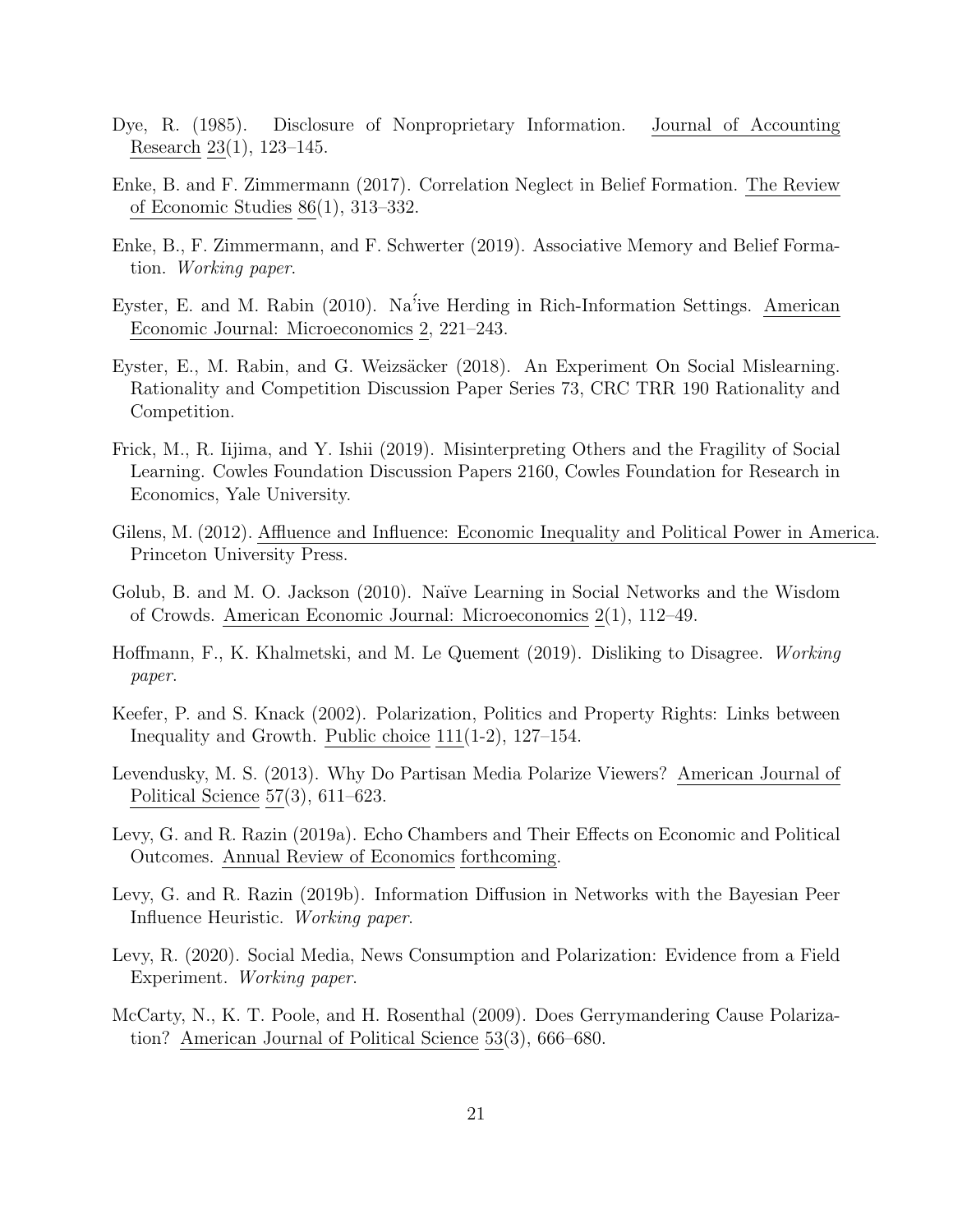Dye, R. (1985). Disclosure of Nonproprietary Information. Journal of Accounting Research 23(1), 123–145.

Enke, B. and F. Zimmermann (2017). Correlation Neglect in Belief Formation. The Review of Economic Studies 86(1), 313–332.

Enke, B., F. Zimmermann, and F. Schwerter (2019). Associative Memory and Belief Formation. *Working paper*.

Eyster, E. and M. Rabin (2010). Na´ive Herding in Rich-Information Settings. American Economic Journal: Microeconomics 2, 221–243.

Eyster, E., M. Rabin, and G. Weizsäcker (2018). An Experiment On Social Mislearning. Rationality and Competition Discussion Paper Series 73, CRC TRR 190 Rationality and Competition.

Frick, M., R. Iijima, and Y. Ishii (2019). Misinterpreting Others and the Fragility of Social Learning. Cowles Foundation Discussion Papers 2160, Cowles Foundation for Research in Economics, Yale University.

Gilens, M. (2012). Affluence and Influence: Economic Inequality and Political Power in America. Princeton University Press.

Golub, B. and M. O. Jackson (2010). Naïve Learning in Social Networks and the Wisdom of Crowds. American Economic Journal: Microeconomics 2(1), 112–49.

Hoffmann, F., K. Khalmetski, and M. Le Quement (2019). Disliking to Disagree. *Working paper*.

Keefer, P. and S. Knack (2002). Polarization, Politics and Property Rights: Links between Inequality and Growth. Public choice 111(1-2), 127–154.

Levendusky, M. S. (2013). Why Do Partisan Media Polarize Viewers? American Journal of Political Science 57(3), 611–623.

Levy, G. and R. Razin (2019a). Echo Chambers and Their Effects on Economic and Political Outcomes. Annual Review of Economics forthcoming.

Levy, G. and R. Razin (2019b). Information Diffusion in Networks with the Bayesian Peer Influence Heuristic. *Working paper*.

Levy, R. (2020). Social Media, News Consumption and Polarization: Evidence from a Field Experiment. *Working paper*.

McCarty, N., K. T. Poole, and H. Rosenthal (2009). Does Gerrymandering Cause Polarization? American Journal of Political Science 53(3), 666–680.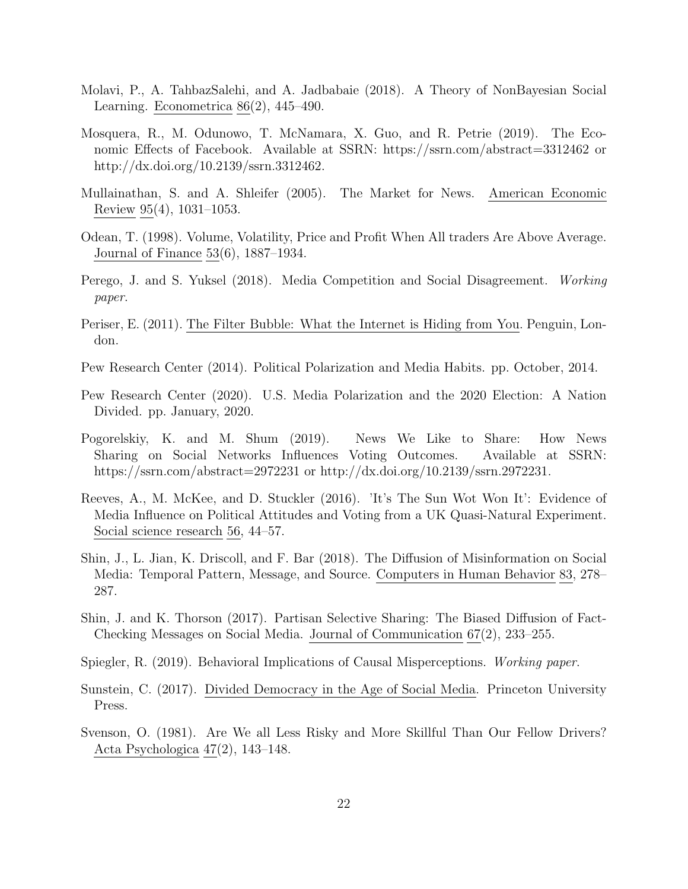Molavi, P., A. TahbazSalehi, and A. Jadbabaie (2018). A Theory of NonBayesian Social Learning. Econometrica 86(2), 445–490.

Mosquera, R., M. Odunowo, T. McNamara, X. Guo, and R. Petrie (2019). The Economic Effects of Facebook. Available at SSRN: https://ssrn.com/abstract=3312462 or http://dx.doi.org/10.2139/ssrn.3312462.

Mullainathan, S. and A. Shleifer (2005). The Market for News. American Economic Review 95(4), 1031–1053.

Odean, T. (1998). Volume, Volatility, Price and Profit When All traders Are Above Average. Journal of Finance 53(6), 1887–1934.

Perego, J. and S. Yuksel (2018). Media Competition and Social Disagreement. *Working paper*.

Periser, E. (2011). The Filter Bubble: What the Internet is Hiding from You. Penguin, London.

Pew Research Center (2014). Political Polarization and Media Habits. pp. October, 2014.

Pew Research Center (2020). U.S. Media Polarization and the 2020 Election: A Nation Divided. pp. January, 2020.

Pogorelskiy, K. and M. Shum (2019). News We Like to Share: How News Sharing on Social Networks Influences Voting Outcomes. Available at SSRN: https://ssrn.com/abstract=2972231 or http://dx.doi.org/10.2139/ssrn.2972231.

Reeves, A., M. McKee, and D. Stuckler (2016). 'It's The Sun Wot Won It': Evidence of Media Influence on Political Attitudes and Voting from a UK Quasi-Natural Experiment. Social science research 56, 44–57.

Shin, J., L. Jian, K. Driscoll, and F. Bar (2018). The Diffusion of Misinformation on Social Media: Temporal Pattern, Message, and Source. Computers in Human Behavior 83, 278–287.

Shin, J. and K. Thorson (2017). Partisan Selective Sharing: The Biased Diffusion of Fact-Checking Messages on Social Media. Journal of Communication 67(2), 233–255.

Spiegler, R. (2019). Behavioral Implications of Causal Misperceptions. *Working paper*.

Sunstein, C. (2017). Divided Democracy in the Age of Social Media. Princeton University Press.

Svenson, O. (1981). Are We all Less Risky and More Skillful Than Our Fellow Drivers? Acta Psychologica 47(2), 143–148.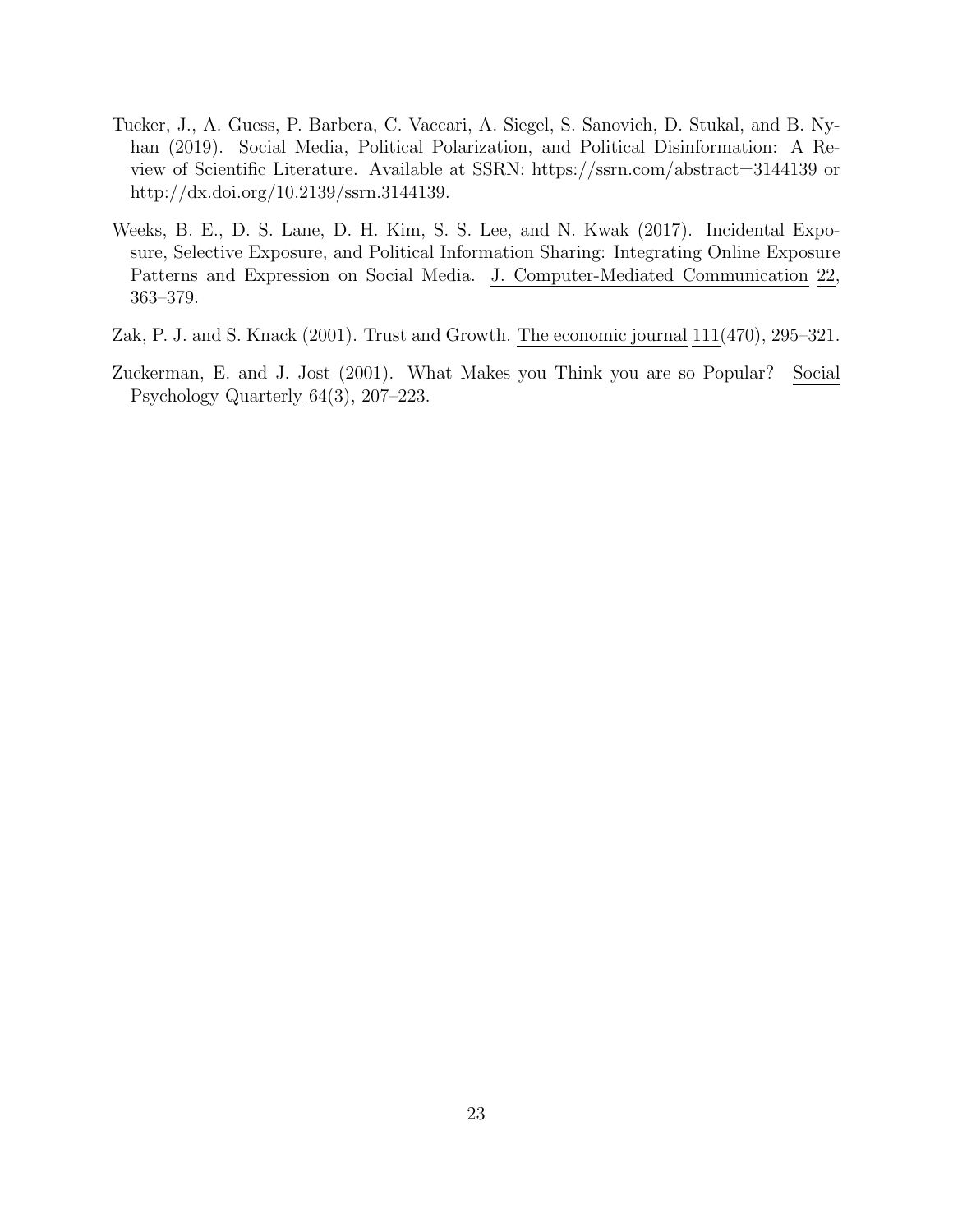Tucker, J., A. Guess, P. Barbera, C. Vaccari, A. Siegel, S. Sanovich, D. Stukal, and B. Nyhan (2019). Social Media, Political Polarization, and Political Disinformation: A Review of Scientific Literature. Available at SSRN: https://ssrn.com/abstract=3144139 or http://dx.doi.org/10.2139/ssrn.3144139.

Weeks, B. E., D. S. Lane, D. H. Kim, S. S. Lee, and N. Kwak (2017). Incidental Exposure, Selective Exposure, and Political Information Sharing: Integrating Online Exposure Patterns and Expression on Social Media. J. Computer-Mediated Communication 22, 363–379.

Zak, P. J. and S. Knack (2001). Trust and Growth. The economic journal 111(470), 295–321.

Zuckerman, E. and J. Jost (2001). What Makes you Think you are so Popular? Social Psychology Quarterly 64(3), 207–223.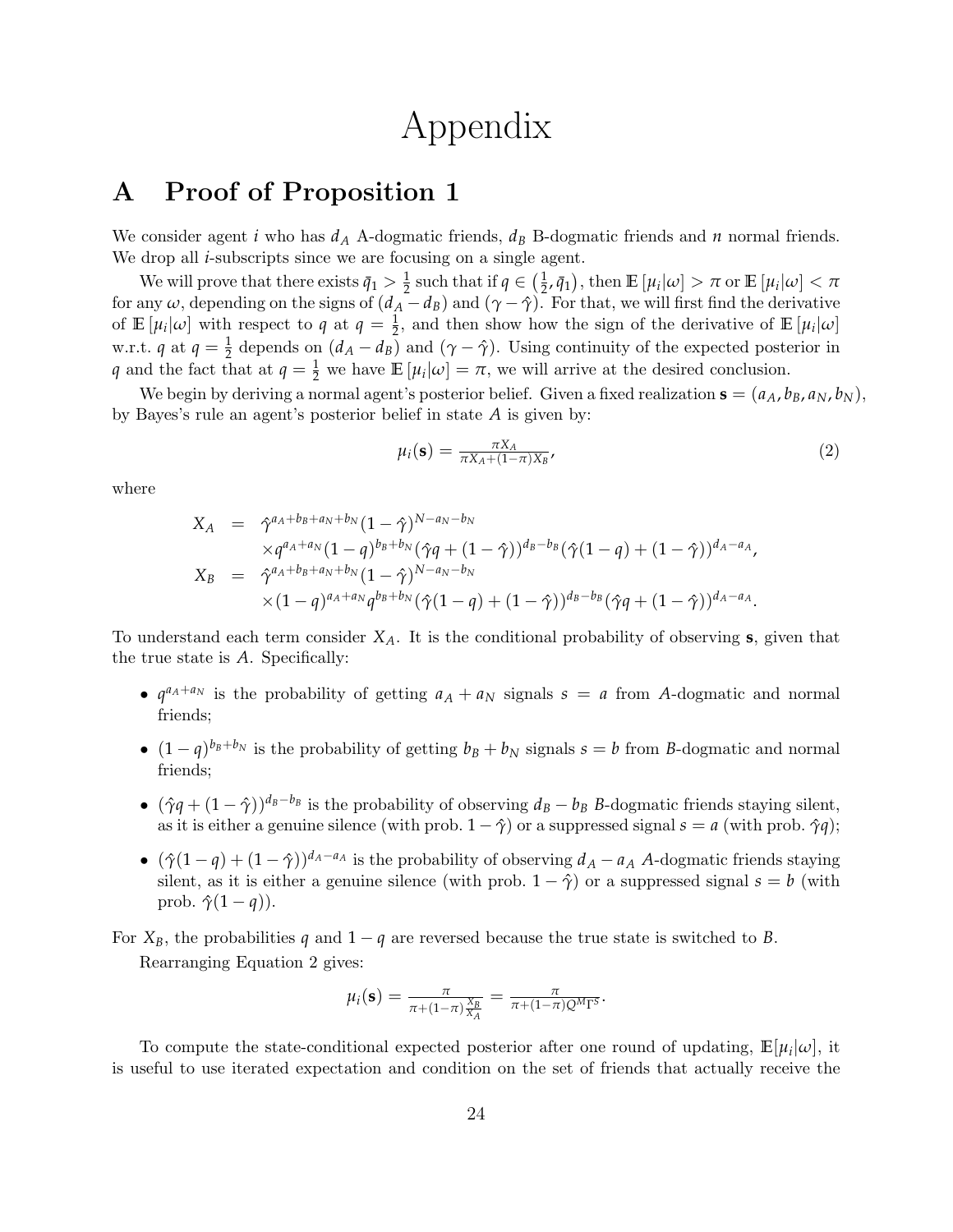# Appendix

## A Proof of Proposition 1

We consider agent $i$ who has $d_A$ A-dogmatic friends, $d_B$ B-dogmatic friends and $n$ normal friends. We drop all $i$-subscripts since we are focusing on a single agent.

We will prove that there exists $\bar{q}_1 > \frac{1}{2}$ such that if $q \in \left(\frac{1}{2}, \bar{q}_1\right)$, then $\mathbb{E}\left[\mu_i|\omega\right] > \pi$ or $\mathbb{E}\left[\mu_i|\omega\right] < \pi$ for any $\omega$, depending on the signs of $(d_A - d_B)$ and $(\gamma - \hat{\gamma})$. For that, we will first find the derivative of $\mathbb{E}\left[\mu_i|\omega\right]$ with respect to $q$ at $q = \frac{1}{2}$, and then show how the sign of the derivative of $\mathbb{E}\left[\mu_i|\omega\right]$ w.r.t. $q$ at $q = \frac{1}{2}$ depends on $(d_A - d_B)$ and $(\gamma - \hat{\gamma})$. Using continuity of the expected posterior in $q$ and the fact that at $q = \frac{1}{2}$ we have $\mathbb{E}\left[\mu_i|\omega\right] = \pi$, we will arrive at the desired conclusion.

We begin by deriving a normal agent's posterior belief. Given a fixed realization $\mathbf{s} = (a_A, b_B, a_N, b_N)$, by Bayes's rule an agent's posterior belief in state $A$ is given by:

$$\mu_i(\mathbf{s}) = \frac{\pi X_A}{\pi X_A + (1-\pi) X_B}, \tag{2}$$

where

$$\begin{aligned}
X_A &= \hat{\gamma}^{a_A+b_B+a_N+b_N}(1-\hat{\gamma})^{N-a_N-b_N} \\
&\quad \times q^{a_A+a_N}(1-q)^{b_B+b_N}(\hat{\gamma}q + (1-\hat{\gamma}))^{d_B-b_B}(\hat{\gamma}(1-q) + (1-\hat{\gamma}))^{d_A-a_A}, \\
X_B &= \hat{\gamma}^{a_A+b_B+a_N+b_N}(1-\hat{\gamma})^{N-a_N-b_N} \\
&\quad \times (1-q)^{a_A+a_N}q^{b_B+b_N}(\hat{\gamma}(1-q) + (1-\hat{\gamma}))^{d_B-b_B}(\hat{\gamma}q + (1-\hat{\gamma}))^{d_A-a_A}.
\end{aligned}$$

To understand each term consider $X_A$. It is the conditional probability of observing $\mathbf{s}$, given that the true state is $A$. Specifically:

- $q^{a_A+a_N}$ is the probability of getting $a_A + a_N$ signals $s = a$ from $A$-dogmatic and normal friends;
- $(1-q)^{b_B+b_N}$ is the probability of getting $b_B + b_N$ signals $s = b$ from $B$-dogmatic and normal friends;
- $(\hat{\gamma}q + (1-\hat{\gamma}))^{d_B-b_B}$ is the probability of observing $d_B - b_B$ $B$-dogmatic friends staying silent, as it is either a genuine silence (with prob. $1-\hat{\gamma}$) or a suppressed signal $s = a$ (with prob. $\hat{\gamma}q$);
- $(\hat{\gamma}(1-q) + (1-\hat{\gamma}))^{d_A-a_A}$ is the probability of observing $d_A - a_A$ $A$-dogmatic friends staying silent, as it is either a genuine silence (with prob. $1-\hat{\gamma}$) or a suppressed signal $s = b$ (with prob. $\hat{\gamma}(1-q)$).

For $X_B$, the probabilities $q$ and $1-q$ are reversed because the true state is switched to $B$.

Rearranging Equation 2 gives:

$$\mu_i(\mathbf{s}) = \frac{\pi}{\pi + (1-\pi)\frac{X_B}{X_A}} = \frac{\pi}{\pi + (1-\pi)Q^M\Gamma^S}.$$

To compute the state-conditional expected posterior after one round of updating, $\mathbb{E}[\mu_i|\omega]$, it is useful to use iterated expectation and condition on the set of friends that actually receive the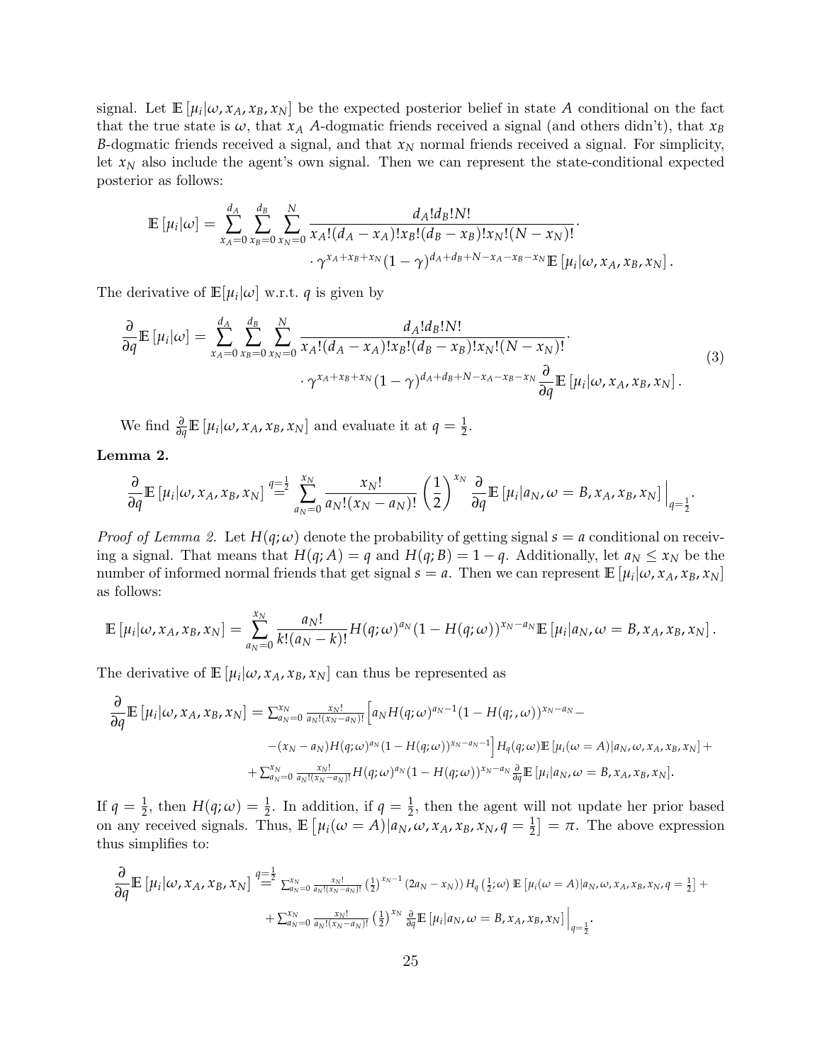signal. Let $\mathbb{E}\left[\mu_i|\omega, x_A, x_B, x_N\right]$ be the expected posterior belief in state $A$ conditional on the fact that the true state is $\omega$, that $x_A$ $A$-dogmatic friends received a signal (and others didn't), that $x_B$ $B$-dogmatic friends received a signal, and that $x_N$ normal friends received a signal. For simplicity, let $x_N$ also include the agent's own signal. Then we can represent the state-conditional expected posterior as follows:

$$
\begin{aligned}
\mathbb{E}\left[\mu_i|\omega\right] = \sum_{x_A=0}^{d_A}\sum_{x_B=0}^{d_B}\sum_{x_N=0}^{N} & \frac{d_A! d_B! N!}{x_A!(d_A-x_A)! x_B!(d_B-x_B)! x_N!(N-x_N)!}\cdot \\
& \cdot \gamma^{x_A+x_B+x_N}(1-\gamma)^{d_A+d_B+N-x_A-x_B-x_N}\mathbb{E}\left[\mu_i|\omega, x_A, x_B, x_N\right].
\end{aligned}
$$

The derivative of $\mathbb{E}[\mu_i|\omega]$ w.r.t. $q$ is given by

$$
\begin{aligned}
\frac{\partial}{\partial q}\mathbb{E}\left[\mu_i|\omega\right] = \sum_{x_A=0}^{d_A}\sum_{x_B=0}^{d_B}\sum_{x_N=0}^{N} & \frac{d_A! d_B! N!}{x_A!(d_A-x_A)! x_B!(d_B-x_B)! x_N!(N-x_N)!}\cdot \\
& \cdot \gamma^{x_A+x_B+x_N}(1-\gamma)^{d_A+d_B+N-x_A-x_B-x_N}\frac{\partial}{\partial q}\mathbb{E}\left[\mu_i|\omega, x_A, x_B, x_N\right].
\end{aligned}
\tag{3}
$$

We find $\frac{\partial}{\partial q}\mathbb{E}\left[\mu_i|\omega, x_A, x_B, x_N\right]$ and evaluate it at $q = \frac{1}{2}$.

**Lemma 2.**

$$
\frac{\partial}{\partial q}\mathbb{E}\left[\mu_i|\omega, x_A, x_B, x_N\right] \overset{q=\frac{1}{2}}{=} \sum_{a_N=0}^{x_N}\frac{x_N!}{a_N!(x_N-a_N)!}\left(\frac{1}{2}\right)^{x_N}\frac{\partial}{\partial q}\mathbb{E}\left[\mu_i|a_N, \omega=B, x_A, x_B, x_N\right]\Big|_{q=\frac{1}{2}}.
$$

*Proof of Lemma 2.* Let $H(q;\omega)$ denote the probability of getting signal $s=a$ conditional on receiving a signal. That means that $H(q;A)=q$ and $H(q;B)=1-q$. Additionally, let $a_N \leq x_N$ be the number of informed normal friends that get signal $s=a$. Then we can represent $\mathbb{E}\left[\mu_i|\omega, x_A, x_B, x_N\right]$ as follows:

$$
\mathbb{E}\left[\mu_i|\omega, x_A, x_B, x_N\right] = \sum_{a_N=0}^{x_N}\frac{a_N!}{k!(a_N-k)!}H(q;\omega)^{a_N}(1-H(q;\omega))^{x_N-a_N}\mathbb{E}\left[\mu_i|a_N, \omega=B, x_A, x_B, x_N\right].
$$

The derivative of $\mathbb{E}\left[\mu_i|\omega, x_A, x_B, x_N\right]$ can thus be represented as

$$
\begin{aligned}
\frac{\partial}{\partial q}\mathbb{E}\left[\mu_i|\omega, x_A, x_B, x_N\right] = & \textstyle\sum_{a_N=0}^{x_N}\frac{x_N!}{a_N!(x_N-a_N)!}\Big[a_N H(q;\omega)^{a_N-1}(1-H(q;,\omega))^{x_N-a_N} - \\
& -(x_N-a_N)H(q;\omega)^{a_N}(1-H(q;\omega))^{x_N-a_N-1}\Big]H_q(q;\omega)\mathbb{E}\left[\mu_i(\omega=A)|a_N, \omega, x_A, x_B, x_N\right] + \\
& + \textstyle\sum_{a_N=0}^{x_N}\frac{x_N!}{a_N!(x_N-a_N)!}H(q;\omega)^{a_N}(1-H(q;\omega))^{x_N-a_N}\frac{\partial}{\partial q}\mathbb{E}\left[\mu_i|a_N, \omega=B, x_A, x_B, x_N\right].
\end{aligned}
$$

If $q=\frac{1}{2}$, then $H(q;\omega)=\frac{1}{2}$. In addition, if $q=\frac{1}{2}$, then the agent will not update her prior based on any received signals. Thus, $\mathbb{E}\left[\mu_i(\omega=A)|a_N, \omega, x_A, x_B, x_N, q=\frac{1}{2}\right]=\pi$. The above expression thus simplifies to:

$$
\begin{aligned}
\frac{\partial}{\partial q}\mathbb{E}\left[\mu_i|\omega, x_A, x_B, x_N\right] \overset{q=\frac{1}{2}}{=} & \textstyle\sum_{a_N=0}^{x_N}\frac{x_N!}{a_N!(x_N-a_N)!}\left(\frac{1}{2}\right)^{x_N-1}(2a_N-x_N))H_q\left(\frac{1}{2};\omega\right)\mathbb{E}\left[\mu_i(\omega=A)|a_N, \omega, x_A, x_B, x_N, q=\frac{1}{2}\right] + \\
& + \textstyle\sum_{a_N=0}^{x_N}\frac{x_N!}{a_N!(x_N-a_N)!}\left(\frac{1}{2}\right)^{x_N}\frac{\partial}{\partial q}\mathbb{E}\left[\mu_i|a_N, \omega=B, x_A, x_B, x_N\right]\Big|_{q=\frac{1}{2}}.
\end{aligned}
$$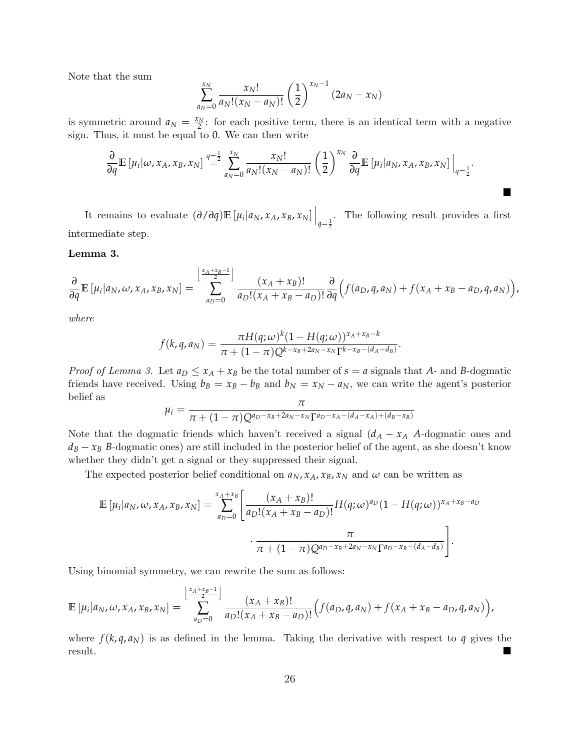Note that the sum

$$\sum_{a_N=0}^{x_N} \frac{x_N!}{a_N!(x_N-a_N)!}\left(\frac{1}{2}\right)^{x_N-1}(2a_N - x_N)$$

is symmetric around $a_N = \frac{x_N}{2}$: for each positive term, there is an identical term with a negative sign. Thus, it must be equal to 0. We can then write

$$\frac{\partial}{\partial q}\mathbb{E}\left[\mu_i|\omega, x_A, x_B, x_N\right] \overset{q=\frac{1}{2}}{=} \sum_{a_N=0}^{x_N} \frac{x_N!}{a_N!(x_N-a_N)!}\left(\frac{1}{2}\right)^{x_N} \frac{\partial}{\partial q}\mathbb{E}\left[\mu_i|a_N, x_A, x_B, x_N\right]\Big|_{q=\frac{1}{2}}.$$

■

It remains to evaluate $(\partial/\partial q)\mathbb{E}\left[\mu_i|a_N, x_A, x_B, x_N\right]\Big|_{q=\frac{1}{2}}$. The following result provides a first intermediate step.

**Lemma 3.**

$$\frac{\partial}{\partial q}\mathbb{E}\left[\mu_i|a_N, \omega, x_A, x_B, x_N\right] = \sum_{a_D=0}^{\left\lfloor \frac{x_A+x_B-1}{2}\right\rfloor} \frac{(x_A+x_B)!}{a_D!(x_A+x_B-a_D)!}\frac{\partial}{\partial q}\Big(f(a_D, q, a_N) + f(x_A+x_B-a_D, q, a_N)\Big),$$

*where*

$$f(k, q, a_N) = \frac{\pi H(q;\omega)^k(1-H(q;\omega))^{x_A+x_B-k}}{\pi + (1-\pi)Q^{k-x_B+2a_N-x_N}\Gamma^{k-x_B-(d_A-d_B)}}.$$

*Proof of Lemma 3.* Let $a_D \leq x_A + x_B$ be the total number of $s = a$ signals that $A$- and $B$-dogmatic friends have received. Using $b_B = x_B - b_B$ and $b_N = x_N - a_N$, we can write the agent's posterior belief as

$$\mu_i = \frac{\pi}{\pi + (1-\pi)Q^{a_D-x_B+2a_N-x_N}\Gamma^{a_D-x_A-(d_A-x_A)+(d_B-x_B)}}$$

Note that the dogmatic friends which haven't received a signal ($d_A - x_A$ $A$-dogmatic ones and $d_B - x_B$ $B$-dogmatic ones) are still included in the posterior belief of the agent, as she doesn't know whether they didn't get a signal or they suppressed their signal.

The expected posterior belief conditional on $a_N, x_A, x_B, x_N$ and $\omega$ can be written as

$$\mathbb{E}\left[\mu_i|a_N, \omega, x_A, x_B, x_N\right] = \sum_{a_D=0}^{x_A+x_B}\left[\frac{(x_A+x_B)!}{a_D!(x_A+x_B-a_D)!}H(q;\omega)^{a_D}(1-H(q;\omega))^{x_A+x_B-a_D}\right.$$
$$\left.\cdot\frac{\pi}{\pi + (1-\pi)Q^{a_D-x_B+2a_N-x_N}\Gamma^{a_D-x_B-(d_A-d_B)}}\right].$$

Using binomial symmetry, we can rewrite the sum as follows:

$$\mathbb{E}\left[\mu_i|a_N, \omega, x_A, x_B, x_N\right] = \sum_{a_D=0}^{\left\lfloor \frac{x_A+x_B-1}{2}\right\rfloor} \frac{(x_A+x_B)!}{a_D!(x_A+x_B-a_D)!}\Big(f(a_D, q, a_N) + f(x_A+x_B-a_D, q, a_N)\Big),$$

where $f(k, q, a_N)$ is as defined in the lemma. Taking the derivative with respect to $q$ gives the result. ■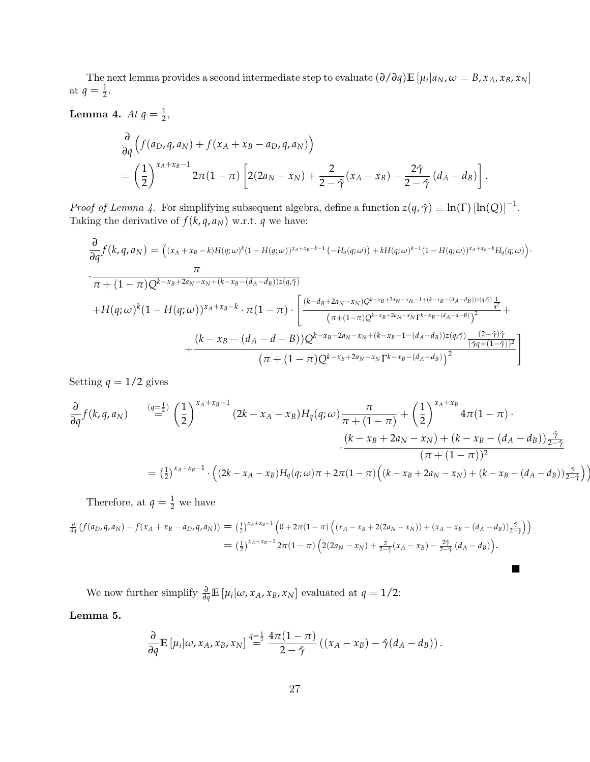The next lemma provides a second intermediate step to evaluate $(\partial/\partial q)\mathbb{E}[\mu_i|a_N, \omega = B, x_A, x_B, x_N]$ at $q = \frac{1}{2}$.

**Lemma 4.** *At* $q = \frac{1}{2}$,

$$
\begin{aligned}
&\frac{\partial}{\partial q}\Big(f(a_D, q, a_N) + f(x_A + x_B - a_D, q, a_N)\Big) \\
&= \left(\frac{1}{2}\right)^{x_A+x_B-1} 2\pi(1-\pi)\left[2(2a_N - x_N) + \frac{2}{2-\hat{\gamma}}(x_A - x_B) - \frac{2\hat{\gamma}}{2-\hat{\gamma}}(d_A - d_B)\right].
\end{aligned}
$$

*Proof of Lemma 4.* For simplifying subsequent algebra, define a function $z(q, \hat{\gamma}) \equiv \ln(\Gamma)[\ln(Q)]^{-1}$. Taking the derivative of $f(k, q, a_N)$ w.r.t. $q$ we have:

$$
\begin{aligned}
\frac{\partial}{\partial q}f(k, q, a_N) &= \Big((x_A + x_B - k)H(q;\omega)^k(1 - H(q;\omega))^{x_A+x_B-k-1}\left(-H_q(q;\omega)\right) + kH(q;\omega)^{k-1}(1 - H(q;\omega))^{x_A+x_B-k}H_q(q;\omega)\Big)\cdot \\
&\cdot \frac{\pi}{\pi + (1-\pi)Q^{k-x_B+2a_N-x_N+(k-x_B-(d_A-d_B))z(q,\hat{\gamma})}} \\
&+ H(q;\omega)^k(1 - H(q;\omega))^{x_A+x_B-k} \cdot \pi(1-\pi) \cdot \left[\frac{(k - d_B + 2a_N - x_N)Q^{k-x_B+2a_N-x_N-1+(k-x_B-(d_A-d_B))z(q,\hat{\gamma})}\frac{1}{q^2}}{\left(\pi + (1-\pi)Q^{k-x_B+2a_N-x_N}\Gamma^{k-x_B-(d_A-d-B)}\right)^2} + \right. \\
&\left. + \frac{(k - x_B - (d_A - d - B))Q^{k-x_B+2a_N-x_N+(k-x_B-1-(d_A-d_B))z(q,\hat{\gamma})}\frac{(2-\hat{\gamma})\hat{\gamma}}{(\hat{\gamma}q+(1-\hat{\gamma}))^2}}{\left(\pi + (1-\pi)Q^{k-x_B+2a_N-x_N}\Gamma^{k-x_B-(d_A-d_B)}\right)^2}\right]
\end{aligned}
$$

Setting $q = 1/2$ gives

$$
\begin{aligned}
\frac{\partial}{\partial q}f(k, q, a_N) \quad &\overset{(q=\frac{1}{2})}{=} \left(\frac{1}{2}\right)^{x_A+x_B-1}(2k - x_A - x_B)H_q(q;\omega)\frac{\pi}{\pi + (1-\pi)} + \left(\frac{1}{2}\right)^{x_A+x_B} 4\pi(1-\pi)\cdot \\
&\cdot \frac{(k - x_B + 2a_N - x_N) + (k - x_B - (d_A - d_B))\frac{\hat{\gamma}}{2-\hat{\gamma}}}{(\pi + (1-\pi))^2} \\
&= \left(\tfrac{1}{2}\right)^{x_A+x_B-1}\cdot\Big((2k - x_A - x_B)H_q(q;\omega)\pi + 2\pi(1-\pi)\Big((k - x_B + 2a_N - x_N) + (k - x_B - (d_A - d_B))\tfrac{\hat{\gamma}}{2-\hat{\gamma}}\Big)\Big)
\end{aligned}
$$

Therefore, at $q = \frac{1}{2}$ we have

$$
\begin{aligned}
\tfrac{\partial}{\partial q}\left(f(a_D, q, a_N) + f(x_A + x_B - a_D, q, a_N)\right) &= \left(\tfrac{1}{2}\right)^{x_A+x_B-1}\Big(0 + 2\pi(1-\pi)\Big((x_A - x_B + 2(2a_N - x_N)) + (x_A - x_B - (d_A - d_B))\tfrac{\hat{\gamma}}{2-\hat{\gamma}}\Big)\Big) \\
&= \left(\tfrac{1}{2}\right)^{x_A+x_B-1}2\pi(1-\pi)\Big(2(2a_N - x_N) + \tfrac{2}{2-\hat{\gamma}}(x_A - x_B) - \tfrac{2\hat{\gamma}}{2-\hat{\gamma}}(d_A - d_B)\Big).
\end{aligned}
$$

■

We now further simplify $\frac{\partial}{\partial q}\mathbb{E}[\mu_i|\omega, x_A, x_B, x_N]$ evaluated at $q = 1/2$:

**Lemma 5.**

$$
\frac{\partial}{\partial q}\mathbb{E}[\mu_i|\omega, x_A, x_B, x_N] \overset{q=\frac{1}{2}}{=} \frac{4\pi(1-\pi)}{2-\hat{\gamma}}\left((x_A - x_B) - \hat{\gamma}(d_A - d_B)\right).
$$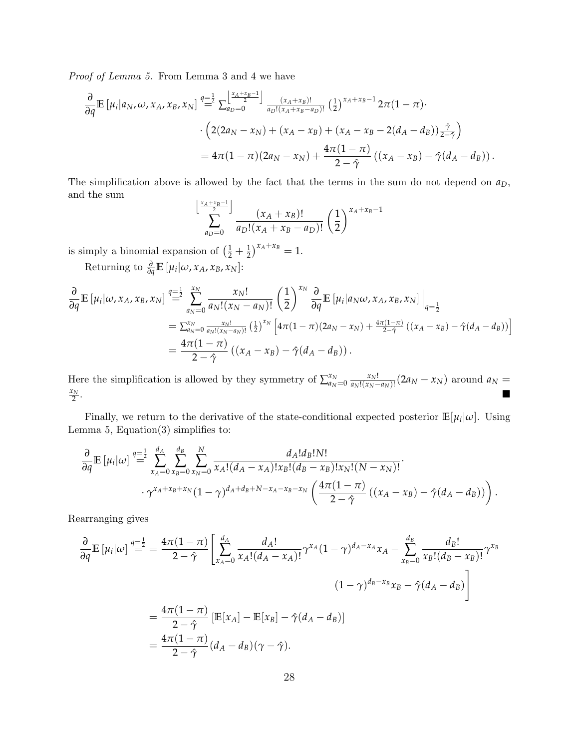*Proof of Lemma 5.* From Lemma 3 and 4 we have

$$
\begin{aligned}
\frac{\partial}{\partial q}\mathbb{E}\left[\mu_i | a_N, \omega, x_A, x_B, x_N\right] &\overset{q=\frac{1}{2}}{=} \textstyle\sum_{a_D=0}^{\left\lfloor \frac{x_A+x_B-1}{2}\right\rfloor} \frac{(x_A+x_B)!}{a_D!(x_A+x_B-a_D)!}\left(\frac{1}{2}\right)^{x_A+x_B-1} 2\pi(1-\pi)\cdot \\
&\quad \cdot \left(2(2a_N - x_N) + (x_A - x_B) + (x_A - x_B - 2(d_A - d_B))\frac{\hat{\gamma}}{2-\hat{\gamma}}\right) \\
&= 4\pi(1-\pi)(2a_N - x_N) + \frac{4\pi(1-\pi)}{2-\hat{\gamma}}\left((x_A - x_B) - \hat{\gamma}(d_A - d_B)\right).
\end{aligned}
$$

The simplification above is allowed by the fact that the terms in the sum do not depend on $a_D$, and the sum

$$
\sum_{a_D=0}^{\left\lfloor \frac{x_A+x_B-1}{2}\right\rfloor} \frac{(x_A+x_B)!}{a_D!(x_A+x_B-a_D)!}\left(\frac{1}{2}\right)^{x_A+x_B-1}
$$

is simply a binomial expansion of $\left(\frac{1}{2}+\frac{1}{2}\right)^{x_A+x_B} = 1$.

Returning to $\frac{\partial}{\partial q}\mathbb{E}\left[\mu_i | \omega, x_A, x_B, x_N\right]$:

$$
\begin{aligned}
\frac{\partial}{\partial q}\mathbb{E}\left[\mu_i | \omega, x_A, x_B, x_N\right] &\overset{q=\frac{1}{2}}{=} \sum_{a_N=0}^{x_N} \frac{x_N!}{a_N!(x_N-a_N)!}\left(\frac{1}{2}\right)^{x_N} \frac{\partial}{\partial q}\mathbb{E}\left[\mu_i | a_N \omega, x_A, x_B, x_N\right]\Big|_{q=\frac{1}{2}} \\
&= \textstyle\sum_{a_N=0}^{x_N} \frac{x_N!}{a_N!(x_N-a_N)!}\left(\frac{1}{2}\right)^{x_N}\left[4\pi(1-\pi)(2a_N - x_N) + \frac{4\pi(1-\pi)}{2-\hat{\gamma}}\left((x_A - x_B) - \hat{\gamma}(d_A - d_B)\right)\right] \\
&= \frac{4\pi(1-\pi)}{2-\hat{\gamma}}\left((x_A - x_B) - \hat{\gamma}(d_A - d_B)\right).
\end{aligned}
$$

Here the simplification is allowed by they symmetry of $\sum_{a_N=0}^{x_N} \frac{x_N!}{a_N!(x_N-a_N)!}(2a_N - x_N)$ around $a_N = \frac{x_N}{2}$. ∎

Finally, we return to the derivative of the state-conditional expected posterior $\mathbb{E}[\mu_i|\omega]$. Using Lemma 5, Equation(3) simplifies to:

$$
\begin{aligned}
\frac{\partial}{\partial q}\mathbb{E}\left[\mu_i | \omega\right] &\overset{q=\frac{1}{2}}{=} \sum_{x_A=0}^{d_A}\sum_{x_B=0}^{d_B}\sum_{x_N=0}^{N} \frac{d_A! d_B! N!}{x_A!(d_A-x_A)! x_B!(d_B-x_B)! x_N!(N-x_N)!}\cdot \\
&\quad \cdot \gamma^{x_A+x_B+x_N}(1-\gamma)^{d_A+d_B+N-x_A-x_B-x_N}\left(\frac{4\pi(1-\pi)}{2-\hat{\gamma}}\left((x_A - x_B) - \hat{\gamma}(d_A - d_B)\right)\right).
\end{aligned}
$$

Rearranging gives

$$
\begin{aligned}
\frac{\partial}{\partial q}\mathbb{E}\left[\mu_i | \omega\right] \overset{q=\frac{1}{2}}{=} &= \frac{4\pi(1-\pi)}{2-\hat{\gamma}}\Bigg[\sum_{x_A=0}^{d_A}\frac{d_A!}{x_A!(d_A-x_A)!}\gamma^{x_A}(1-\gamma)^{d_A-x_A}x_A - \sum_{x_B=0}^{d_B}\frac{d_B!}{x_B!(d_B-x_B)!}\gamma^{x_B} \\
&\qquad (1-\gamma)^{d_B-x_B}x_B - \hat{\gamma}(d_A - d_B)\Bigg] \\
&= \frac{4\pi(1-\pi)}{2-\hat{\gamma}}\left[\mathbb{E}[x_A] - \mathbb{E}[x_B] - \hat{\gamma}(d_A - d_B)\right] \\
&= \frac{4\pi(1-\pi)}{2-\hat{\gamma}}(d_A - d_B)(\gamma - \hat{\gamma}).
\end{aligned}
$$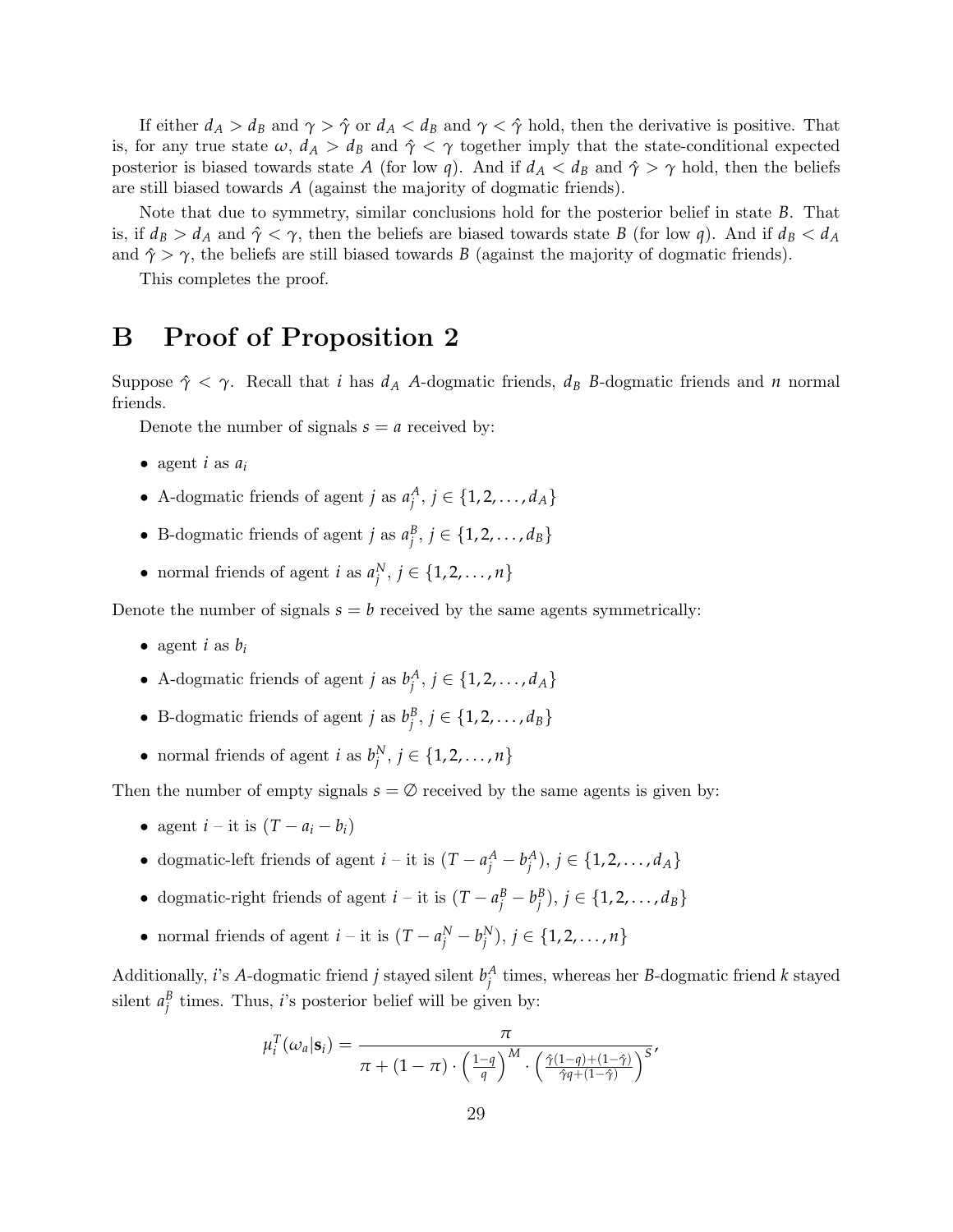If either $d_A > d_B$ and $\gamma > \hat{\gamma}$ or $d_A < d_B$ and $\gamma < \hat{\gamma}$ hold, then the derivative is positive. That is, for any true state $\omega$, $d_A > d_B$ and $\hat{\gamma} < \gamma$ together imply that the state-conditional expected posterior is biased towards state $A$ (for low $q$). And if $d_A < d_B$ and $\hat{\gamma} > \gamma$ hold, then the beliefs are still biased towards $A$ (against the majority of dogmatic friends).

Note that due to symmetry, similar conclusions hold for the posterior belief in state $B$. That is, if $d_B > d_A$ and $\hat{\gamma} < \gamma$, then the beliefs are biased towards state $B$ (for low $q$). And if $d_B < d_A$ and $\hat{\gamma} > \gamma$, the beliefs are still biased towards $B$ (against the majority of dogmatic friends).

This completes the proof.

# B Proof of Proposition 2

Suppose $\hat{\gamma} < \gamma$. Recall that $i$ has $d_A$ $A$-dogmatic friends, $d_B$ $B$-dogmatic friends and $n$ normal friends.

Denote the number of signals $s = a$ received by:

- agent $i$ as $a_i$
- A-dogmatic friends of agent $j$ as $a_j^A$, $j \in \{1, 2, \ldots, d_A\}$
- B-dogmatic friends of agent $j$ as $a_j^B$, $j \in \{1, 2, \ldots, d_B\}$
- normal friends of agent $i$ as $a_j^N$, $j \in \{1, 2, \ldots, n\}$

Denote the number of signals $s = b$ received by the same agents symmetrically:

- agent $i$ as $b_i$
- A-dogmatic friends of agent $j$ as $b_j^A$, $j \in \{1, 2, \ldots, d_A\}$
- B-dogmatic friends of agent $j$ as $b_j^B$, $j \in \{1, 2, \ldots, d_B\}$
- normal friends of agent $i$ as $b_j^N$, $j \in \{1, 2, \ldots, n\}$

Then the number of empty signals $s = \emptyset$ received by the same agents is given by:

- agent $i$ – it is $(T - a_i - b_i)$
- dogmatic-left friends of agent $i$ – it is $(T - a_j^A - b_j^A)$, $j \in \{1, 2, \ldots, d_A\}$
- dogmatic-right friends of agent $i$ – it is $(T - a_j^B - b_j^B)$, $j \in \{1, 2, \ldots, d_B\}$
- normal friends of agent $i$ – it is $(T - a_j^N - b_j^N)$, $j \in \{1, 2, \ldots, n\}$

Additionally, $i$'s $A$-dogmatic friend $j$ stayed silent $b_j^A$ times, whereas her $B$-dogmatic friend $k$ stayed silent $a_j^B$ times. Thus, $i$'s posterior belief will be given by:

$$\mu_i^T(\omega_a|\mathbf{s}_i) = \frac{\pi}{\pi + (1-\pi) \cdot \left(\frac{1-q}{q}\right)^M \cdot \left(\frac{\hat{\gamma}(1-q)+(1-\hat{\gamma})}{\hat{\gamma}q+(1-\hat{\gamma})}\right)^S},$$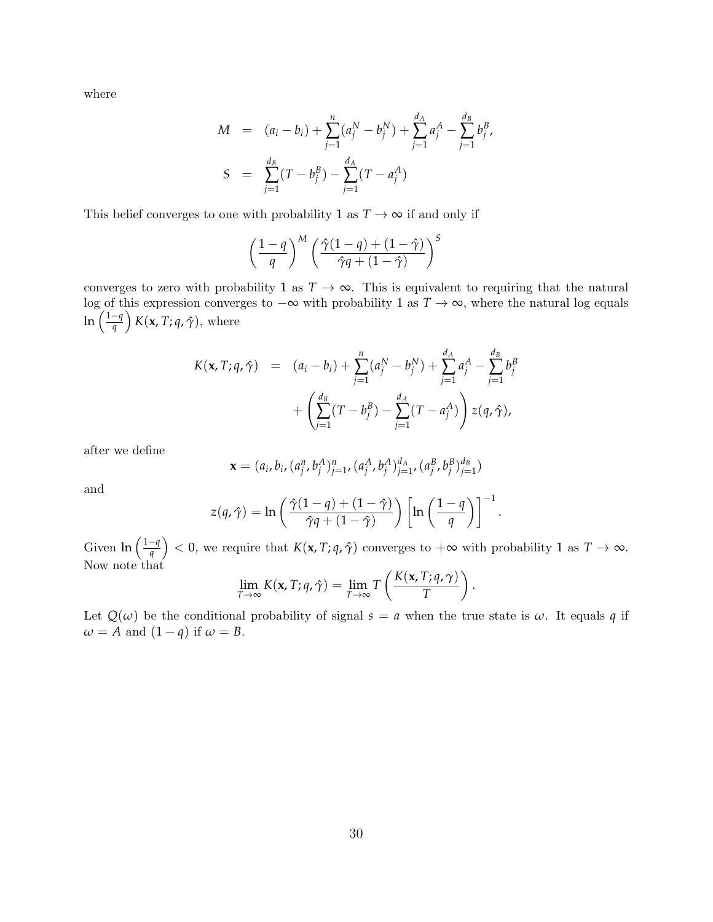where

$$
\begin{aligned}
M &= (a_i - b_i) + \sum_{j=1}^{n}(a_j^N - b_j^N) + \sum_{j=1}^{d_A} a_j^A - \sum_{j=1}^{d_B} b_j^B, \\
S &= \sum_{j=1}^{d_B}(T - b_j^B) - \sum_{j=1}^{d_A}(T - a_j^A)
\end{aligned}
$$

This belief converges to one with probability 1 as $T \to \infty$ if and only if

$$
\left(\frac{1-q}{q}\right)^M \left(\frac{\hat{\gamma}(1-q) + (1-\hat{\gamma})}{\hat{\gamma}q + (1-\hat{\gamma})}\right)^S
$$

converges to zero with probability 1 as $T \to \infty$. This is equivalent to requiring that the natural log of this expression converges to $-\infty$ with probability 1 as $T \to \infty$, where the natural log equals $\ln\left(\frac{1-q}{q}\right) K(\mathbf{x}, T; q, \hat{\gamma})$, where

$$
\begin{aligned}
K(\mathbf{x}, T; q, \hat{\gamma}) &= (a_i - b_i) + \sum_{j=1}^{n}(a_j^N - b_j^N) + \sum_{j=1}^{d_A} a_j^A - \sum_{j=1}^{d_B} b_j^B \\
&\quad + \left(\sum_{j=1}^{d_B}(T - b_j^B) - \sum_{j=1}^{d_A}(T - a_j^A)\right) z(q, \hat{\gamma}),
\end{aligned}
$$

after we define

$$
\mathbf{x} = (a_i, b_i, (a_j^n, b_j^A)_{j=1}^n, (a_j^A, b_j^A)_{j=1}^{d_A}, (a_j^B, b_j^B)_{j=1}^{d_B})
$$

and

$$
z(q, \hat{\gamma}) = \ln\left(\frac{\hat{\gamma}(1-q) + (1-\hat{\gamma})}{\hat{\gamma}q + (1-\hat{\gamma})}\right) \left[\ln\left(\frac{1-q}{q}\right)\right]^{-1}.
$$

Given $\ln\left(\frac{1-q}{q}\right) < 0$, we require that $K(\mathbf{x}, T; q, \hat{\gamma})$ converges to $+\infty$ with probability 1 as $T \to \infty$. Now note that

$$
\lim_{T \to \infty} K(\mathbf{x}, T; q, \hat{\gamma}) = \lim_{T \to \infty} T\left(\frac{K(\mathbf{x}, T; q, \gamma)}{T}\right).
$$

Let $Q(\omega)$ be the conditional probability of signal $s = a$ when the true state is $\omega$. It equals $q$ if $\omega = A$ and $(1-q)$ if $\omega = B$.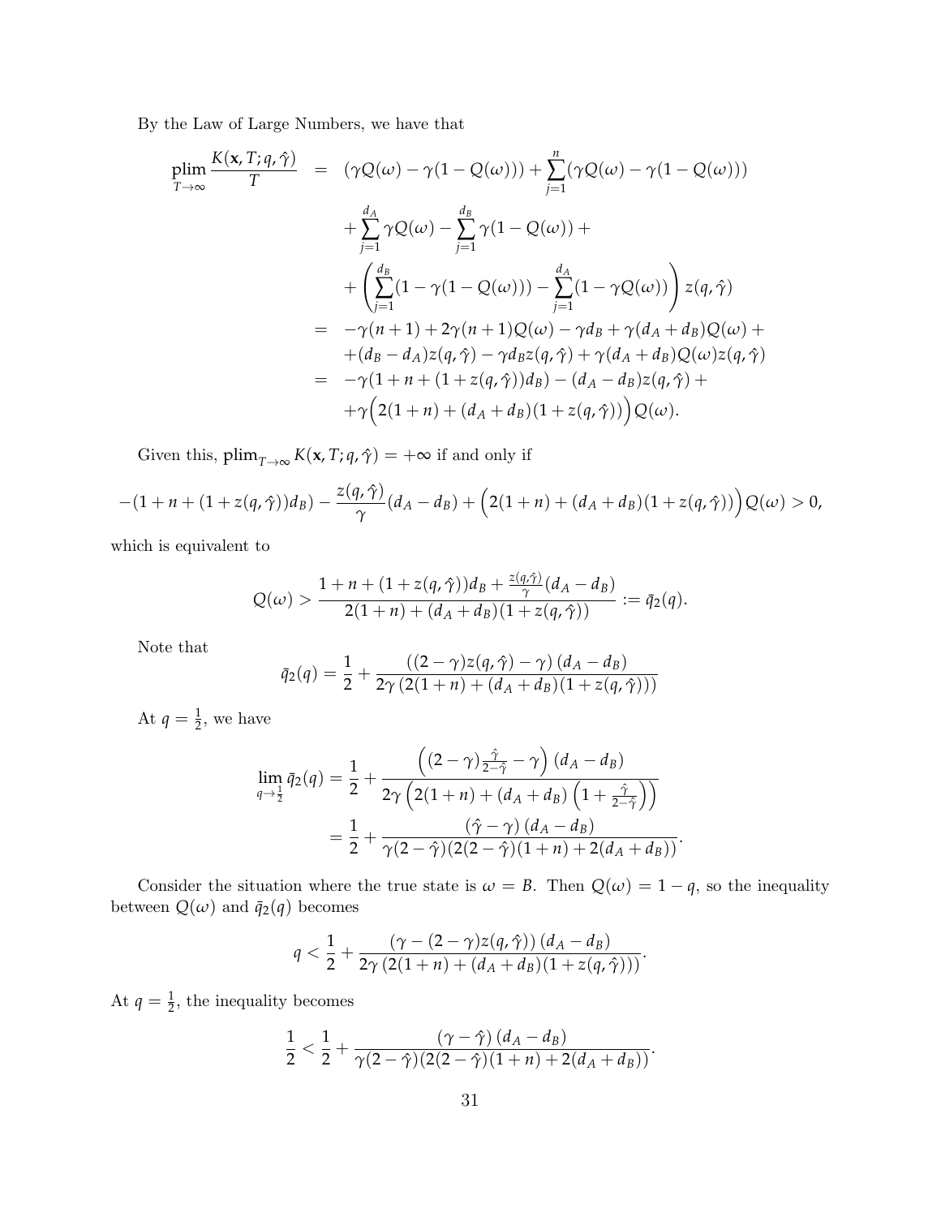By the Law of Large Numbers, we have that

$$
\begin{aligned}
\operatorname*{plim}_{T\to\infty} \frac{K(\mathbf{x}, T; q, \hat{\gamma})}{T} &= (\gamma Q(\omega) - \gamma(1 - Q(\omega))) + \sum_{j=1}^{n} (\gamma Q(\omega) - \gamma(1 - Q(\omega))) \\
&\quad + \sum_{j=1}^{d_A} \gamma Q(\omega) - \sum_{j=1}^{d_B} \gamma (1 - Q(\omega)) + \\
&\quad + \left( \sum_{j=1}^{d_B} (1 - \gamma(1 - Q(\omega))) - \sum_{j=1}^{d_A} (1 - \gamma Q(\omega)) \right) z(q, \hat{\gamma}) \\
&= -\gamma(n+1) + 2\gamma(n+1)Q(\omega) - \gamma d_B + \gamma(d_A + d_B)Q(\omega) + \\
&\quad + (d_B - d_A) z(q, \hat{\gamma}) - \gamma d_B z(q, \hat{\gamma}) + \gamma(d_A + d_B) Q(\omega) z(q, \hat{\gamma}) \\
&= -\gamma(1 + n + (1 + z(q, \hat{\gamma})) d_B) - (d_A - d_B) z(q, \hat{\gamma}) + \\
&\quad + \gamma \Big( 2(1+n) + (d_A + d_B)(1 + z(q, \hat{\gamma})) \Big) Q(\omega).
\end{aligned}
$$

Given this, $\operatorname*{plim}_{T\to\infty} K(\mathbf{x}, T; q, \hat{\gamma}) = +\infty$ if and only if

$$
-(1 + n + (1 + z(q, \hat{\gamma})) d_B) - \frac{z(q, \hat{\gamma})}{\gamma}(d_A - d_B) + \Big( 2(1+n) + (d_A + d_B)(1 + z(q, \hat{\gamma})) \Big) Q(\omega) > 0,
$$

which is equivalent to

$$
Q(\omega) > \frac{1 + n + (1 + z(q, \hat{\gamma})) d_B + \frac{z(q, \hat{\gamma})}{\gamma}(d_A - d_B)}{2(1+n) + (d_A + d_B)(1 + z(q, \hat{\gamma}))} := \bar{q}_2(q).
$$

Note that

$$
\bar{q}_2(q) = \frac{1}{2} + \frac{((2-\gamma) z(q, \hat{\gamma}) - \gamma)(d_A - d_B)}{2\gamma (2(1+n) + (d_A + d_B)(1 + z(q, \hat{\gamma})))}
$$

At $q = \frac{1}{2}$, we have

$$
\begin{aligned}
\lim_{q \to \frac{1}{2}} \bar{q}_2(q) &= \frac{1}{2} + \frac{\left( (2-\gamma) \frac{\hat{\gamma}}{2 - \hat{\gamma}} - \gamma \right)(d_A - d_B)}{2\gamma \left( 2(1+n) + (d_A + d_B) \left( 1 + \frac{\hat{\gamma}}{2 - \hat{\gamma}} \right) \right)} \\
&= \frac{1}{2} + \frac{(\hat{\gamma} - \gamma)(d_A - d_B)}{\gamma (2 - \hat{\gamma})(2(2 - \hat{\gamma})(1+n) + 2(d_A + d_B))}.
\end{aligned}
$$

Consider the situation where the true state is $\omega = B$. Then $Q(\omega) = 1 - q$, so the inequality between $Q(\omega)$ and $\bar{q}_2(q)$ becomes

$$
q < \frac{1}{2} + \frac{(\gamma - (2-\gamma) z(q, \hat{\gamma}))(d_A - d_B)}{2\gamma (2(1+n) + (d_A + d_B)(1 + z(q, \hat{\gamma})))}.
$$

At $q = \frac{1}{2}$, the inequality becomes

$$
\frac{1}{2} < \frac{1}{2} + \frac{(\gamma - \hat{\gamma})(d_A - d_B)}{\gamma (2 - \hat{\gamma})(2(2 - \hat{\gamma})(1+n) + 2(d_A + d_B))}.
$$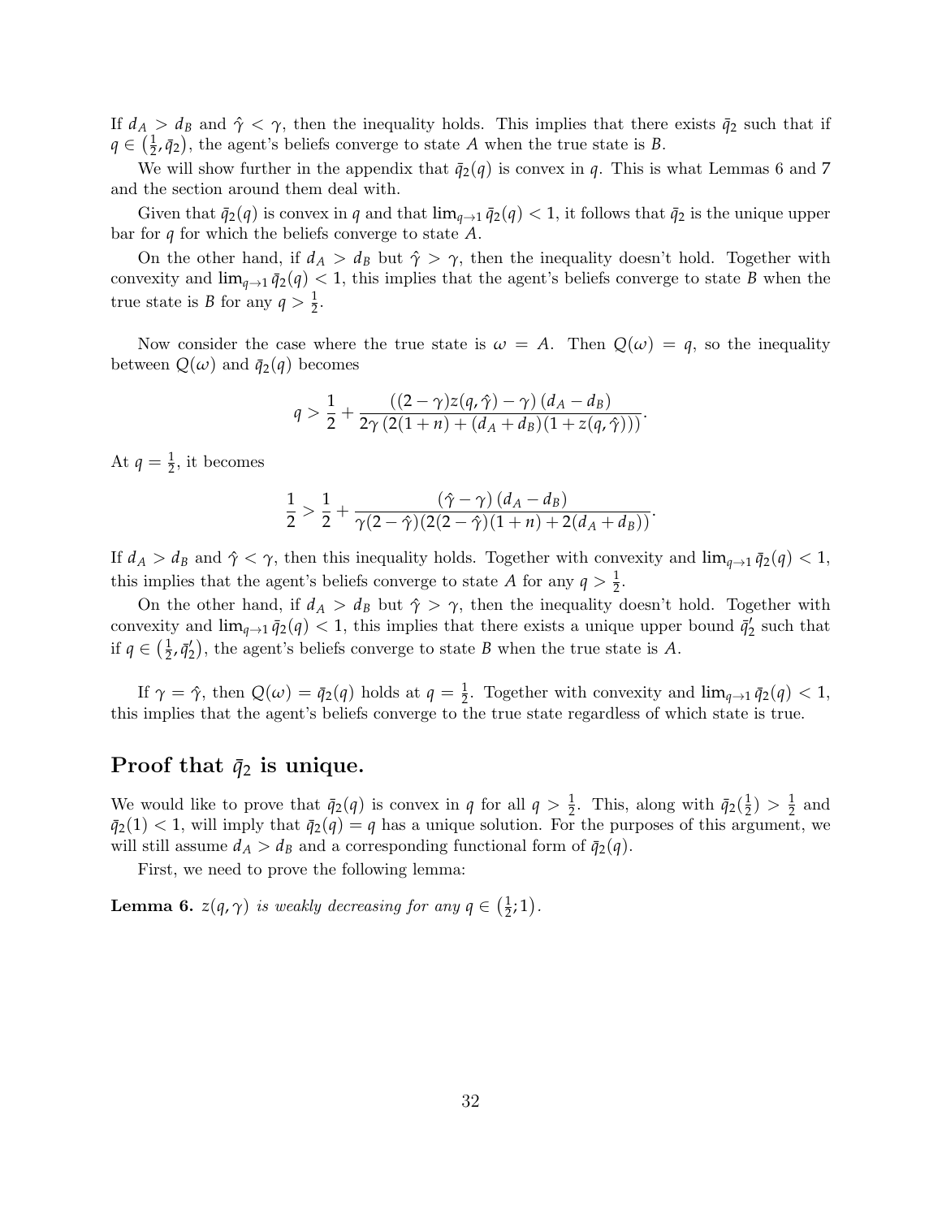If $d_A > d_B$ and $\hat{\gamma} < \gamma$, then the inequality holds. This implies that there exists $\bar{q}_2$ such that if $q \in \left(\frac{1}{2}, \bar{q}_2\right)$, the agent's beliefs converge to state $A$ when the true state is $B$.

We will show further in the appendix that $\bar{q}_2(q)$ is convex in $q$. This is what Lemmas 6 and 7 and the section around them deal with.

Given that $\bar{q}_2(q)$ is convex in $q$ and that $\lim_{q \to 1} \bar{q}_2(q) < 1$, it follows that $\bar{q}_2$ is the unique upper bar for $q$ for which the beliefs converge to state $A$.

On the other hand, if $d_A > d_B$ but $\hat{\gamma} > \gamma$, then the inequality doesn't hold. Together with convexity and $\lim_{q \to 1} \bar{q}_2(q) < 1$, this implies that the agent's beliefs converge to state $B$ when the true state is $B$ for any $q > \frac{1}{2}$.

Now consider the case where the true state is $\omega = A$. Then $Q(\omega) = q$, so the inequality between $Q(\omega)$ and $\bar{q}_2(q)$ becomes

$$q > \frac{1}{2} + \frac{\left((2-\gamma)z(q,\hat{\gamma}) - \gamma\right)(d_A - d_B)}{2\gamma\left(2(1+n) + (d_A + d_B)(1 + z(q,\hat{\gamma}))\right)}.$$

At $q = \frac{1}{2}$, it becomes

$$\frac{1}{2} > \frac{1}{2} + \frac{(\hat{\gamma} - \gamma)(d_A - d_B)}{\gamma(2-\hat{\gamma})(2(2-\hat{\gamma})(1+n) + 2(d_A + d_B))}.$$

If $d_A > d_B$ and $\hat{\gamma} < \gamma$, then this inequality holds. Together with convexity and $\lim_{q \to 1} \bar{q}_2(q) < 1$, this implies that the agent's beliefs converge to state $A$ for any $q > \frac{1}{2}$.

On the other hand, if $d_A > d_B$ but $\hat{\gamma} > \gamma$, then the inequality doesn't hold. Together with convexity and $\lim_{q \to 1} \bar{q}_2(q) < 1$, this implies that there exists a unique upper bound $\bar{q}_2'$ such that if $q \in \left(\frac{1}{2}, \bar{q}_2'\right)$, the agent's beliefs converge to state $B$ when the true state is $A$.

If $\gamma = \hat{\gamma}$, then $Q(\omega) = \bar{q}_2(q)$ holds at $q = \frac{1}{2}$. Together with convexity and $\lim_{q \to 1} \bar{q}_2(q) < 1$, this implies that the agent's beliefs converge to the true state regardless of which state is true.

## Proof that $\bar{q}_2$ is unique.

We would like to prove that $\bar{q}_2(q)$ is convex in $q$ for all $q > \frac{1}{2}$. This, along with $\bar{q}_2(\frac{1}{2}) > \frac{1}{2}$ and $\bar{q}_2(1) < 1$, will imply that $\bar{q}_2(q) = q$ has a unique solution. For the purposes of this argument, we will still assume $d_A > d_B$ and a corresponding functional form of $\bar{q}_2(q)$.

First, we need to prove the following lemma:

**Lemma 6.** *$z(q, \gamma)$ is weakly decreasing for any $q \in \left(\frac{1}{2}; 1\right)$.*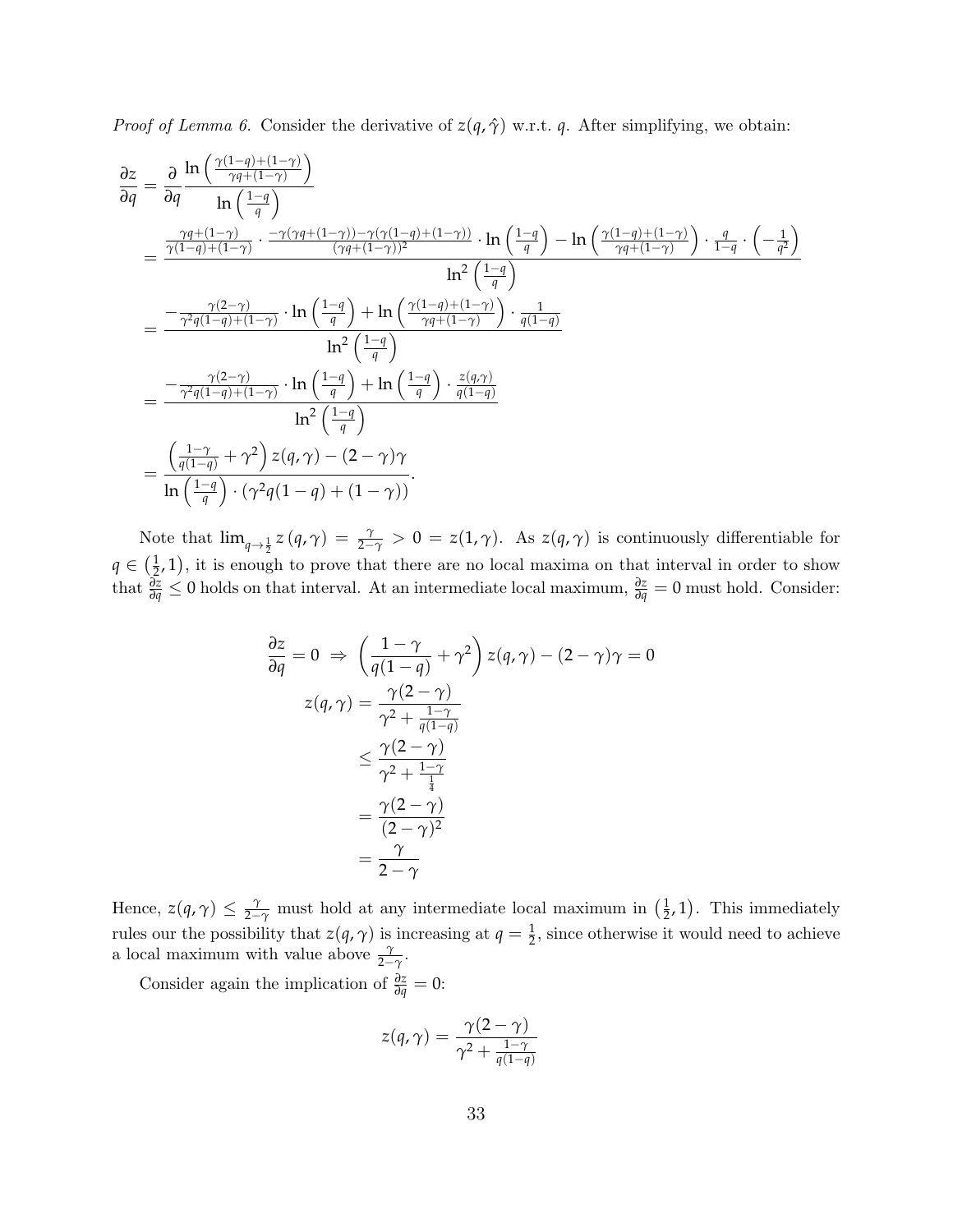*Proof of Lemma 6.* Consider the derivative of $z(q, \hat{\gamma})$ w.r.t. $q$. After simplifying, we obtain:

$$
\begin{aligned}
\frac{\partial z}{\partial q} &= \frac{\partial}{\partial q} \frac{\ln\left(\frac{\gamma(1-q)+(1-\gamma)}{\gamma q+(1-\gamma)}\right)}{\ln\left(\frac{1-q}{q}\right)} \\
&= \frac{\frac{\gamma q+(1-\gamma)}{\gamma(1-q)+(1-\gamma)} \cdot \frac{-\gamma(\gamma q+(1-\gamma))-\gamma(\gamma(1-q)+(1-\gamma))}{(\gamma q+(1-\gamma))^2} \cdot \ln\left(\frac{1-q}{q}\right) - \ln\left(\frac{\gamma(1-q)+(1-\gamma)}{\gamma q+(1-\gamma)}\right) \cdot \frac{q}{1-q} \cdot \left(-\frac{1}{q^2}\right)}{\ln^2\left(\frac{1-q}{q}\right)} \\
&= \frac{-\frac{\gamma(2-\gamma)}{\gamma^2 q(1-q)+(1-\gamma)} \cdot \ln\left(\frac{1-q}{q}\right) + \ln\left(\frac{\gamma(1-q)+(1-\gamma)}{\gamma q+(1-\gamma)}\right) \cdot \frac{1}{q(1-q)}}{\ln^2\left(\frac{1-q}{q}\right)} \\
&= \frac{-\frac{\gamma(2-\gamma)}{\gamma^2 q(1-q)+(1-\gamma)} \cdot \ln\left(\frac{1-q}{q}\right) + \ln\left(\frac{1-q}{q}\right) \cdot \frac{z(q,\gamma)}{q(1-q)}}{\ln^2\left(\frac{1-q}{q}\right)} \\
&= \frac{\left(\frac{1-\gamma}{q(1-q)} + \gamma^2\right) z(q,\gamma) - (2-\gamma)\gamma}{\ln\left(\frac{1-q}{q}\right) \cdot \left(\gamma^2 q(1-q) + (1-\gamma)\right)}.
\end{aligned}
$$

Note that $\lim_{q \to \frac{1}{2}} z(q, \gamma) = \frac{\gamma}{2-\gamma} > 0 = z(1, \gamma)$. As $z(q, \gamma)$ is continuously differentiable for $q \in \left(\frac{1}{2}, 1\right)$, it is enough to prove that there are no local maxima on that interval in order to show that $\frac{\partial z}{\partial q} \leq 0$ holds on that interval. At an intermediate local maximum, $\frac{\partial z}{\partial q} = 0$ must hold. Consider:

$$
\begin{aligned}
\frac{\partial z}{\partial q} = 0 \;\Rightarrow\; \left(\frac{1-\gamma}{q(1-q)} + \gamma^2\right) z(q,\gamma) - (2-\gamma)\gamma &= 0 \\
z(q,\gamma) &= \frac{\gamma(2-\gamma)}{\gamma^2 + \frac{1-\gamma}{q(1-q)}} \\
&\leq \frac{\gamma(2-\gamma)}{\gamma^2 + \frac{1-\gamma}{\frac{1}{4}}} \\
&= \frac{\gamma(2-\gamma)}{(2-\gamma)^2} \\
&= \frac{\gamma}{2-\gamma}
\end{aligned}
$$

Hence, $z(q, \gamma) \leq \frac{\gamma}{2-\gamma}$ must hold at any intermediate local maximum in $\left(\frac{1}{2}, 1\right)$. This immediately rules our the possibility that $z(q, \gamma)$ is increasing at $q = \frac{1}{2}$, since otherwise it would need to achieve a local maximum with value above $\frac{\gamma}{2-\gamma}$.

Consider again the implication of $\frac{\partial z}{\partial q} = 0$:

$$
z(q,\gamma) = \frac{\gamma(2-\gamma)}{\gamma^2 + \frac{1-\gamma}{q(1-q)}}
$$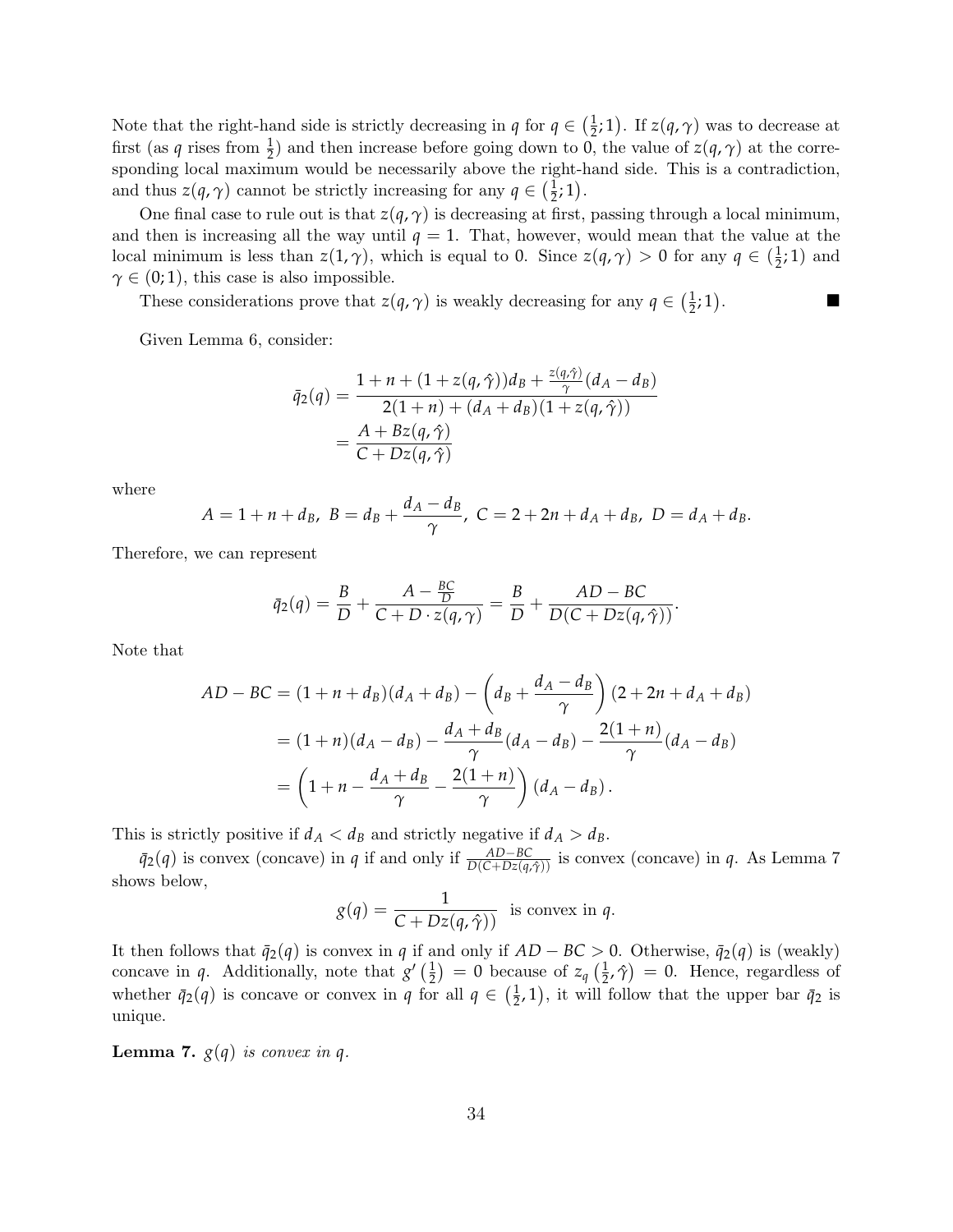Note that the right-hand side is strictly decreasing in $q$ for $q \in \left(\frac{1}{2}; 1\right)$. If $z(q, \gamma)$ was to decrease at first (as $q$ rises from $\frac{1}{2}$) and then increase before going down to 0, the value of $z(q, \gamma)$ at the corresponding local maximum would be necessarily above the right-hand side. This is a contradiction, and thus $z(q, \gamma)$ cannot be strictly increasing for any $q \in \left(\frac{1}{2}; 1\right)$.

One final case to rule out is that $z(q, \gamma)$ is decreasing at first, passing through a local minimum, and then is increasing all the way until $q = 1$. That, however, would mean that the value at the local minimum is less than $z(1, \gamma)$, which is equal to 0. Since $z(q, \gamma) > 0$ for any $q \in \left(\frac{1}{2}; 1\right)$ and $\gamma \in (0; 1)$, this case is also impossible.

These considerations prove that $z(q, \gamma)$ is weakly decreasing for any $q \in \left(\frac{1}{2}; 1\right)$. ■

Given Lemma 6, consider:

$$
\begin{aligned}
\bar{q}_2(q) &= \frac{1 + n + (1 + z(q, \hat{\gamma}))d_B + \frac{z(q, \hat{\gamma})}{\gamma}(d_A - d_B)}{2(1+n) + (d_A + d_B)(1 + z(q, \hat{\gamma}))} \\
&= \frac{A + Bz(q, \hat{\gamma})}{C + Dz(q, \hat{\gamma})}
\end{aligned}
$$

where

$$
A = 1 + n + d_B, \; B = d_B + \frac{d_A - d_B}{\gamma}, \; C = 2 + 2n + d_A + d_B, \; D = d_A + d_B.
$$

Therefore, we can represent

$$
\bar{q}_2(q) = \frac{B}{D} + \frac{A - \frac{BC}{D}}{C + D \cdot z(q, \gamma)} = \frac{B}{D} + \frac{AD - BC}{D(C + Dz(q, \hat{\gamma}))}.
$$

Note that

$$
\begin{aligned}
AD - BC &= (1 + n + d_B)(d_A + d_B) - \left(d_B + \frac{d_A - d_B}{\gamma}\right)(2 + 2n + d_A + d_B) \\
&= (1+n)(d_A - d_B) - \frac{d_A + d_B}{\gamma}(d_A - d_B) - \frac{2(1+n)}{\gamma}(d_A - d_B) \\
&= \left(1 + n - \frac{d_A + d_B}{\gamma} - \frac{2(1+n)}{\gamma}\right)(d_A - d_B).
\end{aligned}
$$

This is strictly positive if $d_A < d_B$ and strictly negative if $d_A > d_B$.

$\bar{q}_2(q)$ is convex (concave) in $q$ if and only if $\frac{AD-BC}{D(C+Dz(q,\hat{\gamma}))}$ is convex (concave) in $q$. As Lemma 7 shows below,

$$
g(q) = \frac{1}{C + Dz(q, \hat{\gamma}))} \text{ is convex in } q.
$$

It then follows that $\bar{q}_2(q)$ is convex in $q$ if and only if $AD - BC > 0$. Otherwise, $\bar{q}_2(q)$ is (weakly) concave in $q$. Additionally, note that $g'\left(\frac{1}{2}\right) = 0$ because of $z_q\left(\frac{1}{2}, \hat{\gamma}\right) = 0$. Hence, regardless of whether $\bar{q}_2(q)$ is concave or convex in $q$ for all $q \in \left(\frac{1}{2}, 1\right)$, it will follow that the upper bar $\bar{q}_2$ is unique.

**Lemma 7.** *$g(q)$ is convex in $q$.*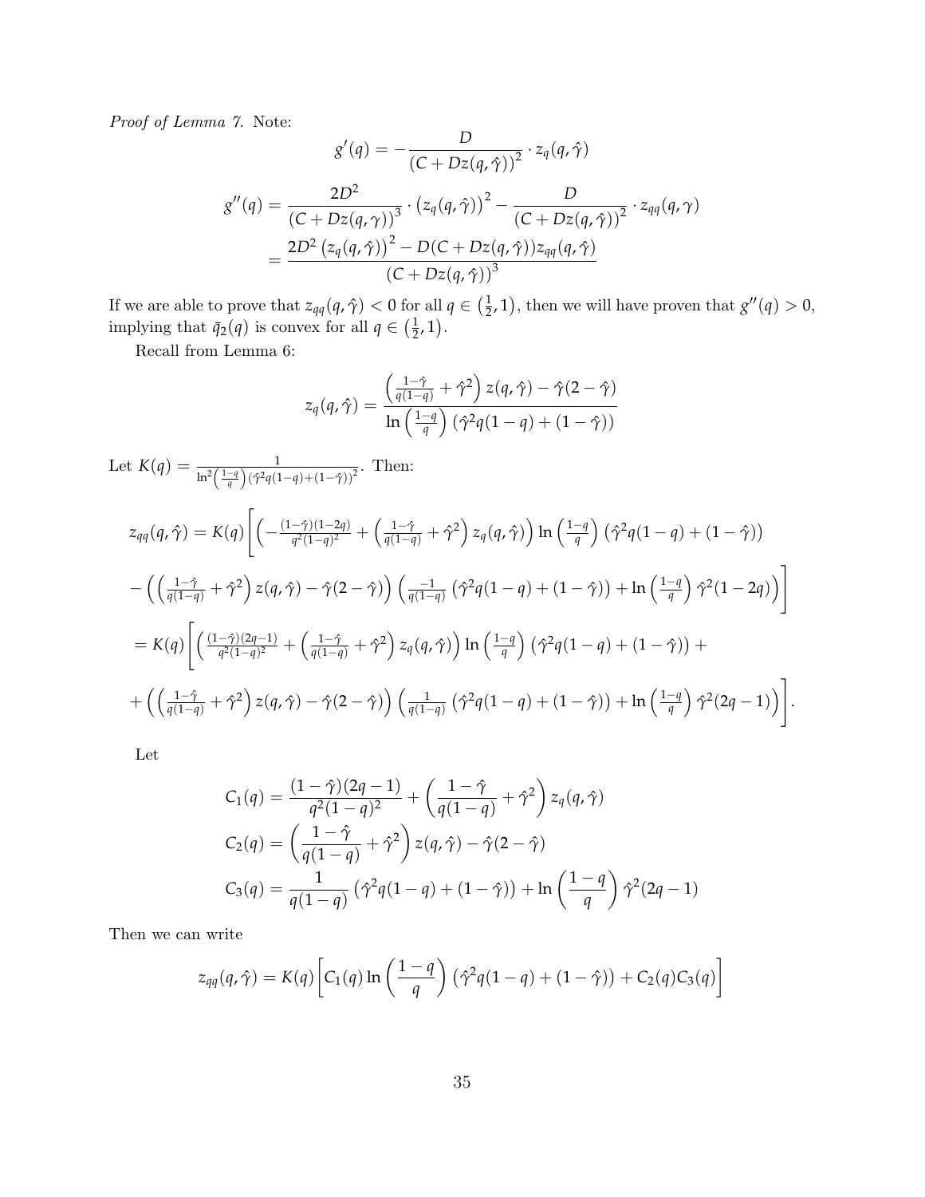*Proof of Lemma 7.* Note:

$$g'(q) = -\frac{D}{(C + Dz(q,\hat{\gamma}))^2} \cdot z_q(q,\hat{\gamma})$$

$$\begin{aligned}
g''(q) &= \frac{2D^2}{(C + Dz(q,\gamma))^3} \cdot \left(z_q(q,\hat{\gamma})\right)^2 - \frac{D}{(C + Dz(q,\hat{\gamma}))^2} \cdot z_{qq}(q,\gamma) \\
&= \frac{2D^2 \left(z_q(q,\hat{\gamma})\right)^2 - D(C + Dz(q,\hat{\gamma}))z_{qq}(q,\hat{\gamma})}{(C + Dz(q,\hat{\gamma}))^3}
\end{aligned}$$

If we are able to prove that $z_{qq}(q,\hat{\gamma}) < 0$ for all $q \in \left(\frac{1}{2}, 1\right)$, then we will have proven that $g''(q) > 0$, implying that $\bar{q}_2(q)$ is convex for all $q \in \left(\frac{1}{2}, 1\right)$.

Recall from Lemma 6:

$$z_q(q,\hat{\gamma}) = \frac{\left(\frac{1-\hat{\gamma}}{q(1-q)} + \hat{\gamma}^2\right) z(q,\hat{\gamma}) - \hat{\gamma}(2-\hat{\gamma})}{\ln\left(\frac{1-q}{q}\right)\left(\hat{\gamma}^2 q(1-q) + (1-\hat{\gamma})\right)}$$

Let $K(q) = \frac{1}{\ln^2\left(\frac{1-q}{q}\right)\left(\hat{\gamma}^2 q(1-q) + (1-\hat{\gamma})\right)^2}$. Then:

$$\begin{aligned}
z_{qq}(q,\hat{\gamma}) = K(q)\Bigg[&\left(-\tfrac{(1-\hat{\gamma})(1-2q)}{q^2(1-q)^2} + \left(\tfrac{1-\hat{\gamma}}{q(1-q)} + \hat{\gamma}^2\right) z_q(q,\hat{\gamma})\right)\ln\left(\tfrac{1-q}{q}\right)\left(\hat{\gamma}^2 q(1-q) + (1-\hat{\gamma})\right) \\
&- \left(\left(\tfrac{1-\hat{\gamma}}{q(1-q)} + \hat{\gamma}^2\right) z(q,\hat{\gamma}) - \hat{\gamma}(2-\hat{\gamma})\right)\left(\tfrac{-1}{q(1-q)}\left(\hat{\gamma}^2 q(1-q) + (1-\hat{\gamma})\right) + \ln\left(\tfrac{1-q}{q}\right)\hat{\gamma}^2(1-2q)\right)\Bigg] \\
= K(q)\Bigg[&\left(\tfrac{(1-\hat{\gamma})(2q-1)}{q^2(1-q)^2} + \left(\tfrac{1-\hat{\gamma}}{q(1-q)} + \hat{\gamma}^2\right) z_q(q,\hat{\gamma})\right)\ln\left(\tfrac{1-q}{q}\right)\left(\hat{\gamma}^2 q(1-q) + (1-\hat{\gamma})\right) + \\
&+ \left(\left(\tfrac{1-\hat{\gamma}}{q(1-q)} + \hat{\gamma}^2\right) z(q,\hat{\gamma}) - \hat{\gamma}(2-\hat{\gamma})\right)\left(\tfrac{1}{q(1-q)}\left(\hat{\gamma}^2 q(1-q) + (1-\hat{\gamma})\right) + \ln\left(\tfrac{1-q}{q}\right)\hat{\gamma}^2(2q-1)\right)\Bigg].
\end{aligned}$$

Let

$$\begin{aligned}
C_1(q) &= \frac{(1-\hat{\gamma})(2q-1)}{q^2(1-q)^2} + \left(\frac{1-\hat{\gamma}}{q(1-q)} + \hat{\gamma}^2\right) z_q(q,\hat{\gamma}) \\
C_2(q) &= \left(\frac{1-\hat{\gamma}}{q(1-q)} + \hat{\gamma}^2\right) z(q,\hat{\gamma}) - \hat{\gamma}(2-\hat{\gamma}) \\
C_3(q) &= \frac{1}{q(1-q)}\left(\hat{\gamma}^2 q(1-q) + (1-\hat{\gamma})\right) + \ln\left(\frac{1-q}{q}\right)\hat{\gamma}^2(2q-1)
\end{aligned}$$

Then we can write

$$z_{qq}(q,\hat{\gamma}) = K(q)\left[C_1(q)\ln\left(\frac{1-q}{q}\right)\left(\hat{\gamma}^2 q(1-q) + (1-\hat{\gamma})\right) + C_2(q)C_3(q)\right]$$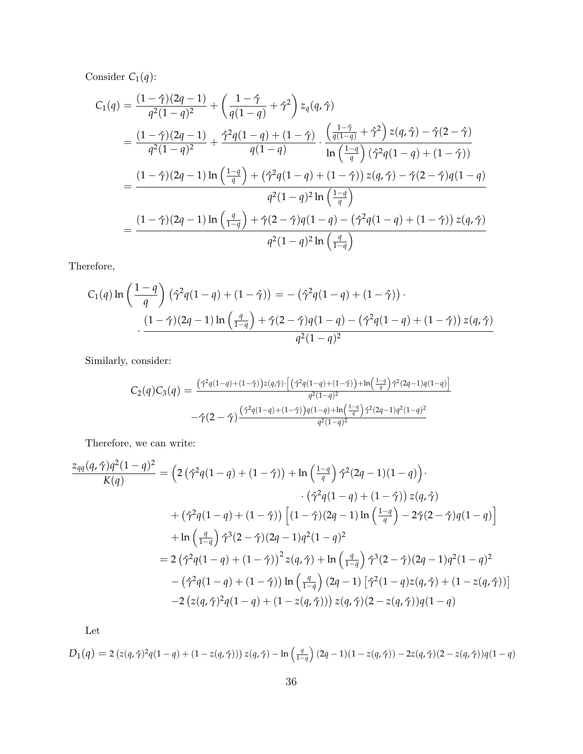Consider $C_1(q)$:

$$
\begin{aligned}
C_1(q) &= \frac{(1-\hat{\gamma})(2q-1)}{q^2(1-q)^2} + \left(\frac{1-\hat{\gamma}}{q(1-q)} + \hat{\gamma}^2\right) z_q(q,\hat{\gamma}) \\
&= \frac{(1-\hat{\gamma})(2q-1)}{q^2(1-q)^2} + \frac{\hat{\gamma}^2 q(1-q) + (1-\hat{\gamma})}{q(1-q)} \cdot \frac{\left(\frac{1-\hat{\gamma}}{q(1-q)} + \hat{\gamma}^2\right) z(q,\hat{\gamma}) - \hat{\gamma}(2-\hat{\gamma})}{\ln\left(\frac{1-q}{q}\right)\left(\hat{\gamma}^2 q(1-q) + (1-\hat{\gamma})\right)} \\
&= \frac{(1-\hat{\gamma})(2q-1)\ln\left(\frac{1-q}{q}\right) + \left(\hat{\gamma}^2 q(1-q) + (1-\hat{\gamma})\right) z(q,\hat{\gamma}) - \hat{\gamma}(2-\hat{\gamma}) q(1-q)}{q^2(1-q)^2 \ln\left(\frac{1-q}{q}\right)} \\
&= \frac{(1-\hat{\gamma})(2q-1)\ln\left(\frac{q}{1-q}\right) + \hat{\gamma}(2-\hat{\gamma}) q(1-q) - \left(\hat{\gamma}^2 q(1-q) + (1-\hat{\gamma})\right) z(q,\hat{\gamma})}{q^2(1-q)^2 \ln\left(\frac{q}{1-q}\right)}
\end{aligned}
$$

Therefore,

$$
\begin{aligned}
C_1(q)\ln\left(\frac{1-q}{q}\right)\left(\hat{\gamma}^2 q(1-q) + (1-\hat{\gamma})\right) &= -\left(\hat{\gamma}^2 q(1-q) + (1-\hat{\gamma})\right) \cdot \\
&\cdot \frac{(1-\hat{\gamma})(2q-1)\ln\left(\frac{q}{1-q}\right) + \hat{\gamma}(2-\hat{\gamma}) q(1-q) - \left(\hat{\gamma}^2 q(1-q) + (1-\hat{\gamma})\right) z(q,\hat{\gamma})}{q^2(1-q)^2}
\end{aligned}
$$

Similarly, consider:

$$
\begin{aligned}
C_2(q)C_3(q) &= \frac{\left(\hat{\gamma}^2 q(1-q) + (1-\hat{\gamma})\right) z(q,\hat{\gamma}) \cdot \left[\left(\hat{\gamma}^2 q(1-q) + (1-\hat{\gamma})\right) + \ln\left(\frac{1-q}{q}\right)\hat{\gamma}^2(2q-1)q(1-q)\right]}{q^2(1-q)^2} \\
&\quad - \hat{\gamma}(2-\hat{\gamma}) \frac{\left(\hat{\gamma}^2 q(1-q) + (1-\hat{\gamma})\right) q(1-q) + \ln\left(\frac{1-q}{q}\right)\hat{\gamma}^2(2q-1)q^2(1-q)^2}{q^2(1-q)^2}
\end{aligned}
$$

Therefore, we can write:

$$
\begin{aligned}
\frac{z_{qq}(q,\hat{\gamma}) q^2(1-q)^2}{K(q)} &= \left(2\left(\hat{\gamma}^2 q(1-q) + (1-\hat{\gamma})\right) + \ln\left(\frac{1-q}{q}\right)\hat{\gamma}^2(2q-1)(1-q)\right) \cdot \\
&\qquad \cdot \left(\hat{\gamma}^2 q(1-q) + (1-\hat{\gamma})\right) z(q,\hat{\gamma}) \\
&\quad + \left(\hat{\gamma}^2 q(1-q) + (1-\hat{\gamma})\right)\left[(1-\hat{\gamma})(2q-1)\ln\left(\frac{1-q}{q}\right) - 2\hat{\gamma}(2-\hat{\gamma})q(1-q)\right] \\
&\quad + \ln\left(\frac{q}{1-q}\right)\hat{\gamma}^3(2-\hat{\gamma})(2q-1)q^2(1-q)^2 \\
&= 2\left(\hat{\gamma}^2 q(1-q) + (1-\hat{\gamma})\right)^2 z(q,\hat{\gamma}) + \ln\left(\frac{q}{1-q}\right)\hat{\gamma}^3(2-\hat{\gamma})(2q-1)q^2(1-q)^2 \\
&\quad - \left(\hat{\gamma}^2 q(1-q) + (1-\hat{\gamma})\right)\ln\left(\frac{q}{1-q}\right)(2q-1)\left[\hat{\gamma}^2(1-q)z(q,\hat{\gamma}) + (1-z(q,\hat{\gamma}))\right] \\
&\quad - 2\left(z(q,\hat{\gamma})^2 q(1-q) + (1-z(q,\hat{\gamma}))\right) z(q,\hat{\gamma})(2-z(q,\hat{\gamma}))q(1-q)
\end{aligned}
$$

Let

$$
D_1(q) = 2\left(z(q,\hat{\gamma})^2 q(1-q) + (1-z(q,\hat{\gamma}))\right) z(q,\hat{\gamma}) - \ln\left(\frac{q}{1-q}\right)(2q-1)(1-z(q,\hat{\gamma})) - 2z(q,\hat{\gamma})(2-z(q,\hat{\gamma}))q(1-q)
$$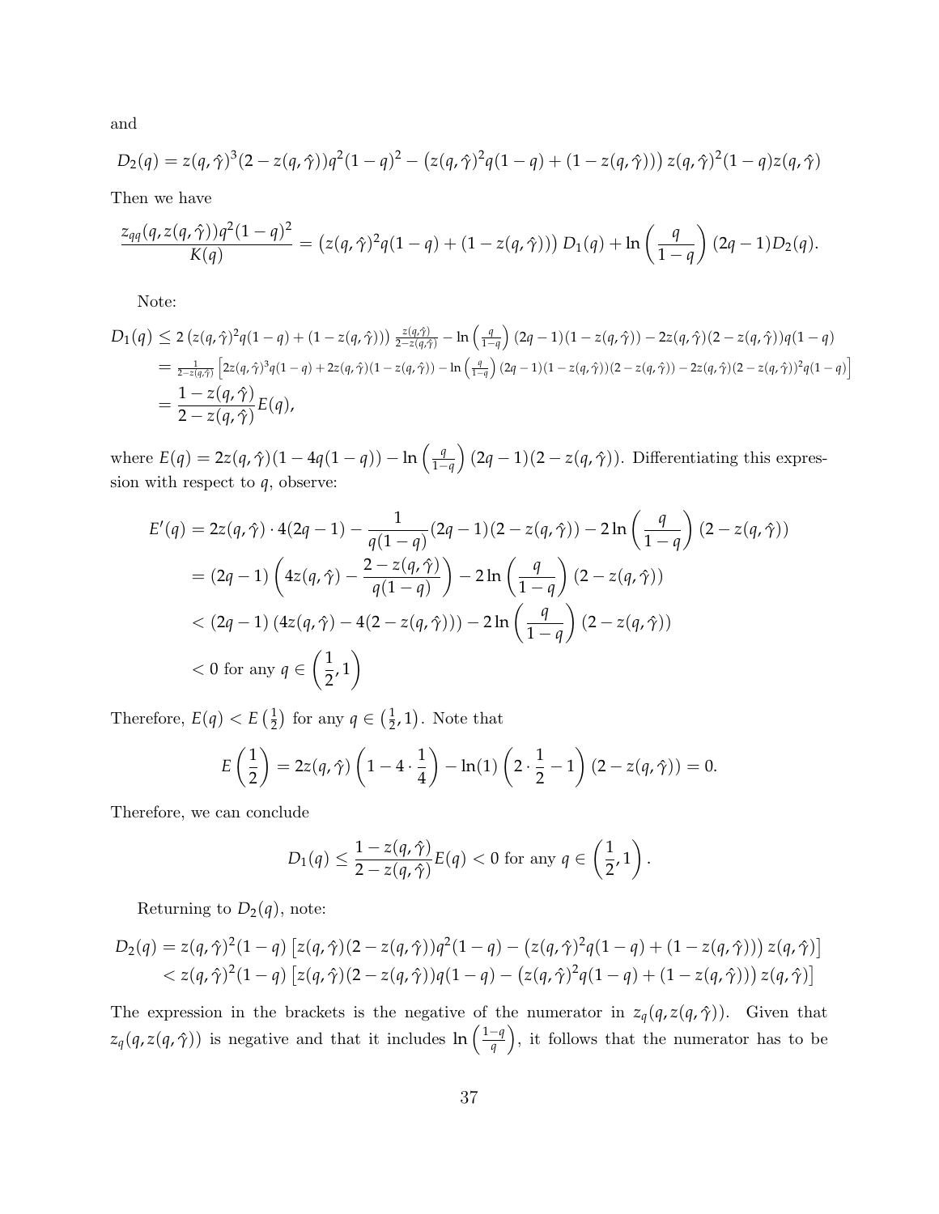and

$$D_2(q) = z(q,\hat{\gamma})^3(2 - z(q,\hat{\gamma}))q^2(1-q)^2 - \left(z(q,\hat{\gamma})^2 q(1-q) + (1 - z(q,\hat{\gamma}))\right) z(q,\hat{\gamma})^2(1-q)z(q,\hat{\gamma})$$

Then we have

$$\frac{z_{qq}(q, z(q,\hat{\gamma}))q^2(1-q)^2}{K(q)} = \left(z(q,\hat{\gamma})^2 q(1-q) + (1 - z(q,\hat{\gamma}))\right) D_1(q) + \ln\left(\frac{q}{1-q}\right)(2q-1)D_2(q).$$

Note:

$$\begin{aligned}
D_1(q) &\le 2\left(z(q,\hat{\gamma})^2 q(1-q) + (1 - z(q,\hat{\gamma}))\right)\frac{z(q,\hat{\gamma})}{2 - z(q,\hat{\gamma})} - \ln\left(\frac{q}{1-q}\right)(2q-1)(1 - z(q,\hat{\gamma})) - 2z(q,\hat{\gamma})(2 - z(q,\hat{\gamma}))q(1-q) \\
&= \frac{1}{2 - z(q,\hat{\gamma})}\left[2z(q,\hat{\gamma})^3 q(1-q) + 2z(q,\hat{\gamma})(1 - z(q,\hat{\gamma})) - \ln\left(\frac{q}{1-q}\right)(2q-1)(1 - z(q,\hat{\gamma}))(2 - z(q,\hat{\gamma})) - 2z(q,\hat{\gamma})(2 - z(q,\hat{\gamma}))^2 q(1-q)\right] \\
&= \frac{1 - z(q,\hat{\gamma})}{2 - z(q,\hat{\gamma})}E(q),
\end{aligned}$$

where $E(q) = 2z(q,\hat{\gamma})(1 - 4q(1-q)) - \ln\left(\frac{q}{1-q}\right)(2q-1)(2 - z(q,\hat{\gamma}))$. Differentiating this expression with respect to $q$, observe:

$$\begin{aligned}
E'(q) &= 2z(q,\hat{\gamma}) \cdot 4(2q-1) - \frac{1}{q(1-q)}(2q-1)(2 - z(q,\hat{\gamma})) - 2\ln\left(\frac{q}{1-q}\right)(2 - z(q,\hat{\gamma})) \\
&= (2q-1)\left(4z(q,\hat{\gamma}) - \frac{2 - z(q,\hat{\gamma})}{q(1-q)}\right) - 2\ln\left(\frac{q}{1-q}\right)(2 - z(q,\hat{\gamma})) \\
&< (2q-1)\left(4z(q,\hat{\gamma}) - 4(2 - z(q,\hat{\gamma}))\right) - 2\ln\left(\frac{q}{1-q}\right)(2 - z(q,\hat{\gamma})) \\
&< 0 \text{ for any } q \in \left(\frac{1}{2}, 1\right)
\end{aligned}$$

Therefore, $E(q) < E\left(\frac{1}{2}\right)$ for any $q \in \left(\frac{1}{2}, 1\right)$. Note that

$$E\left(\frac{1}{2}\right) = 2z(q,\hat{\gamma})\left(1 - 4 \cdot \frac{1}{4}\right) - \ln(1)\left(2 \cdot \frac{1}{2} - 1\right)(2 - z(q,\hat{\gamma})) = 0.$$

Therefore, we can conclude

$$D_1(q) \le \frac{1 - z(q,\hat{\gamma})}{2 - z(q,\hat{\gamma})}E(q) < 0 \text{ for any } q \in \left(\frac{1}{2}, 1\right).$$

Returning to $D_2(q)$, note:

$$\begin{aligned}
D_2(q) &= z(q,\hat{\gamma})^2(1-q)\left[z(q,\hat{\gamma})(2 - z(q,\hat{\gamma}))q^2(1-q) - \left(z(q,\hat{\gamma})^2 q(1-q) + (1 - z(q,\hat{\gamma}))\right)z(q,\hat{\gamma})\right] \\
&< z(q,\hat{\gamma})^2(1-q)\left[z(q,\hat{\gamma})(2 - z(q,\hat{\gamma}))q(1-q) - \left(z(q,\hat{\gamma})^2 q(1-q) + (1 - z(q,\hat{\gamma}))\right)z(q,\hat{\gamma})\right]
\end{aligned}$$

The expression in the brackets is the negative of the numerator in $z_q(q, z(q,\hat{\gamma}))$. Given that $z_q(q, z(q,\hat{\gamma}))$ is negative and that it includes $\ln\left(\frac{1-q}{q}\right)$, it follows that the numerator has to be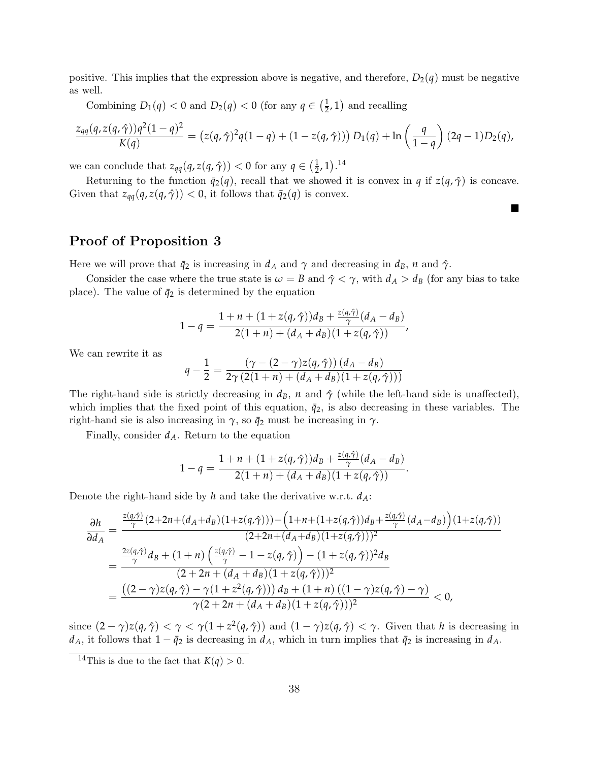positive. This implies that the expression above is negative, and therefore, $D_2(q)$ must be negative as well.

Combining $D_1(q) < 0$ and $D_2(q) < 0$ (for any $q \in \left(\frac{1}{2}, 1\right)$ and recalling

$$\frac{z_{qq}(q, z(q,\hat{\gamma}))q^2(1-q)^2}{K(q)} = \left(z(q,\hat{\gamma})^2 q(1-q) + (1 - z(q,\hat{\gamma}))\right) D_1(q) + \ln\left(\frac{q}{1-q}\right)(2q-1)D_2(q),$$

we can conclude that $z_{qq}(q, z(q,\hat{\gamma})) < 0$ for any $q \in \left(\frac{1}{2}, 1\right)$.[14]

Returning to the function $\bar{q}_2(q)$, recall that we showed it is convex in $q$ if $z(q,\hat{\gamma})$ is concave. Given that $z_{qq}(q, z(q,\hat{\gamma})) < 0$, it follows that $\bar{q}_2(q)$ is convex.

■

## Proof of Proposition 3

Here we will prove that $\bar{q}_2$ is increasing in $d_A$ and $\gamma$ and decreasing in $d_B$, $n$ and $\hat{\gamma}$.

Consider the case where the true state is $\omega = B$ and $\hat{\gamma} < \gamma$, with $d_A > d_B$ (for any bias to take place). The value of $\bar{q}_2$ is determined by the equation

$$1 - q = \frac{1 + n + (1 + z(q,\hat{\gamma}))d_B + \frac{z(q,\hat{\gamma})}{\gamma}(d_A - d_B)}{2(1+n) + (d_A + d_B)(1 + z(q,\hat{\gamma}))},$$

We can rewrite it as

$$q - \frac{1}{2} = \frac{(\gamma - (2-\gamma)z(q,\hat{\gamma}))(d_A - d_B)}{2\gamma\left(2(1+n) + (d_A + d_B)(1 + z(q,\hat{\gamma}))\right)}$$

The right-hand side is strictly decreasing in $d_B$, $n$ and $\hat{\gamma}$ (while the left-hand side is unaffected), which implies that the fixed point of this equation, $\bar{q}_2$, is also decreasing in these variables. The right-hand sie is also increasing in $\gamma$, so $\bar{q}_2$ must be increasing in $\gamma$.

Finally, consider $d_A$. Return to the equation

$$1 - q = \frac{1 + n + (1 + z(q,\hat{\gamma}))d_B + \frac{z(q,\hat{\gamma})}{\gamma}(d_A - d_B)}{2(1+n) + (d_A + d_B)(1 + z(q,\hat{\gamma}))}.$$

Denote the right-hand side by $h$ and take the derivative w.r.t. $d_A$:

$$\begin{aligned}
\frac{\partial h}{\partial d_A} &= \frac{\frac{z(q,\hat{\gamma})}{\gamma}(2+2n+(d_A+d_B)(1+z(q,\hat{\gamma}))) - \left(1+n+(1+z(q,\hat{\gamma}))d_B + \frac{z(q,\hat{\gamma})}{\gamma}(d_A - d_B)\right)(1+z(q,\hat{\gamma}))}{(2+2n+(d_A+d_B)(1+z(q,\hat{\gamma})))^2} \\
&= \frac{\frac{2z(q,\hat{\gamma})}{\gamma}d_B + (1+n)\left(\frac{z(q,\hat{\gamma})}{\gamma} - 1 - z(q,\hat{\gamma})\right) - (1+z(q,\hat{\gamma}))^2 d_B}{(2+2n+(d_A+d_B)(1+z(q,\hat{\gamma})))^2} \\
&= \frac{\left((2-\gamma)z(q,\hat{\gamma}) - \gamma(1+z^2(q,\hat{\gamma}))\right)d_B + (1+n)\left((1-\gamma)z(q,\hat{\gamma}) - \gamma\right)}{\gamma(2+2n+(d_A+d_B)(1+z(q,\hat{\gamma})))^2} < 0,
\end{aligned}$$

since $(2-\gamma)z(q,\hat{\gamma}) < \gamma < \gamma(1+z^2(q,\hat{\gamma}))$ and $(1-\gamma)z(q,\hat{\gamma}) < \gamma$. Given that $h$ is decreasing in $d_A$, it follows that $1 - \bar{q}_2$ is decreasing in $d_A$, which in turn implies that $\bar{q}_2$ is increasing in $d_A$.

[14] This is due to the fact that $K(q) > 0$.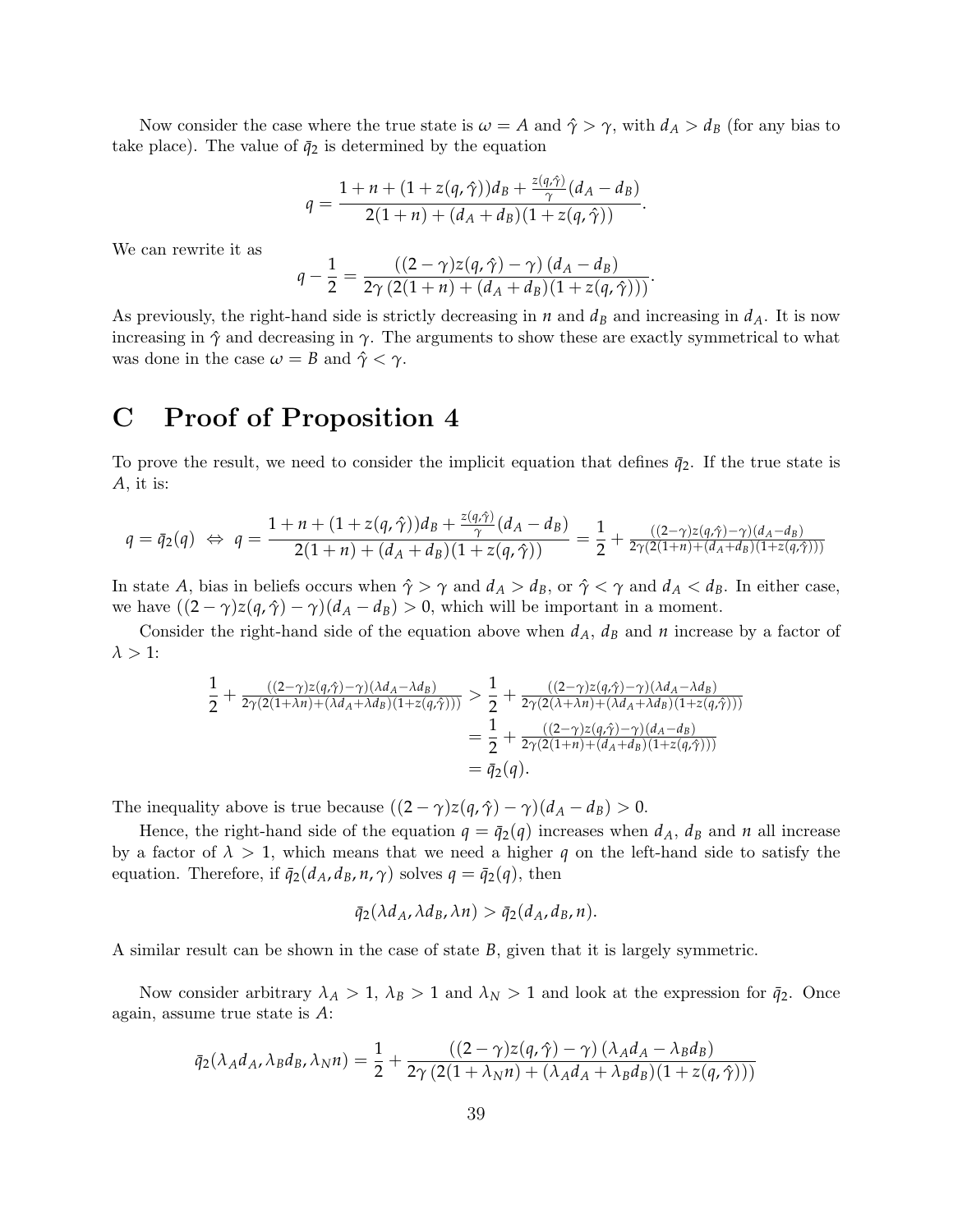Now consider the case where the true state is $\omega = A$ and $\hat{\gamma} > \gamma$, with $d_A > d_B$ (for any bias to take place). The value of $\bar{q}_2$ is determined by the equation

$$q = \frac{1 + n + (1 + z(q, \hat{\gamma}))d_B + \frac{z(q,\hat{\gamma})}{\gamma}(d_A - d_B)}{2(1+n) + (d_A + d_B)(1 + z(q, \hat{\gamma}))}.$$

We can rewrite it as

$$q - \frac{1}{2} = \frac{((2-\gamma)z(q,\hat{\gamma}) - \gamma)(d_A - d_B)}{2\gamma(2(1+n) + (d_A + d_B)(1 + z(q, \hat{\gamma})))}.$$

As previously, the right-hand side is strictly decreasing in $n$ and $d_B$ and increasing in $d_A$. It is now increasing in $\hat{\gamma}$ and decreasing in $\gamma$. The arguments to show these are exactly symmetrical to what was done in the case $\omega = B$ and $\hat{\gamma} < \gamma$.

# C Proof of Proposition 4

To prove the result, we need to consider the implicit equation that defines $\bar{q}_2$. If the true state is $A$, it is:

$$q = \bar{q}_2(q) \Leftrightarrow q = \frac{1 + n + (1 + z(q, \hat{\gamma}))d_B + \frac{z(q,\hat{\gamma})}{\gamma}(d_A - d_B)}{2(1+n) + (d_A + d_B)(1 + z(q, \hat{\gamma}))} = \frac{1}{2} + \frac{((2-\gamma)z(q,\hat{\gamma}) - \gamma)(d_A - d_B)}{2\gamma(2(1+n) + (d_A + d_B)(1 + z(q, \hat{\gamma})))}$$

In state $A$, bias in beliefs occurs when $\hat{\gamma} > \gamma$ and $d_A > d_B$, or $\hat{\gamma} < \gamma$ and $d_A < d_B$. In either case, we have $((2-\gamma)z(q,\hat{\gamma}) - \gamma)(d_A - d_B) > 0$, which will be important in a moment.

Consider the right-hand side of the equation above when $d_A$, $d_B$ and $n$ increase by a factor of $\lambda > 1$:

$$\begin{aligned}
\frac{1}{2} + \frac{((2-\gamma)z(q,\hat{\gamma}) - \gamma)(\lambda d_A - \lambda d_B)}{2\gamma(2(1+\lambda n) + (\lambda d_A + \lambda d_B)(1 + z(q, \hat{\gamma})))} &> \frac{1}{2} + \frac{((2-\gamma)z(q,\hat{\gamma}) - \gamma)(\lambda d_A - \lambda d_B)}{2\gamma(2(\lambda+\lambda n) + (\lambda d_A + \lambda d_B)(1 + z(q, \hat{\gamma})))} \\
&= \frac{1}{2} + \frac{((2-\gamma)z(q,\hat{\gamma}) - \gamma)(d_A - d_B)}{2\gamma(2(1+n) + (d_A + d_B)(1 + z(q, \hat{\gamma})))} \\
&= \bar{q}_2(q).
\end{aligned}$$

The inequality above is true because $((2-\gamma)z(q,\hat{\gamma}) - \gamma)(d_A - d_B) > 0$.

Hence, the right-hand side of the equation $q = \bar{q}_2(q)$ increases when $d_A$, $d_B$ and $n$ all increase by a factor of $\lambda > 1$, which means that we need a higher $q$ on the left-hand side to satisfy the equation. Therefore, if $\bar{q}_2(d_A, d_B, n, \gamma)$ solves $q = \bar{q}_2(q)$, then

$$\bar{q}_2(\lambda d_A, \lambda d_B, \lambda n) > \bar{q}_2(d_A, d_B, n).$$

A similar result can be shown in the case of state $B$, given that it is largely symmetric.

Now consider arbitrary $\lambda_A > 1$, $\lambda_B > 1$ and $\lambda_N > 1$ and look at the expression for $\bar{q}_2$. Once again, assume true state is $A$:

$$\bar{q}_2(\lambda_A d_A, \lambda_B d_B, \lambda_N n) = \frac{1}{2} + \frac{((2-\gamma)z(q,\hat{\gamma}) - \gamma)(\lambda_A d_A - \lambda_B d_B)}{2\gamma(2(1+\lambda_N n) + (\lambda_A d_A + \lambda_B d_B)(1 + z(q, \hat{\gamma})))}$$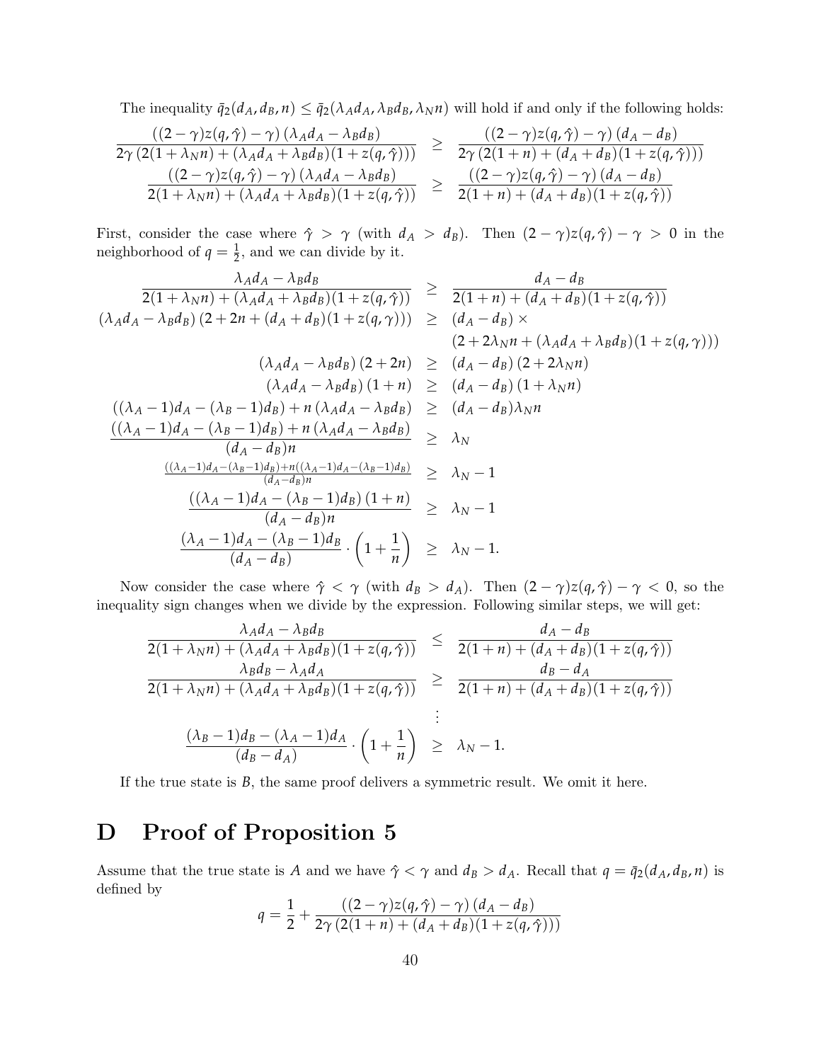The inequality $\bar{q}_2(d_A, d_B, n) \leq \bar{q}_2(\lambda_A d_A, \lambda_B d_B, \lambda_N n)$ will hold if and only if the following holds:

$$
\begin{aligned}
\frac{((2-\gamma)z(q,\hat{\gamma})-\gamma)(\lambda_A d_A - \lambda_B d_B)}{2\gamma(2(1+\lambda_N n)+(\lambda_A d_A+\lambda_B d_B)(1+z(q,\hat{\gamma})))} &\geq \frac{((2-\gamma)z(q,\hat{\gamma})-\gamma)(d_A - d_B)}{2\gamma(2(1+n)+(d_A+d_B)(1+z(q,\hat{\gamma})))} \\
\frac{((2-\gamma)z(q,\hat{\gamma})-\gamma)(\lambda_A d_A - \lambda_B d_B)}{2(1+\lambda_N n)+(\lambda_A d_A+\lambda_B d_B)(1+z(q,\hat{\gamma}))} &\geq \frac{((2-\gamma)z(q,\hat{\gamma})-\gamma)(d_A - d_B)}{2(1+n)+(d_A+d_B)(1+z(q,\hat{\gamma}))}
\end{aligned}
$$

First, consider the case where $\hat{\gamma} > \gamma$ (with $d_A > d_B$). Then $(2-\gamma)z(q,\hat{\gamma}) - \gamma > 0$ in the neighborhood of $q = \frac{1}{2}$, and we can divide by it.

$$
\begin{aligned}
\frac{\lambda_A d_A - \lambda_B d_B}{2(1+\lambda_N n)+(\lambda_A d_A+\lambda_B d_B)(1+z(q,\hat{\gamma}))} &\geq \frac{d_A - d_B}{2(1+n)+(d_A+d_B)(1+z(q,\hat{\gamma}))} \\
(\lambda_A d_A - \lambda_B d_B)(2+2n+(d_A+d_B)(1+z(q,\gamma))) &\geq (d_A - d_B) \times \\
&\quad\ (2+2\lambda_N n+(\lambda_A d_A+\lambda_B d_B)(1+z(q,\gamma))) \\
(\lambda_A d_A - \lambda_B d_B)(2+2n) &\geq (d_A - d_B)(2+2\lambda_N n) \\
(\lambda_A d_A - \lambda_B d_B)(1+n) &\geq (d_A - d_B)(1+\lambda_N n) \\
((\lambda_A - 1)d_A - (\lambda_B - 1)d_B) + n(\lambda_A d_A - \lambda_B d_B) &\geq (d_A - d_B)\lambda_N n \\
\frac{((\lambda_A - 1)d_A - (\lambda_B - 1)d_B) + n(\lambda_A d_A - \lambda_B d_B)}{(d_A - d_B)n} &\geq \lambda_N \\
\frac{((\lambda_A - 1)d_A - (\lambda_B - 1)d_B) + n((\lambda_A - 1)d_A - (\lambda_B - 1)d_B)}{(d_A - d_B)n} &\geq \lambda_N - 1 \\
\frac{((\lambda_A - 1)d_A - (\lambda_B - 1)d_B)(1+n)}{(d_A - d_B)n} &\geq \lambda_N - 1 \\
\frac{(\lambda_A - 1)d_A - (\lambda_B - 1)d_B}{(d_A - d_B)} \cdot \left(1 + \frac{1}{n}\right) &\geq \lambda_N - 1.
\end{aligned}
$$

Now consider the case where $\hat{\gamma} < \gamma$ (with $d_B > d_A$). Then $(2-\gamma)z(q,\hat{\gamma}) - \gamma < 0$, so the inequality sign changes when we divide by the expression. Following similar steps, we will get:

$$
\begin{aligned}
\frac{\lambda_A d_A - \lambda_B d_B}{2(1+\lambda_N n)+(\lambda_A d_A+\lambda_B d_B)(1+z(q,\hat{\gamma}))} &\leq \frac{d_A - d_B}{2(1+n)+(d_A+d_B)(1+z(q,\hat{\gamma}))} \\
\frac{\lambda_B d_B - \lambda_A d_A}{2(1+\lambda_N n)+(\lambda_A d_A+\lambda_B d_B)(1+z(q,\hat{\gamma}))} &\geq \frac{d_B - d_A}{2(1+n)+(d_A+d_B)(1+z(q,\hat{\gamma}))} \\
&\ \vdots \\
\frac{(\lambda_B - 1)d_B - (\lambda_A - 1)d_A}{(d_B - d_A)} \cdot \left(1 + \frac{1}{n}\right) &\geq \lambda_N - 1.
\end{aligned}
$$

If the true state is $B$, the same proof delivers a symmetric result. We omit it here.

# D Proof of Proposition 5

Assume that the true state is $A$ and we have $\hat{\gamma} < \gamma$ and $d_B > d_A$. Recall that $q = \bar{q}_2(d_A, d_B, n)$ is defined by

$$
q = \frac{1}{2} + \frac{((2-\gamma)z(q,\hat{\gamma})-\gamma)(d_A - d_B)}{2\gamma(2(1+n)+(d_A+d_B)(1+z(q,\hat{\gamma})))}
$$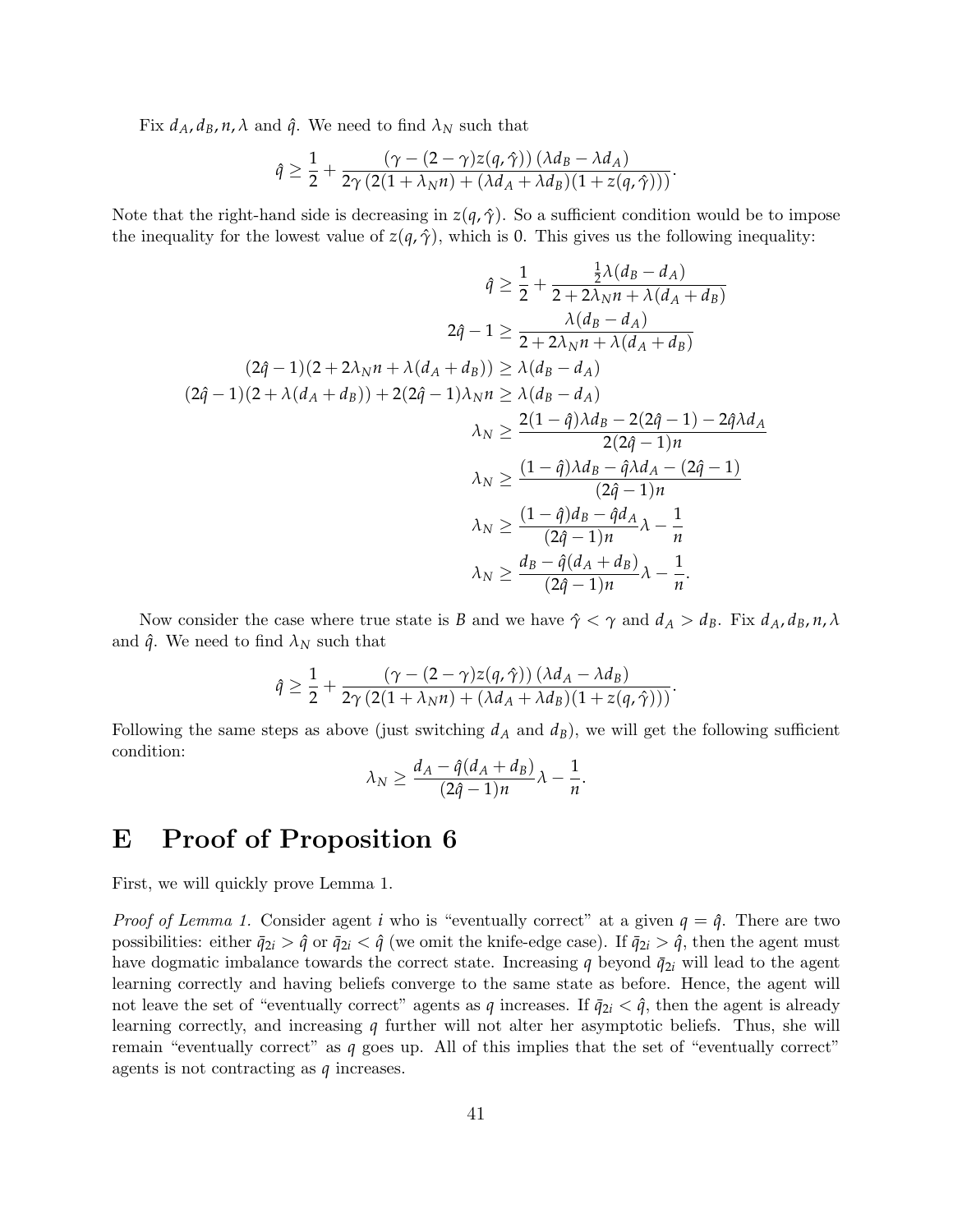Fix $d_A, d_B, n, \lambda$ and $\hat{q}$. We need to find $\lambda_N$ such that

$$\hat{q} \geq \frac{1}{2} + \frac{(\gamma - (2-\gamma)z(q,\hat{\gamma}))\,(\lambda d_B - \lambda d_A)}{2\gamma\,(2(1+\lambda_N n) + (\lambda d_A + \lambda d_B)(1 + z(q,\hat{\gamma})))}.$$

Note that the right-hand side is decreasing in $z(q,\hat{\gamma})$. So a sufficient condition would be to impose the inequality for the lowest value of $z(q,\hat{\gamma})$, which is 0. This gives us the following inequality:

$$\begin{aligned}
\hat{q} &\geq \frac{1}{2} + \frac{\frac{1}{2}\lambda(d_B - d_A)}{2 + 2\lambda_N n + \lambda(d_A + d_B)} \\
2\hat{q} - 1 &\geq \frac{\lambda(d_B - d_A)}{2 + 2\lambda_N n + \lambda(d_A + d_B)} \\
(2\hat{q} - 1)(2 + 2\lambda_N n + \lambda(d_A + d_B)) &\geq \lambda(d_B - d_A) \\
(2\hat{q} - 1)(2 + \lambda(d_A + d_B)) + 2(2\hat{q} - 1)\lambda_N n &\geq \lambda(d_B - d_A) \\
\lambda_N &\geq \frac{2(1-\hat{q})\lambda d_B - 2(2\hat{q} - 1) - 2\hat{q}\lambda d_A}{2(2\hat{q} - 1)n} \\
\lambda_N &\geq \frac{(1-\hat{q})\lambda d_B - \hat{q}\lambda d_A - (2\hat{q} - 1)}{(2\hat{q} - 1)n} \\
\lambda_N &\geq \frac{(1-\hat{q})d_B - \hat{q} d_A}{(2\hat{q} - 1)n}\lambda - \frac{1}{n} \\
\lambda_N &\geq \frac{d_B - \hat{q}(d_A + d_B)}{(2\hat{q} - 1)n}\lambda - \frac{1}{n}.
\end{aligned}$$

Now consider the case where true state is $B$ and we have $\hat{\gamma} < \gamma$ and $d_A > d_B$. Fix $d_A, d_B, n, \lambda$ and $\hat{q}$. We need to find $\lambda_N$ such that

$$\hat{q} \geq \frac{1}{2} + \frac{(\gamma - (2-\gamma)z(q,\hat{\gamma}))\,(\lambda d_A - \lambda d_B)}{2\gamma\,(2(1+\lambda_N n) + (\lambda d_A + \lambda d_B)(1 + z(q,\hat{\gamma})))}.$$

Following the same steps as above (just switching $d_A$ and $d_B$), we will get the following sufficient condition:

$$\lambda_N \geq \frac{d_A - \hat{q}(d_A + d_B)}{(2\hat{q} - 1)n}\lambda - \frac{1}{n}.$$

# E Proof of Proposition 6

First, we will quickly prove Lemma 1.

*Proof of Lemma 1.* Consider agent $i$ who is "eventually correct" at a given $q = \hat{q}$. There are two possibilities: either $\bar{q}_{2i} > \hat{q}$ or $\bar{q}_{2i} < \hat{q}$ (we omit the knife-edge case). If $\bar{q}_{2i} > \hat{q}$, then the agent must have dogmatic imbalance towards the correct state. Increasing $q$ beyond $\bar{q}_{2i}$ will lead to the agent learning correctly and having beliefs converge to the same state as before. Hence, the agent will not leave the set of "eventually correct" agents as $q$ increases. If $\bar{q}_{2i} < \hat{q}$, then the agent is already learning correctly, and increasing $q$ further will not alter her asymptotic beliefs. Thus, she will remain "eventually correct" as $q$ goes up. All of this implies that the set of "eventually correct" agents is not contracting as $q$ increases.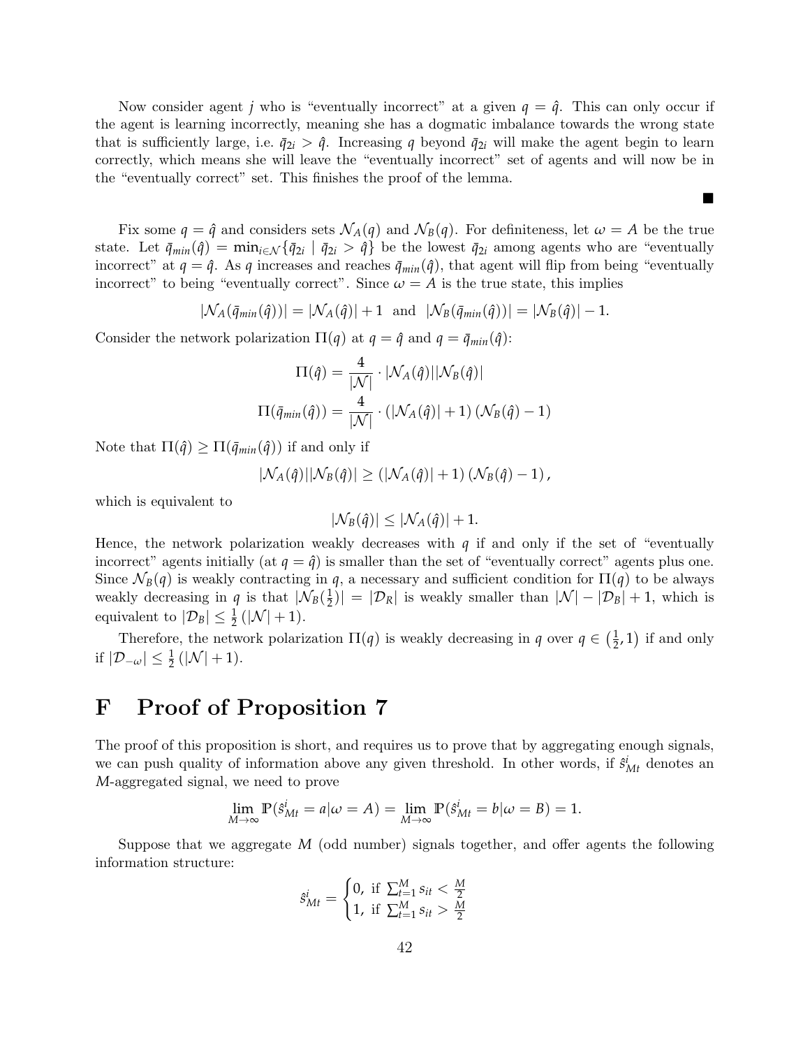Now consider agent $j$ who is "eventually incorrect" at a given $q = \hat{q}$. This can only occur if the agent is learning incorrectly, meaning she has a dogmatic imbalance towards the wrong state that is sufficiently large, i.e. $\bar{q}_{2i} > \hat{q}$. Increasing $q$ beyond $\bar{q}_{2i}$ will make the agent begin to learn correctly, which means she will leave the "eventually incorrect" set of agents and will now be in the "eventually correct" set. This finishes the proof of the lemma.

■

Fix some $q = \hat{q}$ and considers sets $\mathcal{N}_A(q)$ and $\mathcal{N}_B(q)$. For definiteness, let $\omega = A$ be the true state. Let $\bar{q}_{min}(\hat{q}) = \min_{i \in \mathcal{N}}\{\bar{q}_{2i} \mid \bar{q}_{2i} > \hat{q}\}$ be the lowest $\bar{q}_{2i}$ among agents who are "eventually incorrect" at $q = \hat{q}$. As $q$ increases and reaches $\bar{q}_{min}(\hat{q})$, that agent will flip from being "eventually incorrect" to being "eventually correct". Since $\omega = A$ is the true state, this implies

$$|\mathcal{N}_A(\bar{q}_{min}(\hat{q}))| = |\mathcal{N}_A(\hat{q})| + 1 \text{ and } |\mathcal{N}_B(\bar{q}_{min}(\hat{q}))| = |\mathcal{N}_B(\hat{q})| - 1.$$

Consider the network polarization $\Pi(q)$ at $q = \hat{q}$ and $q = \bar{q}_{min}(\hat{q})$:

$$\Pi(\hat{q}) = \frac{4}{|\mathcal{N}|} \cdot |\mathcal{N}_A(\hat{q})||\mathcal{N}_B(\hat{q})|$$

$$\Pi(\bar{q}_{min}(\hat{q})) = \frac{4}{|\mathcal{N}|} \cdot (|\mathcal{N}_A(\hat{q})| + 1)(\mathcal{N}_B(\hat{q}) - 1)$$

Note that $\Pi(\hat{q}) \geq \Pi(\bar{q}_{min}(\hat{q}))$ if and only if

$$|\mathcal{N}_A(\hat{q})||\mathcal{N}_B(\hat{q})| \geq (|\mathcal{N}_A(\hat{q})| + 1)(\mathcal{N}_B(\hat{q}) - 1),$$

which is equivalent to

$$|\mathcal{N}_B(\hat{q})| \leq |\mathcal{N}_A(\hat{q})| + 1.$$

Hence, the network polarization weakly decreases with $q$ if and only if the set of "eventually incorrect" agents initially (at $q = \hat{q}$) is smaller than the set of "eventually correct" agents plus one. Since $\mathcal{N}_B(q)$ is weakly contracting in $q$, a necessary and sufficient condition for $\Pi(q)$ to be always weakly decreasing in $q$ is that $|\mathcal{N}_B(\frac{1}{2})| = |\mathcal{D}_R|$ is weakly smaller than $|\mathcal{N}| - |\mathcal{D}_B| + 1$, which is equivalent to $|\mathcal{D}_B| \leq \frac{1}{2}(|\mathcal{N}| + 1)$.

Therefore, the network polarization $\Pi(q)$ is weakly decreasing in $q$ over $q \in \left(\frac{1}{2}, 1\right)$ if and only if $|\mathcal{D}_{-\omega}| \leq \frac{1}{2}(|\mathcal{N}| + 1)$.

# F Proof of Proposition 7

The proof of this proposition is short, and requires us to prove that by aggregating enough signals, we can push quality of information above any given threshold. In other words, if $\hat{s}^i_{Mt}$ denotes an $M$-aggregated signal, we need to prove

$$\lim_{M \to \infty} \mathbb{P}(\hat{s}^i_{Mt} = a | \omega = A) = \lim_{M \to \infty} \mathbb{P}(\hat{s}^i_{Mt} = b | \omega = B) = 1.$$

Suppose that we aggregate $M$ (odd number) signals together, and offer agents the following information structure:

$$\hat{s}^i_{Mt} = \begin{cases} 0, & \text{if } \sum_{t=1}^{M} s_{it} < \frac{M}{2} \\ 1, & \text{if } \sum_{t=1}^{M} s_{it} > \frac{M}{2} \end{cases}$$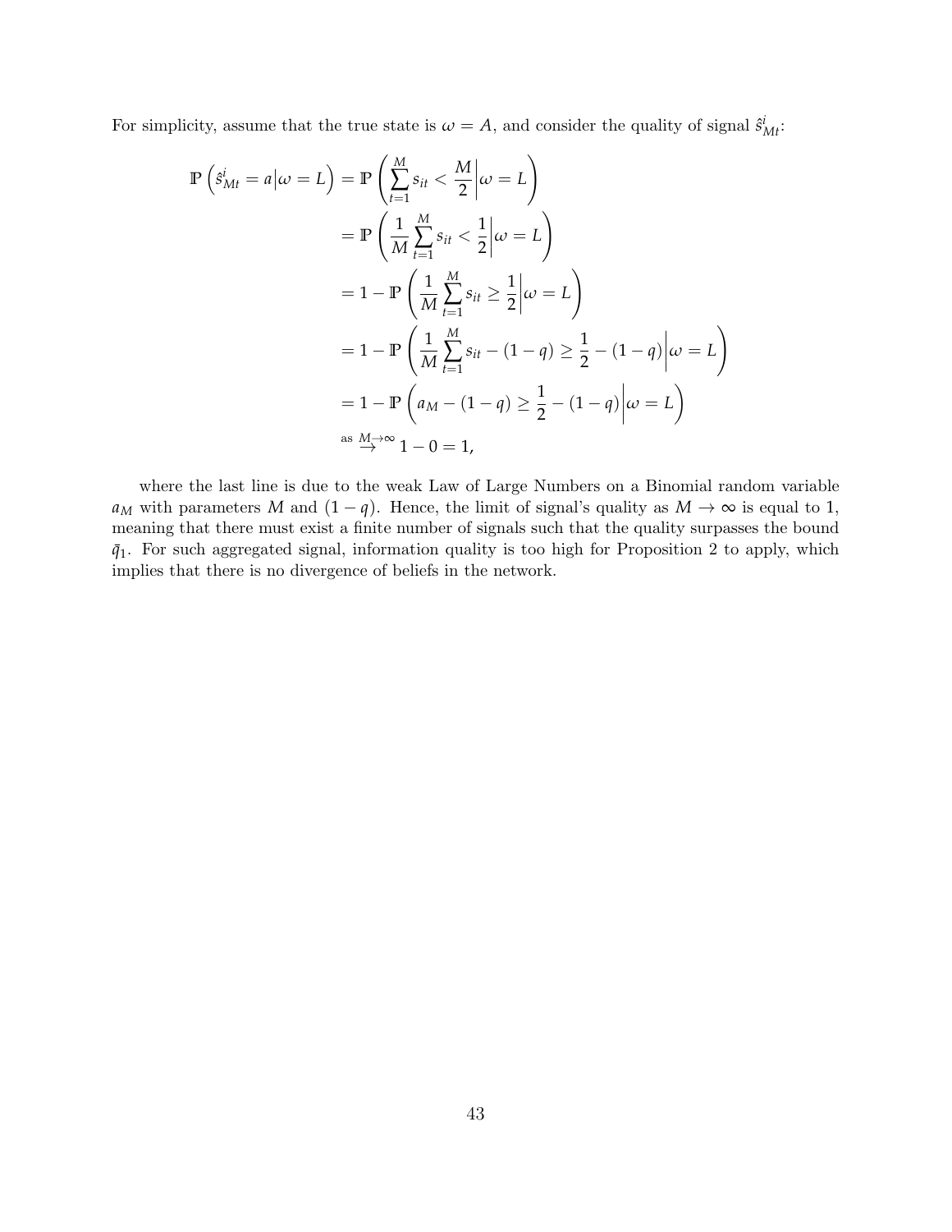For simplicity, assume that the true state is $\omega = A$, and consider the quality of signal $\hat{s}^i_{Mt}$:

$$
\begin{aligned}
\mathbb{P}\left(\hat{s}^i_{Mt} = a \middle| \omega = L\right) &= \mathbb{P}\left(\sum_{t=1}^{M} s_{it} < \frac{M}{2} \middle| \omega = L\right) \\
&= \mathbb{P}\left(\frac{1}{M}\sum_{t=1}^{M} s_{it} < \frac{1}{2} \middle| \omega = L\right) \\
&= 1 - \mathbb{P}\left(\frac{1}{M}\sum_{t=1}^{M} s_{it} \geq \frac{1}{2} \middle| \omega = L\right) \\
&= 1 - \mathbb{P}\left(\frac{1}{M}\sum_{t=1}^{M} s_{it} - (1-q) \geq \frac{1}{2} - (1-q) \middle| \omega = L\right) \\
&= 1 - \mathbb{P}\left(a_M - (1-q) \geq \frac{1}{2} - (1-q) \middle| \omega = L\right) \\
&\overset{\text{as } M \to \infty}{\to} 1 - 0 = 1,
\end{aligned}
$$

where the last line is due to the weak Law of Large Numbers on a Binomial random variable $a_M$ with parameters $M$ and $(1-q)$. Hence, the limit of signal's quality as $M \to \infty$ is equal to 1, meaning that there must exist a finite number of signals such that the quality surpasses the bound $\bar{q}_1$. For such aggregated signal, information quality is too high for Proposition 2 to apply, which implies that there is no divergence of beliefs in the network.